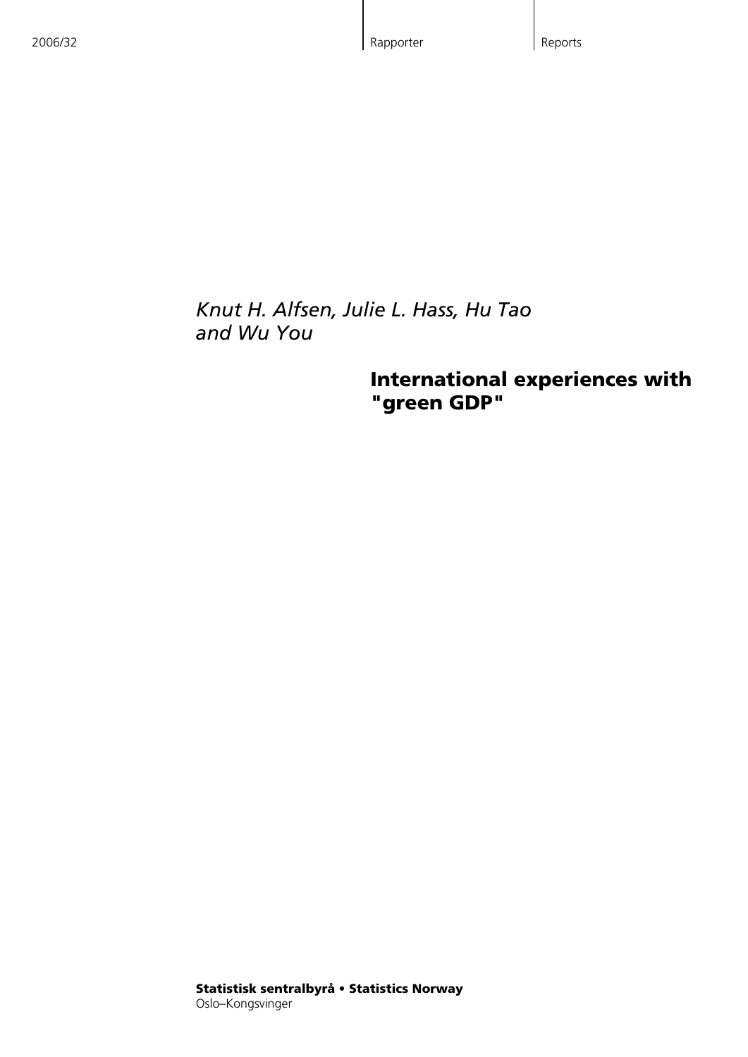2006/32 Rapporter Reports

*Knut H. Alfsen, Julie L. Hass, Hu Tao and Wu You*

# International experiences with "green GDP"

**Statistisk sentralbyrå • Statistics Norway**
Oslo–Kongsvinger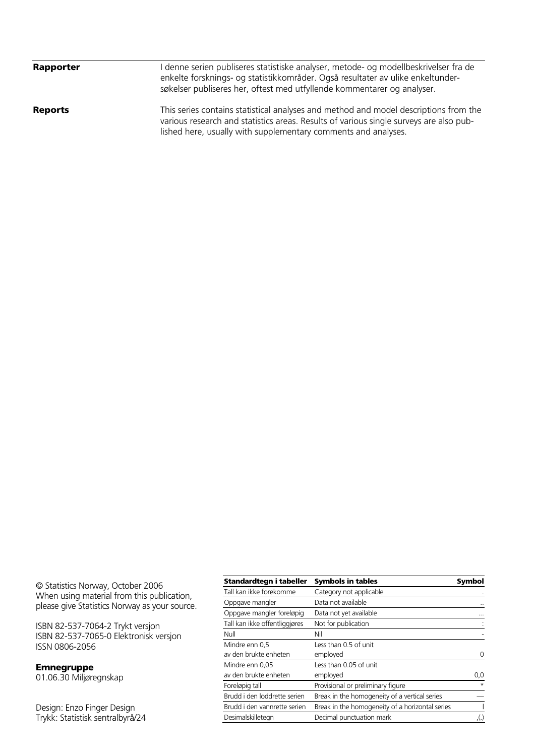**Rapporter**

I denne serien publiseres statistiske analyser, metode- og modellbeskrivelser fra de enkelte forsknings- og statistikkområder. Også resultater av ulike enkeltundersøkelser publiseres her, oftest med utfyllende kommentarer og analyser.

**Reports**

This series contains statistical analyses and method and model descriptions from the various research and statistics areas. Results of various single surveys are also published here, usually with supplementary comments and analyses.

© Statistics Norway, October 2006
When using material from this publication, please give Statistics Norway as your source.

ISBN 82-537-7064-2 Trykt versjon
ISBN 82-537-7065-0 Elektronisk versjon
ISSN 0806-2056

**Emnegruppe**
01.06.30 Miljøregnskap

Design: Enzo Finger Design
Trykk: Statistisk sentralbyrå/24

| Standardtegn i tabeller | Symbols in tables | Symbol |
|---|---|---|
| Tall kan ikke forekomme | Category not applicable | . |
| Oppgave mangler | Data not available | .. |
| Oppgave mangler foreløpig | Data not yet available | ... |
| Tall kan ikke offentliggjøres | Not for publication | : |
| Null | Nil | - |
| Mindre enn 0,5 av den brukte enheten | Less than 0.5 of unit employed | 0 |
| Mindre enn 0,05 av den brukte enheten | Less than 0.05 of unit employed | 0,0 |
| Foreløpig tall | Provisional or preliminary figure | * |
| Brudd i den loddrette serien | Break in the homogeneity of a vertical series | — |
| Brudd i den vannrette serien | Break in the homogeneity of a horizontal series | \| |
| Desimalskilletegn | Decimal punctuation mark | ,(.) |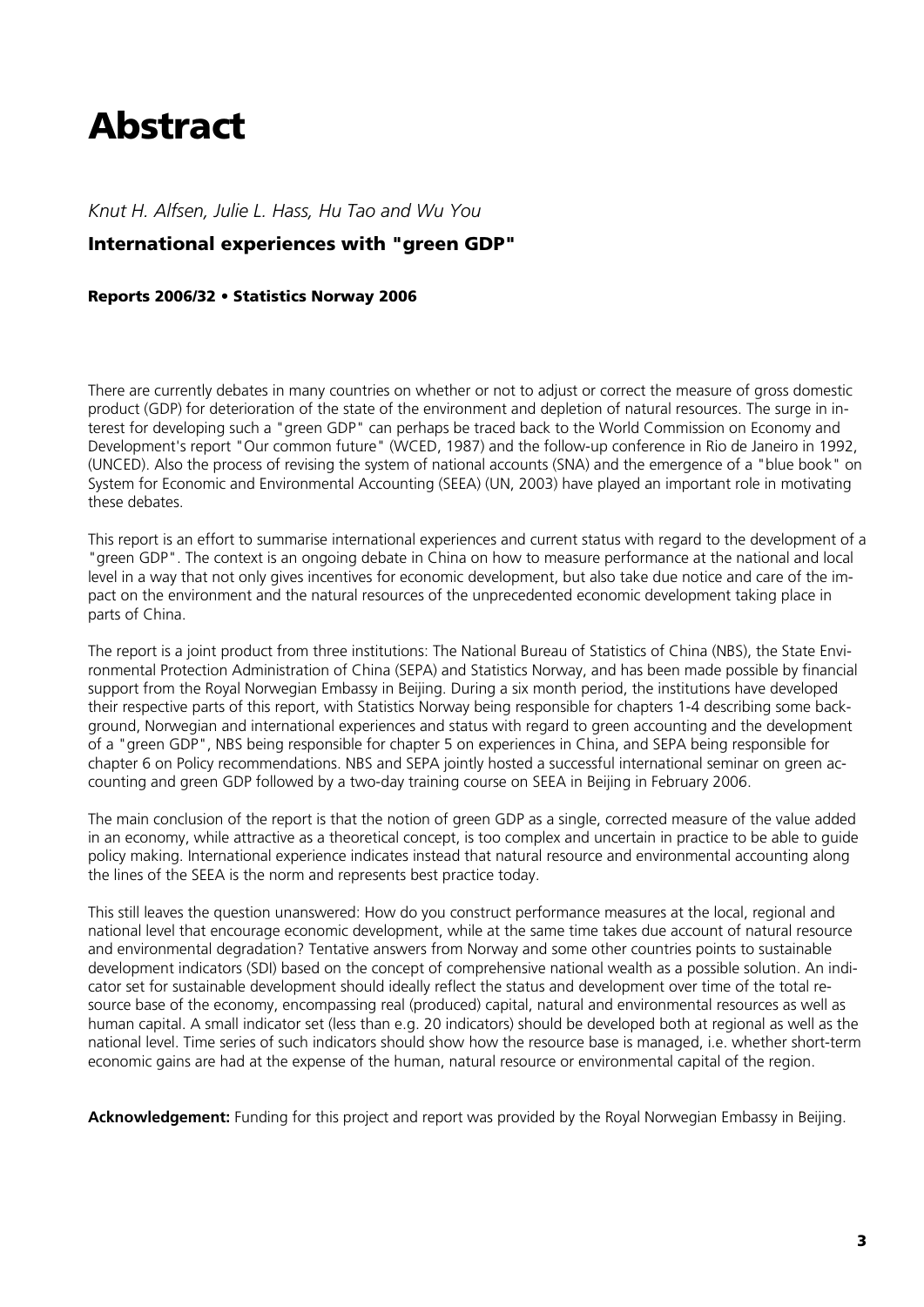# Abstract

*Knut H. Alfsen, Julie L. Hass, Hu Tao and Wu You*

### International experiences with "green GDP"

**Reports 2006/32 • Statistics Norway 2006**

There are currently debates in many countries on whether or not to adjust or correct the measure of gross domestic product (GDP) for deterioration of the state of the environment and depletion of natural resources. The surge in interest for developing such a "green GDP" can perhaps be traced back to the World Commission on Economy and Development's report "Our common future" (WCED, 1987) and the follow-up conference in Rio de Janeiro in 1992, (UNCED). Also the process of revising the system of national accounts (SNA) and the emergence of a "blue book" on System for Economic and Environmental Accounting (SEEA) (UN, 2003) have played an important role in motivating these debates.

This report is an effort to summarise international experiences and current status with regard to the development of a "green GDP". The context is an ongoing debate in China on how to measure performance at the national and local level in a way that not only gives incentives for economic development, but also take due notice and care of the impact on the environment and the natural resources of the unprecedented economic development taking place in parts of China.

The report is a joint product from three institutions: The National Bureau of Statistics of China (NBS), the State Environmental Protection Administration of China (SEPA) and Statistics Norway, and has been made possible by financial support from the Royal Norwegian Embassy in Beijing. During a six month period, the institutions have developed their respective parts of this report, with Statistics Norway being responsible for chapters 1-4 describing some background, Norwegian and international experiences and status with regard to green accounting and the development of a "green GDP", NBS being responsible for chapter 5 on experiences in China, and SEPA being responsible for chapter 6 on Policy recommendations. NBS and SEPA jointly hosted a successful international seminar on green accounting and green GDP followed by a two-day training course on SEEA in Beijing in February 2006.

The main conclusion of the report is that the notion of green GDP as a single, corrected measure of the value added in an economy, while attractive as a theoretical concept, is too complex and uncertain in practice to be able to guide policy making. International experience indicates instead that natural resource and environmental accounting along the lines of the SEEA is the norm and represents best practice today.

This still leaves the question unanswered: How do you construct performance measures at the local, regional and national level that encourage economic development, while at the same time takes due account of natural resource and environmental degradation? Tentative answers from Norway and some other countries points to sustainable development indicators (SDI) based on the concept of comprehensive national wealth as a possible solution. An indicator set for sustainable development should ideally reflect the status and development over time of the total resource base of the economy, encompassing real (produced) capital, natural and environmental resources as well as human capital. A small indicator set (less than e.g. 20 indicators) should be developed both at regional as well as the national level. Time series of such indicators should show how the resource base is managed, i.e. whether short-term economic gains are had at the expense of the human, natural resource or environmental capital of the region.

**Acknowledgement:** Funding for this project and report was provided by the Royal Norwegian Embassy in Beijing.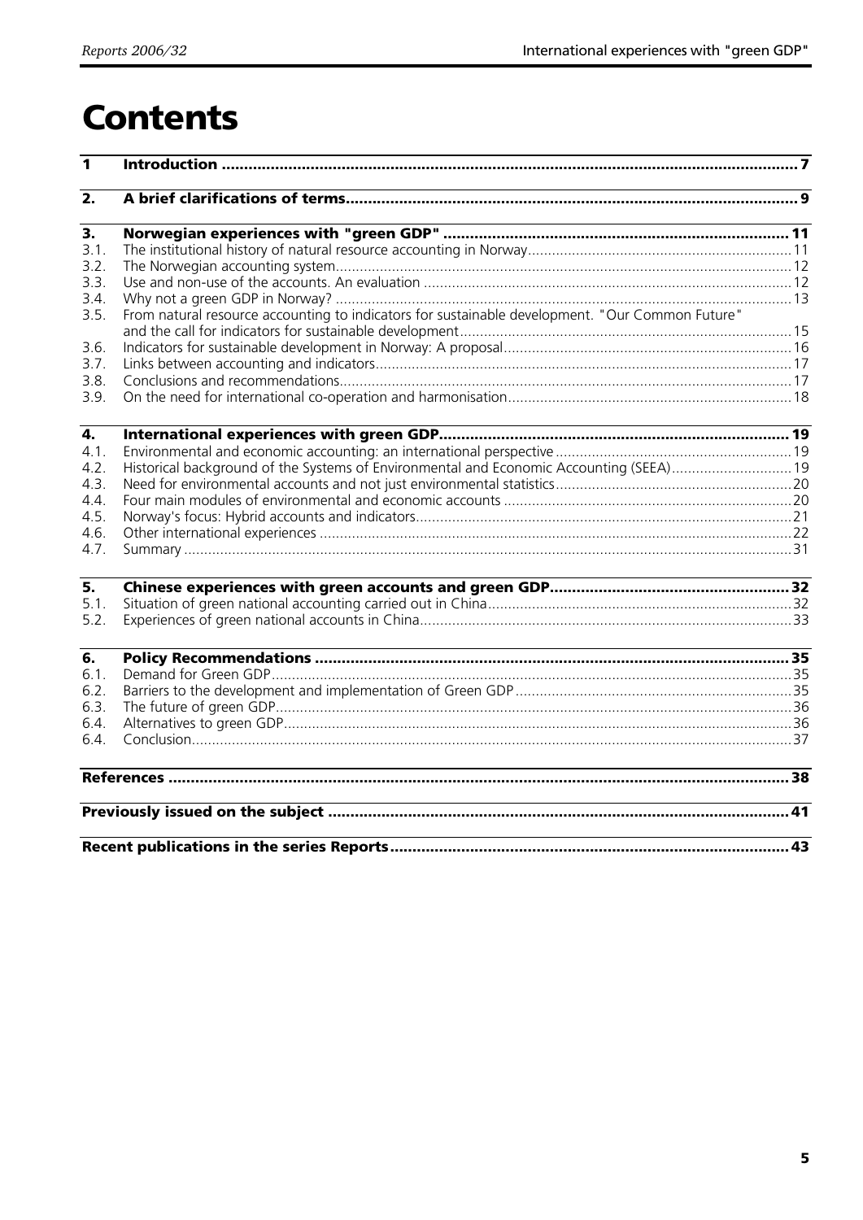# Contents

| | | |
|---|---|---|
| **1** | **Introduction** | **7** |
| **2.** | **A brief clarifications of terms** | **9** |
| **3.** | **Norwegian experiences with "green GDP"** | **11** |
| 3.1. | The institutional history of natural resource accounting in Norway | 11 |
| 3.2. | The Norwegian accounting system | 12 |
| 3.3. | Use and non-use of the accounts. An evaluation | 12 |
| 3.4. | Why not a green GDP in Norway? | 13 |
| 3.5. | From natural resource accounting to indicators for sustainable development. "Our Common Future" and the call for indicators for sustainable development | 15 |
| 3.6. | Indicators for sustainable development in Norway: A proposal | 16 |
| 3.7. | Links between accounting and indicators | 17 |
| 3.8. | Conclusions and recommendations | 17 |
| 3.9. | On the need for international co-operation and harmonisation | 18 |
| **4.** | **International experiences with green GDP** | **19** |
| 4.1. | Environmental and economic accounting: an international perspective | 19 |
| 4.2. | Historical background of the Systems of Environmental and Economic Accounting (SEEA) | 19 |
| 4.3. | Need for environmental accounts and not just environmental statistics | 20 |
| 4.4. | Four main modules of environmental and economic accounts | 20 |
| 4.5. | Norway's focus: Hybrid accounts and indicators | 21 |
| 4.6. | Other international experiences | 22 |
| 4.7. | Summary | 31 |
| **5.** | **Chinese experiences with green accounts and green GDP** | **32** |
| 5.1. | Situation of green national accounting carried out in China | 32 |
| 5.2. | Experiences of green national accounts in China | 33 |
| **6.** | **Policy Recommendations** | **35** |
| 6.1. | Demand for Green GDP | 35 |
| 6.2. | Barriers to the development and implementation of Green GDP | 35 |
| 6.3. | The future of green GDP | 36 |
| 6.4. | Alternatives to green GDP | 36 |
| 6.4. | Conclusion | 37 |
| | **References** | **38** |
| | **Previously issued on the subject** | **41** |
| | **Recent publications in the series Reports** | **43** |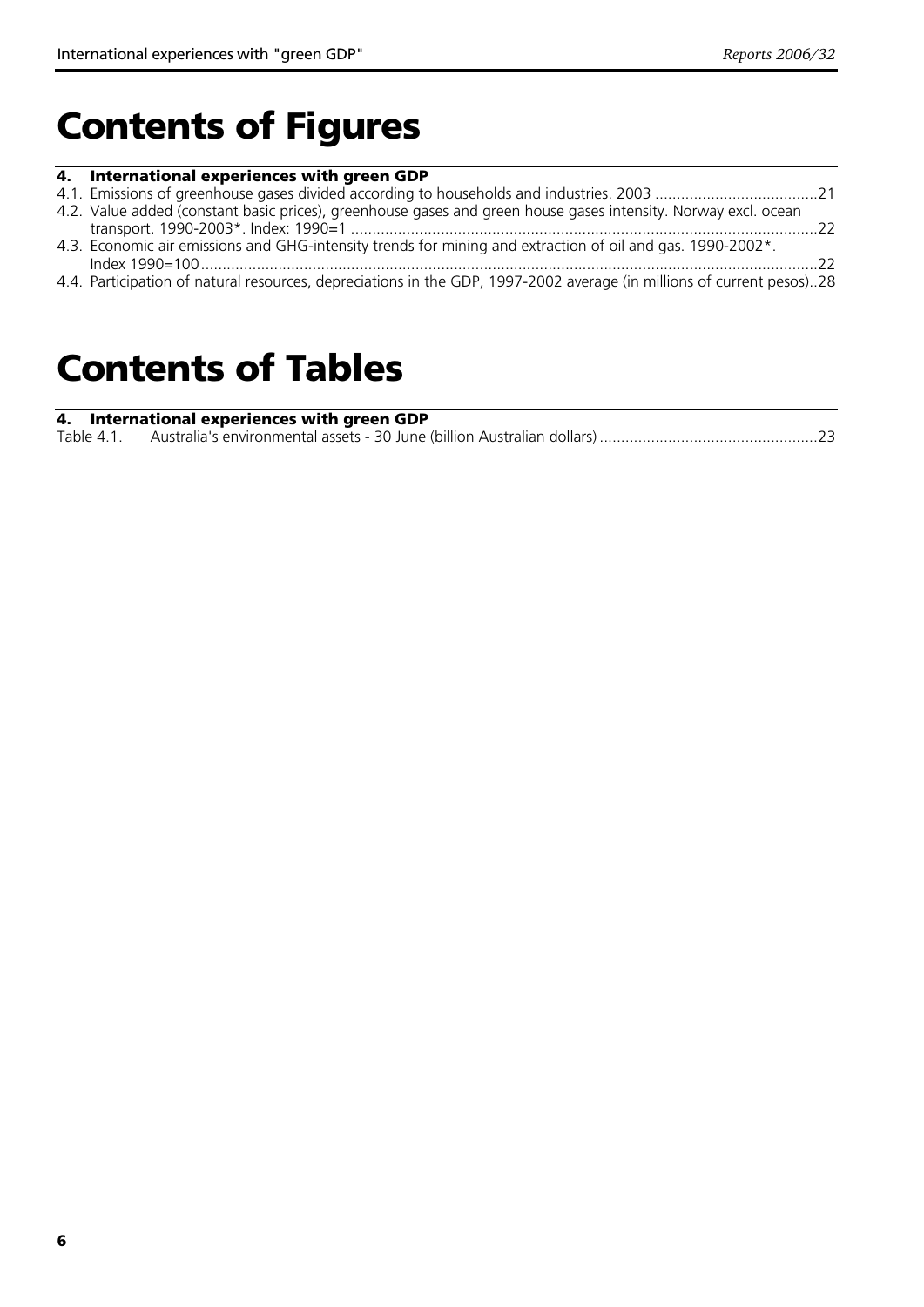# Contents of Figures

**4. International experiences with green GDP**

4.1. Emissions of greenhouse gases divided according to households and industries. 2003 ......................................21

4.2. Value added (constant basic prices), greenhouse gases and green house gases intensity. Norway excl. ocean transport. 1990-2003*. Index: 1990=1 ............................................................................................................22

4.3. Economic air emissions and GHG-intensity trends for mining and extraction of oil and gas. 1990-2002*. Index 1990=100.................................................................................................................................................22

4.4. Participation of natural resources, depreciations in the GDP, 1997-2002 average (in millions of current pesos)..28

# Contents of Tables

**4. International experiences with green GDP**

Table 4.1. Australia's environmental assets - 30 June (billion Australian dollars) ..................................................23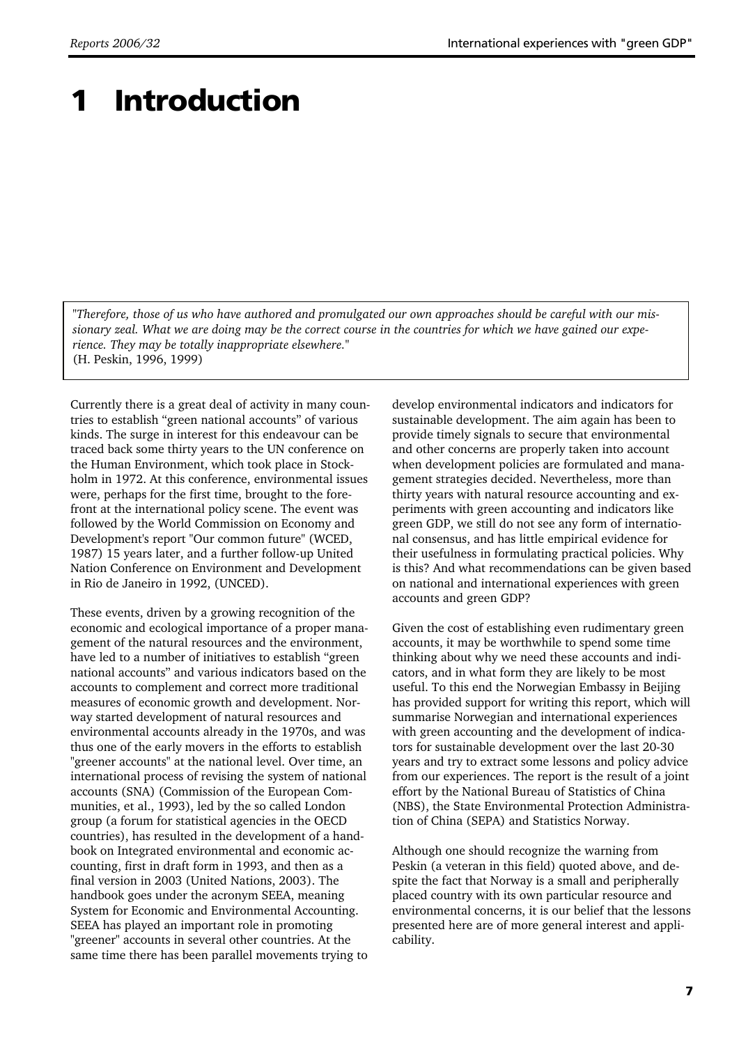# 1 Introduction

> *"Therefore, those of us who have authored and promulgated our own approaches should be careful with our missionary zeal. What we are doing may be the correct course in the countries for which we have gained our experience. They may be totally inappropriate elsewhere."*
> (H. Peskin, 1996, 1999)

Currently there is a great deal of activity in many countries to establish "green national accounts" of various kinds. The surge in interest for this endeavour can be traced back some thirty years to the UN conference on the Human Environment, which took place in Stockholm in 1972. At this conference, environmental issues were, perhaps for the first time, brought to the forefront at the international policy scene. The event was followed by the World Commission on Economy and Development's report "Our common future" (WCED, 1987) 15 years later, and a further follow-up United Nation Conference on Environment and Development in Rio de Janeiro in 1992, (UNCED).

These events, driven by a growing recognition of the economic and ecological importance of a proper management of the natural resources and the environment, have led to a number of initiatives to establish "green national accounts" and various indicators based on the accounts to complement and correct more traditional measures of economic growth and development. Norway started development of natural resources and environmental accounts already in the 1970s, and was thus one of the early movers in the efforts to establish "greener accounts" at the national level. Over time, an international process of revising the system of national accounts (SNA) (Commission of the European Communities, et al., 1993), led by the so called London group (a forum for statistical agencies in the OECD countries), has resulted in the development of a handbook on Integrated environmental and economic accounting, first in draft form in 1993, and then as a final version in 2003 (United Nations, 2003). The handbook goes under the acronym SEEA, meaning System for Economic and Environmental Accounting. SEEA has played an important role in promoting "greener" accounts in several other countries. At the same time there has been parallel movements trying to develop environmental indicators and indicators for sustainable development. The aim again has been to provide timely signals to secure that environmental and other concerns are properly taken into account when development policies are formulated and management strategies decided. Nevertheless, more than thirty years with natural resource accounting and experiments with green accounting and indicators like green GDP, we still do not see any form of international consensus, and has little empirical evidence for their usefulness in formulating practical policies. Why is this? And what recommendations can be given based on national and international experiences with green accounts and green GDP?

Given the cost of establishing even rudimentary green accounts, it may be worthwhile to spend some time thinking about why we need these accounts and indicators, and in what form they are likely to be most useful. To this end the Norwegian Embassy in Beijing has provided support for writing this report, which will summarise Norwegian and international experiences with green accounting and the development of indicators for sustainable development over the last 20-30 years and try to extract some lessons and policy advice from our experiences. The report is the result of a joint effort by the National Bureau of Statistics of China (NBS), the State Environmental Protection Administration of China (SEPA) and Statistics Norway.

Although one should recognize the warning from Peskin (a veteran in this field) quoted above, and despite the fact that Norway is a small and peripherally placed country with its own particular resource and environmental concerns, it is our belief that the lessons presented here are of more general interest and applicability.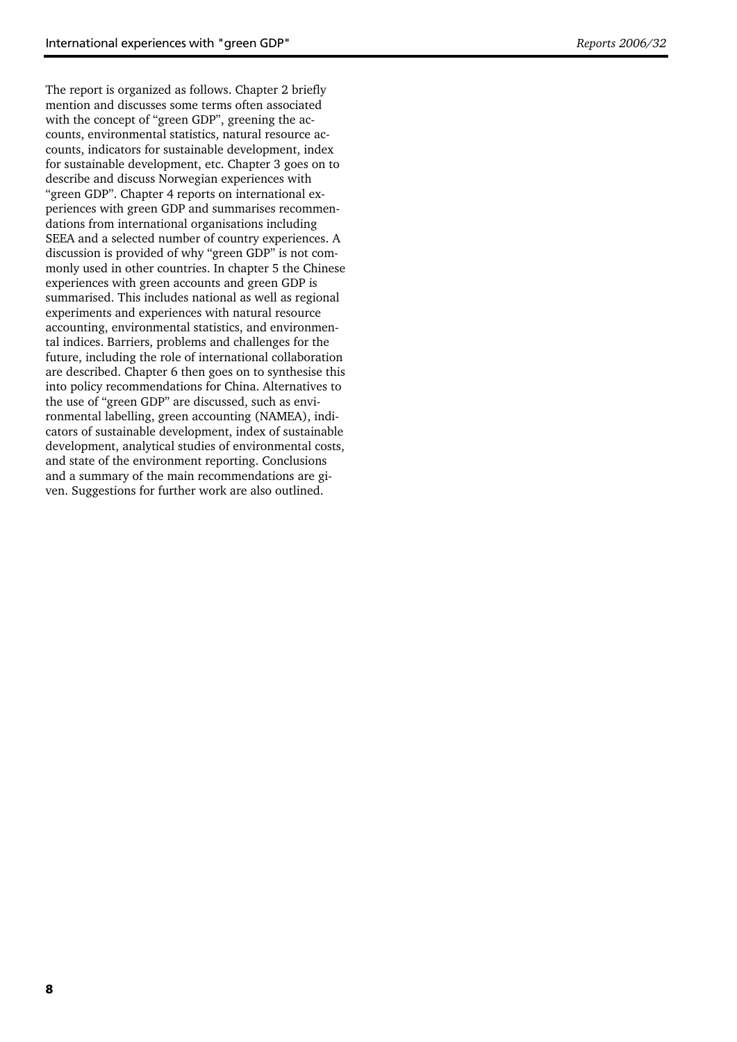The report is organized as follows. Chapter 2 briefly mention and discusses some terms often associated with the concept of "green GDP", greening the accounts, environmental statistics, natural resource accounts, indicators for sustainable development, index for sustainable development, etc. Chapter 3 goes on to describe and discuss Norwegian experiences with "green GDP". Chapter 4 reports on international experiences with green GDP and summarises recommendations from international organisations including SEEA and a selected number of country experiences. A discussion is provided of why "green GDP" is not commonly used in other countries. In chapter 5 the Chinese experiences with green accounts and green GDP is summarised. This includes national as well as regional experiments and experiences with natural resource accounting, environmental statistics, and environmental indices. Barriers, problems and challenges for the future, including the role of international collaboration are described. Chapter 6 then goes on to synthesise this into policy recommendations for China. Alternatives to the use of "green GDP" are discussed, such as environmental labelling, green accounting (NAMEA), indicators of sustainable development, index of sustainable development, analytical studies of environmental costs, and state of the environment reporting. Conclusions and a summary of the main recommendations are given. Suggestions for further work are also outlined.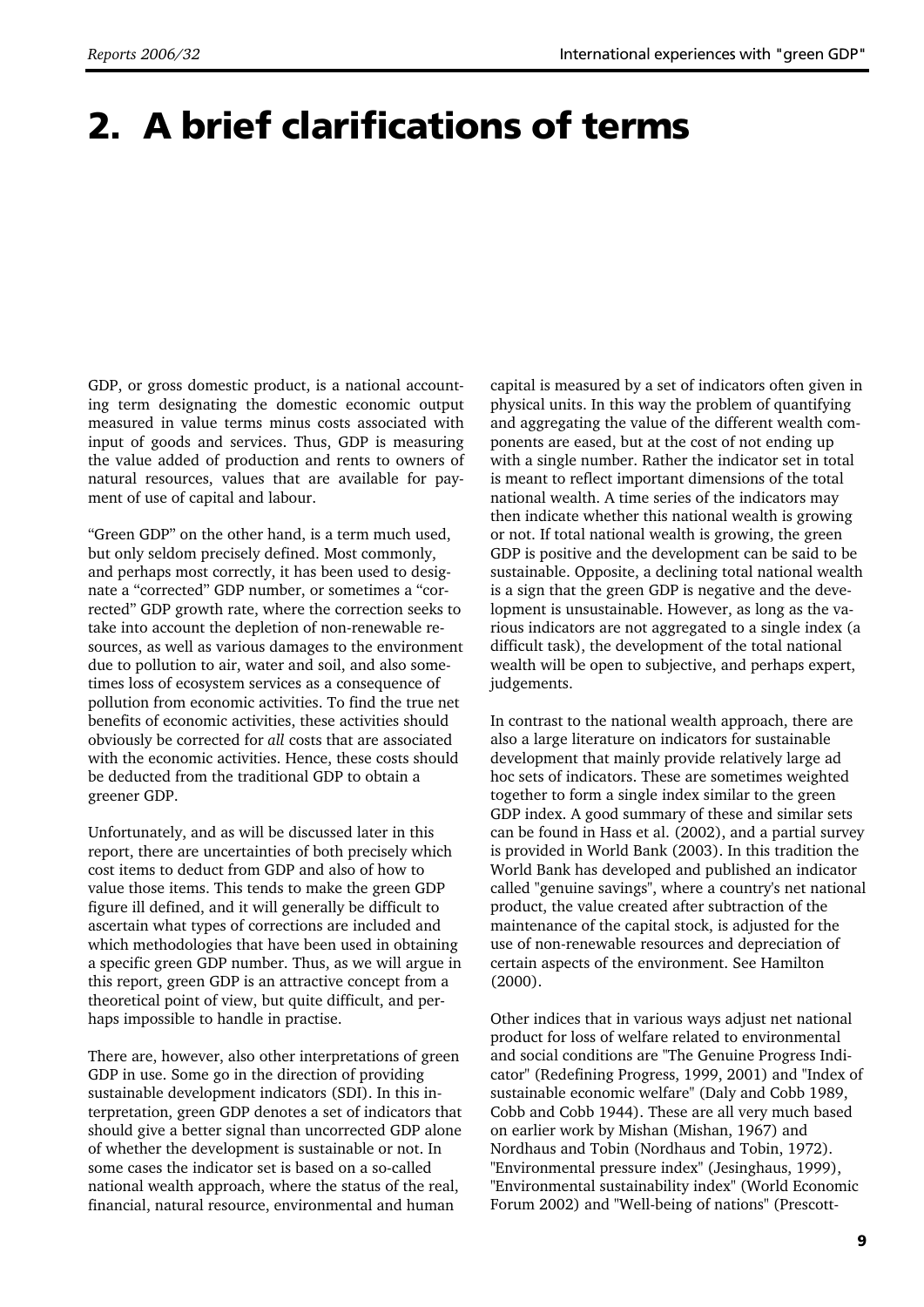# 2. A brief clarifications of terms

GDP, or gross domestic product, is a national accounting term designating the domestic economic output measured in value terms minus costs associated with input of goods and services. Thus, GDP is measuring the value added of production and rents to owners of natural resources, values that are available for payment of use of capital and labour.

"Green GDP" on the other hand, is a term much used, but only seldom precisely defined. Most commonly, and perhaps most correctly, it has been used to designate a "corrected" GDP number, or sometimes a "corrected" GDP growth rate, where the correction seeks to take into account the depletion of non-renewable resources, as well as various damages to the environment due to pollution to air, water and soil, and also sometimes loss of ecosystem services as a consequence of pollution from economic activities. To find the true net benefits of economic activities, these activities should obviously be corrected for *all* costs that are associated with the economic activities. Hence, these costs should be deducted from the traditional GDP to obtain a greener GDP.

Unfortunately, and as will be discussed later in this report, there are uncertainties of both precisely which cost items to deduct from GDP and also of how to value those items. This tends to make the green GDP figure ill defined, and it will generally be difficult to ascertain what types of corrections are included and which methodologies that have been used in obtaining a specific green GDP number. Thus, as we will argue in this report, green GDP is an attractive concept from a theoretical point of view, but quite difficult, and perhaps impossible to handle in practise.

There are, however, also other interpretations of green GDP in use. Some go in the direction of providing sustainable development indicators (SDI). In this interpretation, green GDP denotes a set of indicators that should give a better signal than uncorrected GDP alone of whether the development is sustainable or not. In some cases the indicator set is based on a so-called national wealth approach, where the status of the real, financial, natural resource, environmental and human capital is measured by a set of indicators often given in physical units. In this way the problem of quantifying and aggregating the value of the different wealth components are eased, but at the cost of not ending up with a single number. Rather the indicator set in total is meant to reflect important dimensions of the total national wealth. A time series of the indicators may then indicate whether this national wealth is growing or not. If total national wealth is growing, the green GDP is positive and the development can be said to be sustainable. Opposite, a declining total national wealth is a sign that the green GDP is negative and the development is unsustainable. However, as long as the various indicators are not aggregated to a single index (a difficult task), the development of the total national wealth will be open to subjective, and perhaps expert, judgements.

In contrast to the national wealth approach, there are also a large literature on indicators for sustainable development that mainly provide relatively large ad hoc sets of indicators. These are sometimes weighted together to form a single index similar to the green GDP index. A good summary of these and similar sets can be found in Hass et al. (2002), and a partial survey is provided in World Bank (2003). In this tradition the World Bank has developed and published an indicator called "genuine savings", where a country's net national product, the value created after subtraction of the maintenance of the capital stock, is adjusted for the use of non-renewable resources and depreciation of certain aspects of the environment. See Hamilton (2000).

Other indices that in various ways adjust net national product for loss of welfare related to environmental and social conditions are "The Genuine Progress Indicator" (Redefining Progress, 1999, 2001) and "Index of sustainable economic welfare" (Daly and Cobb 1989, Cobb and Cobb 1944). These are all very much based on earlier work by Mishan (Mishan, 1967) and Nordhaus and Tobin (Nordhaus and Tobin, 1972). "Environmental pressure index" (Jesinghaus, 1999), "Environmental sustainability index" (World Economic Forum 2002) and "Well-being of nations" (Prescott-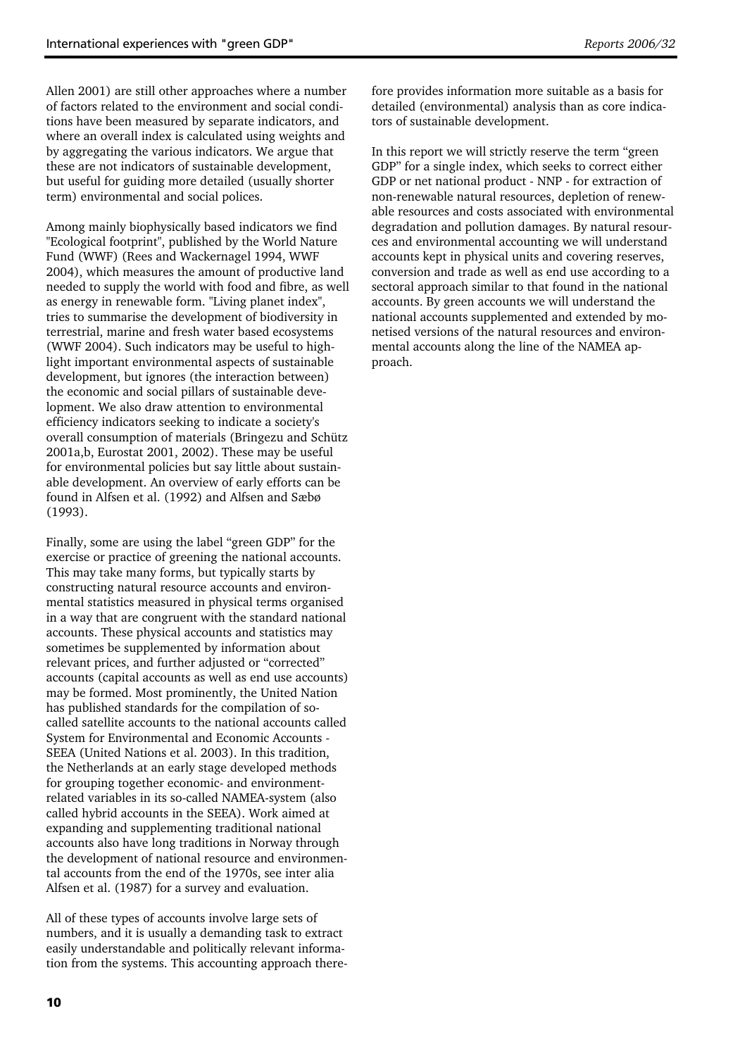Allen 2001) are still other approaches where a number of factors related to the environment and social conditions have been measured by separate indicators, and where an overall index is calculated using weights and by aggregating the various indicators. We argue that these are not indicators of sustainable development, but useful for guiding more detailed (usually shorter term) environmental and social polices.

Among mainly biophysically based indicators we find "Ecological footprint", published by the World Nature Fund (WWF) (Rees and Wackernagel 1994, WWF 2004), which measures the amount of productive land needed to supply the world with food and fibre, as well as energy in renewable form. "Living planet index", tries to summarise the development of biodiversity in terrestrial, marine and fresh water based ecosystems (WWF 2004). Such indicators may be useful to highlight important environmental aspects of sustainable development, but ignores (the interaction between) the economic and social pillars of sustainable development. We also draw attention to environmental efficiency indicators seeking to indicate a society's overall consumption of materials (Bringezu and Schütz 2001a,b, Eurostat 2001, 2002). These may be useful for environmental policies but say little about sustainable development. An overview of early efforts can be found in Alfsen et al. (1992) and Alfsen and Sæbø (1993).

Finally, some are using the label "green GDP" for the exercise or practice of greening the national accounts. This may take many forms, but typically starts by constructing natural resource accounts and environmental statistics measured in physical terms organised in a way that are congruent with the standard national accounts. These physical accounts and statistics may sometimes be supplemented by information about relevant prices, and further adjusted or "corrected" accounts (capital accounts as well as end use accounts) may be formed. Most prominently, the United Nation has published standards for the compilation of so-called satellite accounts to the national accounts called System for Environmental and Economic Accounts - SEEA (United Nations et al. 2003). In this tradition, the Netherlands at an early stage developed methods for grouping together economic- and environment-related variables in its so-called NAMEA-system (also called hybrid accounts in the SEEA). Work aimed at expanding and supplementing traditional national accounts also have long traditions in Norway through the development of national resource and environmental accounts from the end of the 1970s, see inter alia Alfsen et al. (1987) for a survey and evaluation.

All of these types of accounts involve large sets of numbers, and it is usually a demanding task to extract easily understandable and politically relevant information from the systems. This accounting approach therefore provides information more suitable as a basis for detailed (environmental) analysis than as core indicators of sustainable development.

In this report we will strictly reserve the term "green GDP" for a single index, which seeks to correct either GDP or net national product - NNP - for extraction of non-renewable natural resources, depletion of renewable resources and costs associated with environmental degradation and pollution damages. By natural resources and environmental accounting we will understand accounts kept in physical units and covering reserves, conversion and trade as well as end use according to a sectoral approach similar to that found in the national accounts. By green accounts we will understand the national accounts supplemented and extended by monetised versions of the natural resources and environmental accounts along the line of the NAMEA approach.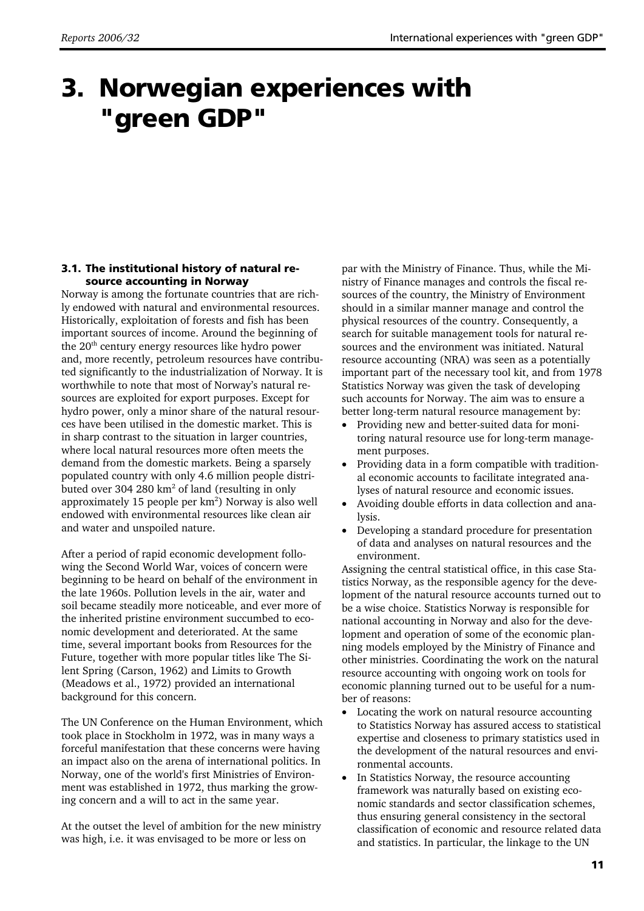// Note: the page's line-break hyphens are kept (e.g. "rich-ly", "re-sources"), and superscripts like "20th" and "km2" are written inline.
# 3. Norwegian experiences with "green GDP"

## 3.1. The institutional history of natural resource accounting in Norway

Norway is among the fortunate countries that are rich-ly endowed with natural and environmental resources. Historically, exploitation of forests and fish has been important sources of income. Around the beginning of the 20th century energy resources like hydro power and, more recently, petroleum resources have contribu-ted significantly to the industrialization of Norway. It is worthwhile to note that most of Norway's natural re-sources are exploited for export purposes. Except for hydro power, only a minor share of the natural resour-ces have been utilised in the domestic market. This is in sharp contrast to the situation in larger countries, where local natural resources more often meets the demand from the domestic markets. Being a sparsely populated country with only 4.6 million people distri-buted over 304 280 km2 of land (resulting in only approximately 15 people per km2) Norway is also well endowed with environmental resources like clean air and water and unspoiled nature.

After a period of rapid economic development follo-wing the Second World War, voices of concern were beginning to be heard on behalf of the environment in the late 1960s. Pollution levels in the air, water and soil became steadily more noticeable, and ever more of the inherited pristine environment succumbed to eco-nomic development and deteriorated. At the same time, several important books from Resources for the Future, together with more popular titles like The Si-lent Spring (Carson, 1962) and Limits to Growth (Meadows et al., 1972) provided an international background for this concern.

The UN Conference on the Human Environment, which took place in Stockholm in 1972, was in many ways a forceful manifestation that these concerns were having an impact also on the arena of international politics. In Norway, one of the world's first Ministries of Environ-ment was established in 1972, thus marking the grow-ing concern and a will to act in the same year.

At the outset the level of ambition for the new ministry was high, i.e. it was envisaged to be more or less on par with the Ministry of Finance. Thus, while the Mi-nistry of Finance manages and controls the fiscal re-sources of the country, the Ministry of Environment should in a similar manner manage and control the physical resources of the country. Consequently, a search for suitable management tools for natural re-sources and the environment was initiated. Natural resource accounting (NRA) was seen as a potentially important part of the necessary tool kit, and from 1978 Statistics Norway was given the task of developing such accounts for Norway. The aim was to ensure a better long-term natural resource management by:

- Providing new and better-suited data for moni-toring natural resource use for long-term manage-ment purposes.
- Providing data in a form compatible with tradition-al economic accounts to facilitate integrated ana-lyses of natural resource and economic issues.
- Avoiding double efforts in data collection and ana-lysis.
- Developing a standard procedure for presentation of data and analyses on natural resources and the environment.

Assigning the central statistical office, in this case Sta-tistics Norway, as the responsible agency for the deve-lopment of the natural resource accounts turned out to be a wise choice. Statistics Norway is responsible for national accounting in Norway and also for the deve-lopment and operation of some of the economic plan-ning models employed by the Ministry of Finance and other ministries. Coordinating the work on the natural resource accounting with ongoing work on tools for economic planning turned out to be useful for a num-ber of reasons:

- Locating the work on natural resource accounting to Statistics Norway has assured access to statistical expertise and closeness to primary statistics used in the development of the natural resources and envi-ronmental accounts.
- In Statistics Norway, the resource accounting framework was naturally based on existing eco-nomic standards and sector classification schemes, thus ensuring general consistency in the sectoral classification of economic and resource related data and statistics. In particular, the linkage to the UN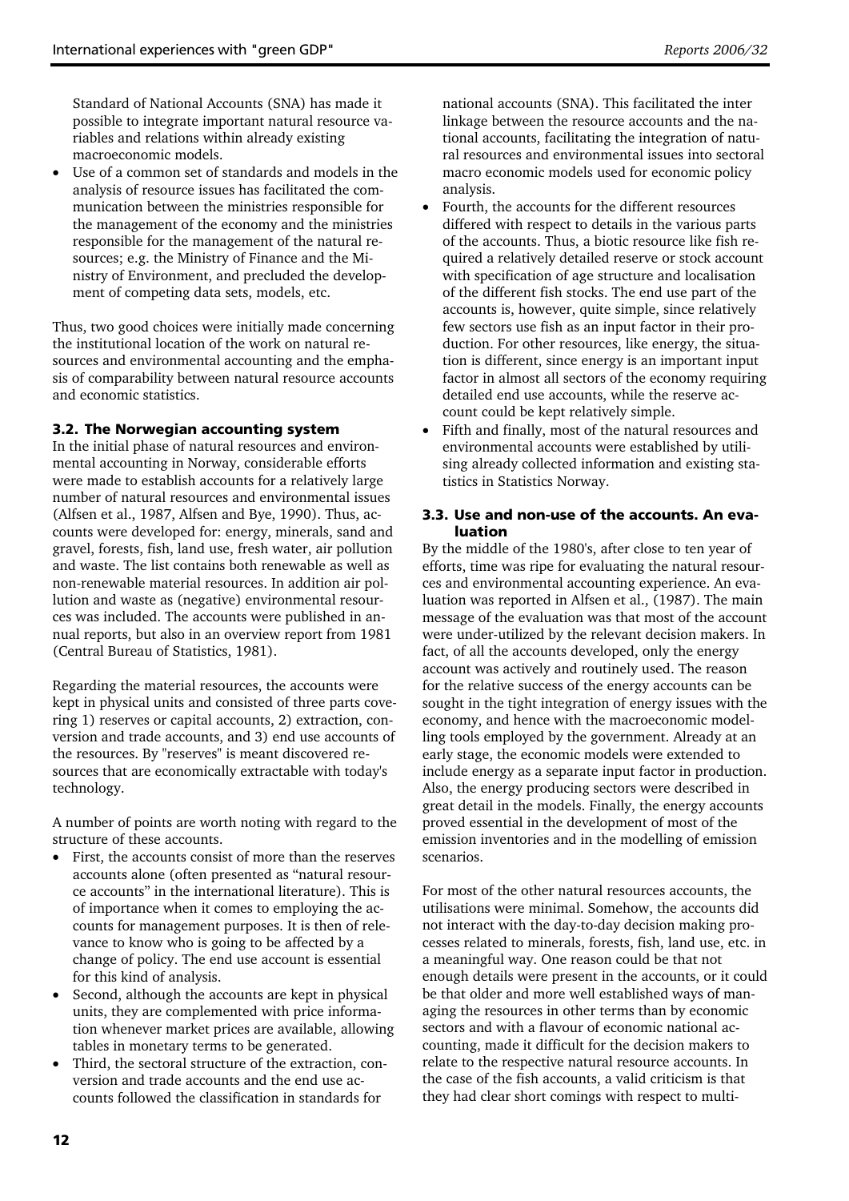Standard of National Accounts (SNA) has made it possible to integrate important natural resource variables and relations within already existing macroeconomic models.

- Use of a common set of standards and models in the analysis of resource issues has facilitated the communication between the ministries responsible for the management of the economy and the ministries responsible for the management of the natural resources; e.g. the Ministry of Finance and the Ministry of Environment, and precluded the development of competing data sets, models, etc.

Thus, two good choices were initially made concerning the institutional location of the work on natural resources and environmental accounting and the emphasis of comparability between natural resource accounts and economic statistics.

### 3.2. The Norwegian accounting system

In the initial phase of natural resources and environmental accounting in Norway, considerable efforts were made to establish accounts for a relatively large number of natural resources and environmental issues (Alfsen et al., 1987, Alfsen and Bye, 1990). Thus, accounts were developed for: energy, minerals, sand and gravel, forests, fish, land use, fresh water, air pollution and waste. The list contains both renewable as well as non-renewable material resources. In addition air pollution and waste as (negative) environmental resources was included. The accounts were published in annual reports, but also in an overview report from 1981 (Central Bureau of Statistics, 1981).

Regarding the material resources, the accounts were kept in physical units and consisted of three parts covering 1) reserves or capital accounts, 2) extraction, conversion and trade accounts, and 3) end use accounts of the resources. By "reserves" is meant discovered resources that are economically extractable with today's technology.

A number of points are worth noting with regard to the structure of these accounts.

- First, the accounts consist of more than the reserves accounts alone (often presented as "natural resource accounts" in the international literature). This is of importance when it comes to employing the accounts for management purposes. It is then of relevance to know who is going to be affected by a change of policy. The end use account is essential for this kind of analysis.
- Second, although the accounts are kept in physical units, they are complemented with price information whenever market prices are available, allowing tables in monetary terms to be generated.
- Third, the sectoral structure of the extraction, conversion and trade accounts and the end use accounts followed the classification in standards for national accounts (SNA). This facilitated the inter linkage between the resource accounts and the national accounts, facilitating the integration of natural resources and environmental issues into sectoral macro economic models used for economic policy analysis.
- Fourth, the accounts for the different resources differed with respect to details in the various parts of the accounts. Thus, a biotic resource like fish required a relatively detailed reserve or stock account with specification of age structure and localisation of the different fish stocks. The end use part of the accounts is, however, quite simple, since relatively few sectors use fish as an input factor in their production. For other resources, like energy, the situation is different, since energy is an important input factor in almost all sectors of the economy requiring detailed end use accounts, while the reserve account could be kept relatively simple.
- Fifth and finally, most of the natural resources and environmental accounts were established by utilising already collected information and existing statistics in Statistics Norway.

### 3.3. Use and non-use of the accounts. An evaluation

By the middle of the 1980's, after close to ten year of efforts, time was ripe for evaluating the natural resources and environmental accounting experience. An evaluation was reported in Alfsen et al., (1987). The main message of the evaluation was that most of the account were under-utilized by the relevant decision makers. In fact, of all the accounts developed, only the energy account was actively and routinely used. The reason for the relative success of the energy accounts can be sought in the tight integration of energy issues with the economy, and hence with the macroeconomic modelling tools employed by the government. Already at an early stage, the economic models were extended to include energy as a separate input factor in production. Also, the energy producing sectors were described in great detail in the models. Finally, the energy accounts proved essential in the development of most of the emission inventories and in the modelling of emission scenarios.

For most of the other natural resources accounts, the utilisations were minimal. Somehow, the accounts did not interact with the day-to-day decision making processes related to minerals, forests, fish, land use, etc. in a meaningful way. One reason could be that not enough details were present in the accounts, or it could be that older and more well established ways of managing the resources in other terms than by economic sectors and with a flavour of economic national accounting, made it difficult for the decision makers to relate to the respective natural resource accounts. In the case of the fish accounts, a valid criticism is that they had clear short comings with respect to multi-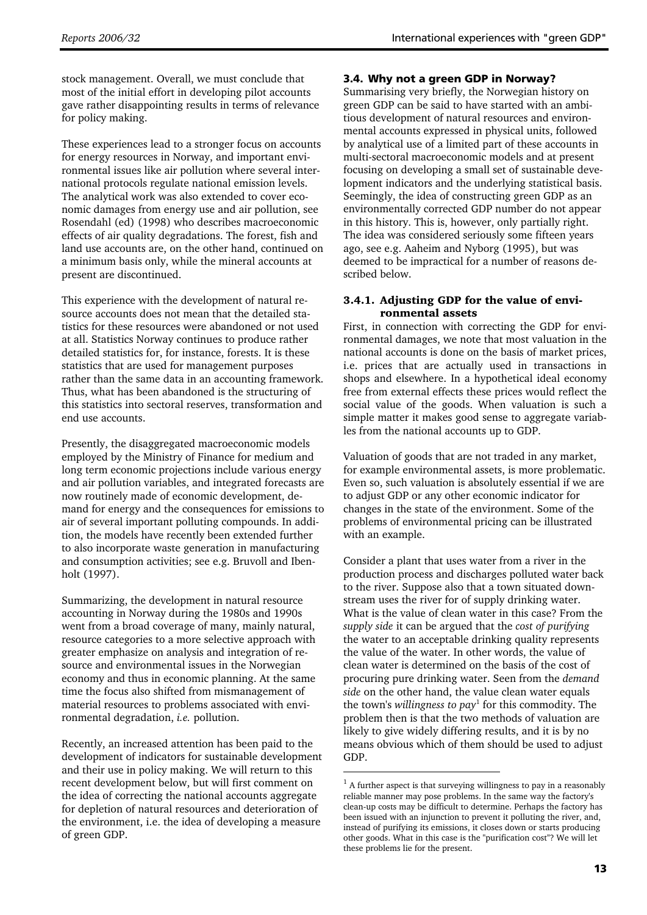stock management. Overall, we must conclude that most of the initial effort in developing pilot accounts gave rather disappointing results in terms of relevance for policy making.

These experiences lead to a stronger focus on accounts for energy resources in Norway, and important environmental issues like air pollution where several international protocols regulate national emission levels. The analytical work was also extended to cover economic damages from energy use and air pollution, see Rosendahl (ed) (1998) who describes macroeconomic effects of air quality degradations. The forest, fish and land use accounts are, on the other hand, continued on a minimum basis only, while the mineral accounts at present are discontinued.

This experience with the development of natural resource accounts does not mean that the detailed statistics for these resources were abandoned or not used at all. Statistics Norway continues to produce rather detailed statistics for, for instance, forests. It is these statistics that are used for management purposes rather than the same data in an accounting framework. Thus, what has been abandoned is the structuring of this statistics into sectoral reserves, transformation and end use accounts.

Presently, the disaggregated macroeconomic models employed by the Ministry of Finance for medium and long term economic projections include various energy and air pollution variables, and integrated forecasts are now routinely made of economic development, demand for energy and the consequences for emissions to air of several important polluting compounds. In addition, the models have recently been extended further to also incorporate waste generation in manufacturing and consumption activities; see e.g. Bruvoll and Ibenholt (1997).

Summarizing, the development in natural resource accounting in Norway during the 1980s and 1990s went from a broad coverage of many, mainly natural, resource categories to a more selective approach with greater emphasize on analysis and integration of resource and environmental issues in the Norwegian economy and thus in economic planning. At the same time the focus also shifted from mismanagement of material resources to problems associated with environmental degradation, *i.e.* pollution.

Recently, an increased attention has been paid to the development of indicators for sustainable development and their use in policy making. We will return to this recent development below, but will first comment on the idea of correcting the national accounts aggregate for depletion of natural resources and deterioration of the environment, i.e. the idea of developing a measure of green GDP.

### 3.4. Why not a green GDP in Norway?

Summarising very briefly, the Norwegian history on green GDP can be said to have started with an ambitious development of natural resources and environmental accounts expressed in physical units, followed by analytical use of a limited part of these accounts in multi-sectoral macroeconomic models and at present focusing on developing a small set of sustainable development indicators and the underlying statistical basis. Seemingly, the idea of constructing green GDP as an environmentally corrected GDP number do not appear in this history. This is, however, only partially right. The idea was considered seriously some fifteen years ago, see e.g. Aaheim and Nyborg (1995), but was deemed to be impractical for a number of reasons described below.

#### 3.4.1. Adjusting GDP for the value of environmental assets

First, in connection with correcting the GDP for environmental damages, we note that most valuation in the national accounts is done on the basis of market prices, i.e. prices that are actually used in transactions in shops and elsewhere. In a hypothetical ideal economy free from external effects these prices would reflect the social value of the goods. When valuation is such a simple matter it makes good sense to aggregate variables from the national accounts up to GDP.

Valuation of goods that are not traded in any market, for example environmental assets, is more problematic. Even so, such valuation is absolutely essential if we are to adjust GDP or any other economic indicator for changes in the state of the environment. Some of the problems of environmental pricing can be illustrated with an example.

Consider a plant that uses water from a river in the production process and discharges polluted water back to the river. Suppose also that a town situated downstream uses the river for of supply drinking water. What is the value of clean water in this case? From the *supply side* it can be argued that the *cost of purifying* the water to an acceptable drinking quality represents the value of the water. In other words, the value of clean water is determined on the basis of the cost of procuring pure drinking water. Seen from the *demand side* on the other hand, the value clean water equals the town's *willingness to pay*[1] for this commodity. The problem then is that the two methods of valuation are likely to give widely differing results, and it is by no means obvious which of them should be used to adjust GDP.

[1] A further aspect is that surveying willingness to pay in a reasonably reliable manner may pose problems. In the same way the factory's clean-up costs may be difficult to determine. Perhaps the factory has been issued with an injunction to prevent it polluting the river, and, instead of purifying its emissions, it closes down or starts producing other goods. What in this case is the "purification cost"? We will let these problems lie for the present.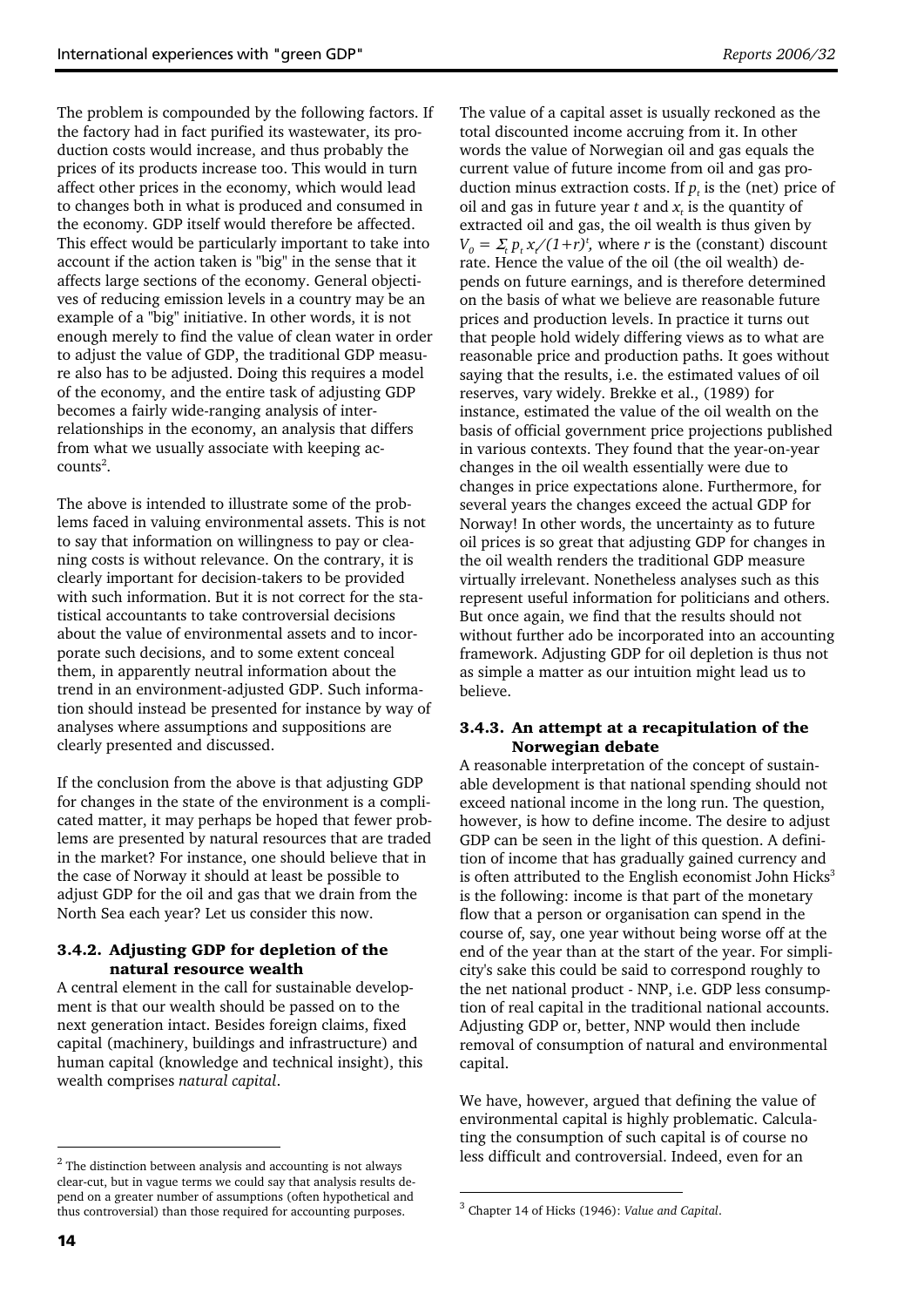The problem is compounded by the following factors. If the factory had in fact purified its wastewater, its production costs would increase, and thus probably the prices of its products increase too. This would in turn affect other prices in the economy, which would lead to changes both in what is produced and consumed in the economy. GDP itself would therefore be affected. This effect would be particularly important to take into account if the action taken is "big" in the sense that it affects large sections of the economy. General objectives of reducing emission levels in a country may be an example of a "big" initiative. In other words, it is not enough merely to find the value of clean water in order to adjust the value of GDP, the traditional GDP measure also has to be adjusted. Doing this requires a model of the economy, and the entire task of adjusting GDP becomes a fairly wide-ranging analysis of interrelationships in the economy, an analysis that differs from what we usually associate with keeping accounts[2].

The above is intended to illustrate some of the problems faced in valuing environmental assets. This is not to say that information on willingness to pay or cleaning costs is without relevance. On the contrary, it is clearly important for decision-takers to be provided with such information. But it is not correct for the statistical accountants to take controversial decisions about the value of environmental assets and to incorporate such decisions, and to some extent conceal them, in apparently neutral information about the trend in an environment-adjusted GDP. Such information should instead be presented for instance by way of analyses where assumptions and suppositions are clearly presented and discussed.

If the conclusion from the above is that adjusting GDP for changes in the state of the environment is a complicated matter, it may perhaps be hoped that fewer problems are presented by natural resources that are traded in the market? For instance, one should believe that in the case of Norway it should at least be possible to adjust GDP for the oil and gas that we drain from the North Sea each year? Let us consider this now.

### 3.4.2. Adjusting GDP for depletion of the natural resource wealth

A central element in the call for sustainable development is that our wealth should be passed on to the next generation intact. Besides foreign claims, fixed capital (machinery, buildings and infrastructure) and human capital (knowledge and technical insight), this wealth comprises *natural capital*.

The value of a capital asset is usually reckoned as the total discounted income accruing from it. In other words the value of Norwegian oil and gas equals the current value of future income from oil and gas production minus extraction costs. If $p_t$ is the (net) price of oil and gas in future year $t$ and $x_t$ is the quantity of extracted oil and gas, the oil wealth is thus given by $V_0 = \Sigma_t \, p_t \, x_t/(1+r)^t$, where $r$ is the (constant) discount rate. Hence the value of the oil (the oil wealth) depends on future earnings, and is therefore determined on the basis of what we believe are reasonable future prices and production levels. In practice it turns out that people hold widely differing views as to what are reasonable price and production paths. It goes without saying that the results, i.e. the estimated values of oil reserves, vary widely. Brekke et al., (1989) for instance, estimated the value of the oil wealth on the basis of official government price projections published in various contexts. They found that the year-on-year changes in the oil wealth essentially were due to changes in price expectations alone. Furthermore, for several years the changes exceed the actual GDP for Norway! In other words, the uncertainty as to future oil prices is so great that adjusting GDP for changes in the oil wealth renders the traditional GDP measure virtually irrelevant. Nonetheless analyses such as this represent useful information for politicians and others. But once again, we find that the results should not without further ado be incorporated into an accounting framework. Adjusting GDP for oil depletion is thus not as simple a matter as our intuition might lead us to believe.

### 3.4.3. An attempt at a recapitulation of the Norwegian debate

A reasonable interpretation of the concept of sustainable development is that national spending should not exceed national income in the long run. The question, however, is how to define income. The desire to adjust GDP can be seen in the light of this question. A definition of income that has gradually gained currency and is often attributed to the English economist John Hicks[3] is the following: income is that part of the monetary flow that a person or organisation can spend in the course of, say, one year without being worse off at the end of the year than at the start of the year. For simplicity's sake this could be said to correspond roughly to the net national product - NNP, i.e. GDP less consumption of real capital in the traditional national accounts. Adjusting GDP or, better, NNP would then include removal of consumption of natural and environmental capital.

We have, however, argued that defining the value of environmental capital is highly problematic. Calculating the consumption of such capital is of course no less difficult and controversial. Indeed, even for an

---

[2] The distinction between analysis and accounting is not always clear-cut, but in vague terms we could say that analysis results depend on a greater number of assumptions (often hypothetical and thus controversial) than those required for accounting purposes.

[3] Chapter 14 of Hicks (1946): *Value and Capital*.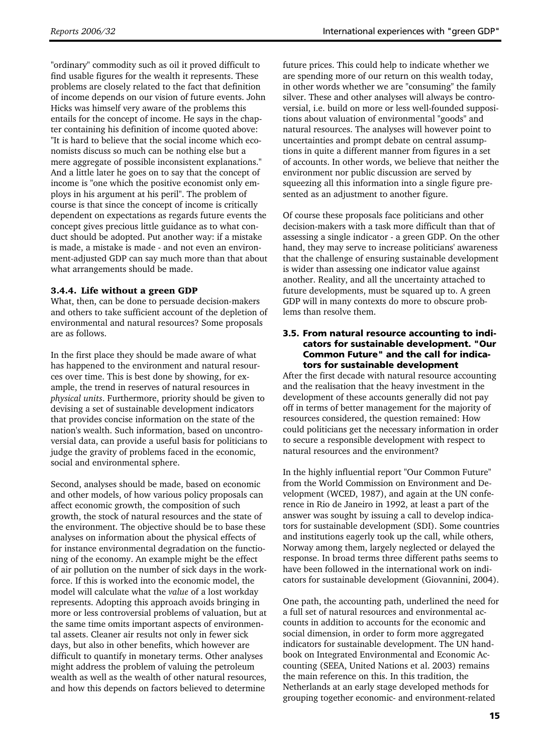"ordinary" commodity such as oil it proved difficult to find usable figures for the wealth it represents. These problems are closely related to the fact that definition of income depends on our vision of future events. John Hicks was himself very aware of the problems this entails for the concept of income. He says in the chapter containing his definition of income quoted above: "It is hard to believe that the social income which economists discuss so much can be nothing else but a mere aggregate of possible inconsistent explanations." And a little later he goes on to say that the concept of income is "one which the positive economist only employs in his argument at his peril". The problem of course is that since the concept of income is critically dependent on expectations as regards future events the concept gives precious little guidance as to what conduct should be adopted. Put another way: if a mistake is made, a mistake is made - and not even an environment-adjusted GDP can say much more than that about what arrangements should be made.

#### 3.4.4. Life without a green GDP

What, then, can be done to persuade decision-makers and others to take sufficient account of the depletion of environmental and natural resources? Some proposals are as follows.

In the first place they should be made aware of what has happened to the environment and natural resources over time. This is best done by showing, for example, the trend in reserves of natural resources in *physical units*. Furthermore, priority should be given to devising a set of sustainable development indicators that provides concise information on the state of the nation's wealth. Such information, based on uncontroversial data, can provide a useful basis for politicians to judge the gravity of problems faced in the economic, social and environmental sphere.

Second, analyses should be made, based on economic and other models, of how various policy proposals can affect economic growth, the composition of such growth, the stock of natural resources and the state of the environment. The objective should be to base these analyses on information about the physical effects of for instance environmental degradation on the functioning of the economy. An example might be the effect of air pollution on the number of sick days in the workforce. If this is worked into the economic model, the model will calculate what the *value* of a lost workday represents. Adopting this approach avoids bringing in more or less controversial problems of valuation, but at the same time omits important aspects of environmental assets. Cleaner air results not only in fewer sick days, but also in other benefits, which however are difficult to quantify in monetary terms. Other analyses might address the problem of valuing the petroleum wealth as well as the wealth of other natural resources, and how this depends on factors believed to determine future prices. This could help to indicate whether we are spending more of our return on this wealth today, in other words whether we are "consuming" the family silver. These and other analyses will always be controversial, i.e. build on more or less well-founded suppositions about valuation of environmental "goods" and natural resources. The analyses will however point to uncertainties and prompt debate on central assumptions in quite a different manner from figures in a set of accounts. In other words, we believe that neither the environment nor public discussion are served by squeezing all this information into a single figure presented as an adjustment to another figure.

Of course these proposals face politicians and other decision-makers with a task more difficult than that of assessing a single indicator - a green GDP. On the other hand, they may serve to increase politicians' awareness that the challenge of ensuring sustainable development is wider than assessing one indicator value against another. Reality, and all the uncertainty attached to future developments, must be squared up to. A green GDP will in many contexts do more to obscure problems than resolve them.

### 3.5. From natural resource accounting to indicators for sustainable development. "Our Common Future" and the call for indicators for sustainable development

After the first decade with natural resource accounting and the realisation that the heavy investment in the development of these accounts generally did not pay off in terms of better management for the majority of resources considered, the question remained: How could politicians get the necessary information in order to secure a responsible development with respect to natural resources and the environment?

In the highly influential report "Our Common Future" from the World Commission on Environment and Development (WCED, 1987), and again at the UN conference in Rio de Janeiro in 1992, at least a part of the answer was sought by issuing a call to develop indicators for sustainable development (SDI). Some countries and institutions eagerly took up the call, while others, Norway among them, largely neglected or delayed the response. In broad terms three different paths seems to have been followed in the international work on indicators for sustainable development (Giovannini, 2004).

One path, the accounting path, underlined the need for a full set of natural resources and environmental accounts in addition to accounts for the economic and social dimension, in order to form more aggregated indicators for sustainable development. The UN handbook on Integrated Environmental and Economic Accounting (SEEA, United Nations et al. 2003) remains the main reference on this. In this tradition, the Netherlands at an early stage developed methods for grouping together economic- and environment-related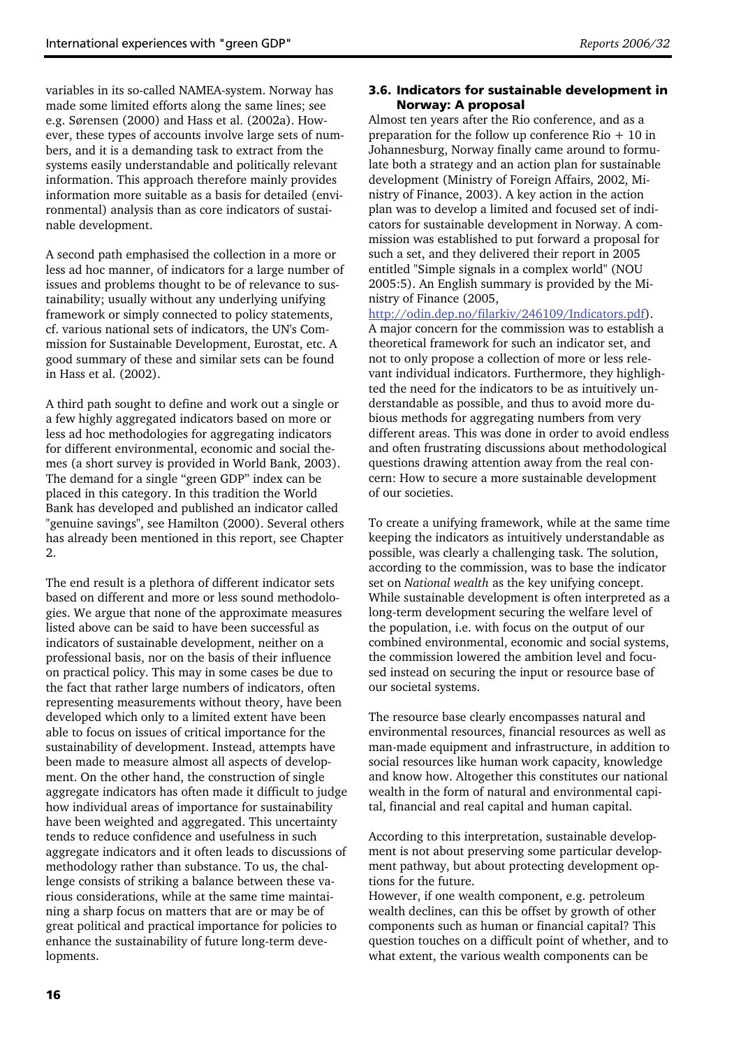variables in its so-called NAMEA-system. Norway has made some limited efforts along the same lines; see e.g. Sørensen (2000) and Hass et al. (2002a). However, these types of accounts involve large sets of numbers, and it is a demanding task to extract from the systems easily understandable and politically relevant information. This approach therefore mainly provides information more suitable as a basis for detailed (environmental) analysis than as core indicators of sustainable development.

A second path emphasised the collection in a more or less ad hoc manner, of indicators for a large number of issues and problems thought to be of relevance to sustainability; usually without any underlying unifying framework or simply connected to policy statements, cf. various national sets of indicators, the UN's Commission for Sustainable Development, Eurostat, etc. A good summary of these and similar sets can be found in Hass et al. (2002).

A third path sought to define and work out a single or a few highly aggregated indicators based on more or less ad hoc methodologies for aggregating indicators for different environmental, economic and social themes (a short survey is provided in World Bank, 2003). The demand for a single "green GDP" index can be placed in this category. In this tradition the World Bank has developed and published an indicator called "genuine savings", see Hamilton (2000). Several others has already been mentioned in this report, see Chapter 2.

The end result is a plethora of different indicator sets based on different and more or less sound methodologies. We argue that none of the approximate measures listed above can be said to have been successful as indicators of sustainable development, neither on a professional basis, nor on the basis of their influence on practical policy. This may in some cases be due to the fact that rather large numbers of indicators, often representing measurements without theory, have been developed which only to a limited extent have been able to focus on issues of critical importance for the sustainability of development. Instead, attempts have been made to measure almost all aspects of development. On the other hand, the construction of single aggregate indicators has often made it difficult to judge how individual areas of importance for sustainability have been weighted and aggregated. This uncertainty tends to reduce confidence and usefulness in such aggregate indicators and it often leads to discussions of methodology rather than substance. To us, the challenge consists of striking a balance between these various considerations, while at the same time maintaining a sharp focus on matters that are or may be of great political and practical importance for policies to enhance the sustainability of future long-term developments.

### 3.6. Indicators for sustainable development in Norway: A proposal

Almost ten years after the Rio conference, and as a preparation for the follow up conference Rio + 10 in Johannesburg, Norway finally came around to formulate both a strategy and an action plan for sustainable development (Ministry of Foreign Affairs, 2002, Ministry of Finance, 2003). A key action in the action plan was to develop a limited and focused set of indicators for sustainable development in Norway. A commission was established to put forward a proposal for such a set, and they delivered their report in 2005 entitled "Simple signals in a complex world" (NOU 2005:5). An English summary is provided by the Ministry of Finance (2005, http://odin.dep.no/filarkiv/246109/Indicators.pdf). A major concern for the commission was to establish a theoretical framework for such an indicator set, and not to only propose a collection of more or less relevant individual indicators. Furthermore, they highlighted the need for the indicators to be as intuitively understandable as possible, and thus to avoid more dubious methods for aggregating numbers from very different areas. This was done in order to avoid endless and often frustrating discussions about methodological questions drawing attention away from the real concern: How to secure a more sustainable development of our societies.

To create a unifying framework, while at the same time keeping the indicators as intuitively understandable as possible, was clearly a challenging task. The solution, according to the commission, was to base the indicator set on *National wealth* as the key unifying concept. While sustainable development is often interpreted as a long-term development securing the welfare level of the population, i.e. with focus on the output of our combined environmental, economic and social systems, the commission lowered the ambition level and focused instead on securing the input or resource base of our societal systems.

The resource base clearly encompasses natural and environmental resources, financial resources as well as man-made equipment and infrastructure, in addition to social resources like human work capacity, knowledge and know how. Altogether this constitutes our national wealth in the form of natural and environmental capital, financial and real capital and human capital.

According to this interpretation, sustainable development is not about preserving some particular development pathway, but about protecting development options for the future.

However, if one wealth component, e.g. petroleum wealth declines, can this be offset by growth of other components such as human or financial capital? This question touches on a difficult point of whether, and to what extent, the various wealth components can be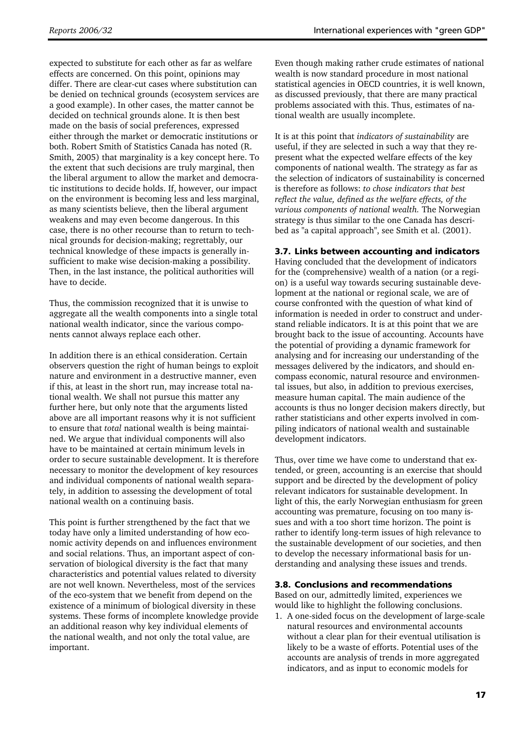expected to substitute for each other as far as welfare effects are concerned. On this point, opinions may differ. There are clear-cut cases where substitution can be denied on technical grounds (ecosystem services are a good example). In other cases, the matter cannot be decided on technical grounds alone. It is then best made on the basis of social preferences, expressed either through the market or democratic institutions or both. Robert Smith of Statistics Canada has noted (R. Smith, 2005) that marginality is a key concept here. To the extent that such decisions are truly marginal, then the liberal argument to allow the market and democratic institutions to decide holds. If, however, our impact on the environment is becoming less and less marginal, as many scientists believe, then the liberal argument weakens and may even become dangerous. In this case, there is no other recourse than to return to technical grounds for decision-making; regrettably, our technical knowledge of these impacts is generally insufficient to make wise decision-making a possibility. Then, in the last instance, the political authorities will have to decide.

Thus, the commission recognized that it is unwise to aggregate all the wealth components into a single total national wealth indicator, since the various components cannot always replace each other.

In addition there is an ethical consideration. Certain observers question the right of human beings to exploit nature and environment in a destructive manner, even if this, at least in the short run, may increase total national wealth. We shall not pursue this matter any further here, but only note that the arguments listed above are all important reasons why it is not sufficient to ensure that *total* national wealth is being maintained. We argue that individual components will also have to be maintained at certain minimum levels in order to secure sustainable development. It is therefore necessary to monitor the development of key resources and individual components of national wealth separately, in addition to assessing the development of total national wealth on a continuing basis.

This point is further strengthened by the fact that we today have only a limited understanding of how economic activity depends on and influences environment and social relations. Thus, an important aspect of conservation of biological diversity is the fact that many characteristics and potential values related to diversity are not well known. Nevertheless, most of the services of the eco-system that we benefit from depend on the existence of a minimum of biological diversity in these systems. These forms of incomplete knowledge provide an additional reason why key individual elements of the national wealth, and not only the total value, are important.

Even though making rather crude estimates of national wealth is now standard procedure in most national statistical agencies in OECD countries, it is well known, as discussed previously, that there are many practical problems associated with this. Thus, estimates of national wealth are usually incomplete.

It is at this point that *indicators of sustainability* are useful, if they are selected in such a way that they represent what the expected welfare effects of the key components of national wealth. The strategy as far as the selection of indicators of sustainability is concerned is therefore as follows: *to chose indicators that best reflect the value, defined as the welfare effects, of the various components of national wealth.* The Norwegian strategy is thus similar to the one Canada has described as "a capital approach", see Smith et al. (2001).

### 3.7. Links between accounting and indicators

Having concluded that the development of indicators for the (comprehensive) wealth of a nation (or a region) is a useful way towards securing sustainable development at the national or regional scale, we are of course confronted with the question of what kind of information is needed in order to construct and understand reliable indicators. It is at this point that we are brought back to the issue of accounting. Accounts have the potential of providing a dynamic framework for analysing and for increasing our understanding of the messages delivered by the indicators, and should encompass economic, natural resource and environmental issues, but also, in addition to previous exercises, measure human capital. The main audience of the accounts is thus no longer decision makers directly, but rather statisticians and other experts involved in compiling indicators of national wealth and sustainable development indicators.

Thus, over time we have come to understand that extended, or green, accounting is an exercise that should support and be directed by the development of policy relevant indicators for sustainable development. In light of this, the early Norwegian enthusiasm for green accounting was premature, focusing on too many issues and with a too short time horizon. The point is rather to identify long-term issues of high relevance to the sustainable development of our societies, and then to develop the necessary informational basis for understanding and analysing these issues and trends.

### 3.8. Conclusions and recommendations

Based on our, admittedly limited, experiences we would like to highlight the following conclusions.

1. A one-sided focus on the development of large-scale natural resources and environmental accounts without a clear plan for their eventual utilisation is likely to be a waste of efforts. Potential uses of the accounts are analysis of trends in more aggregated indicators, and as input to economic models for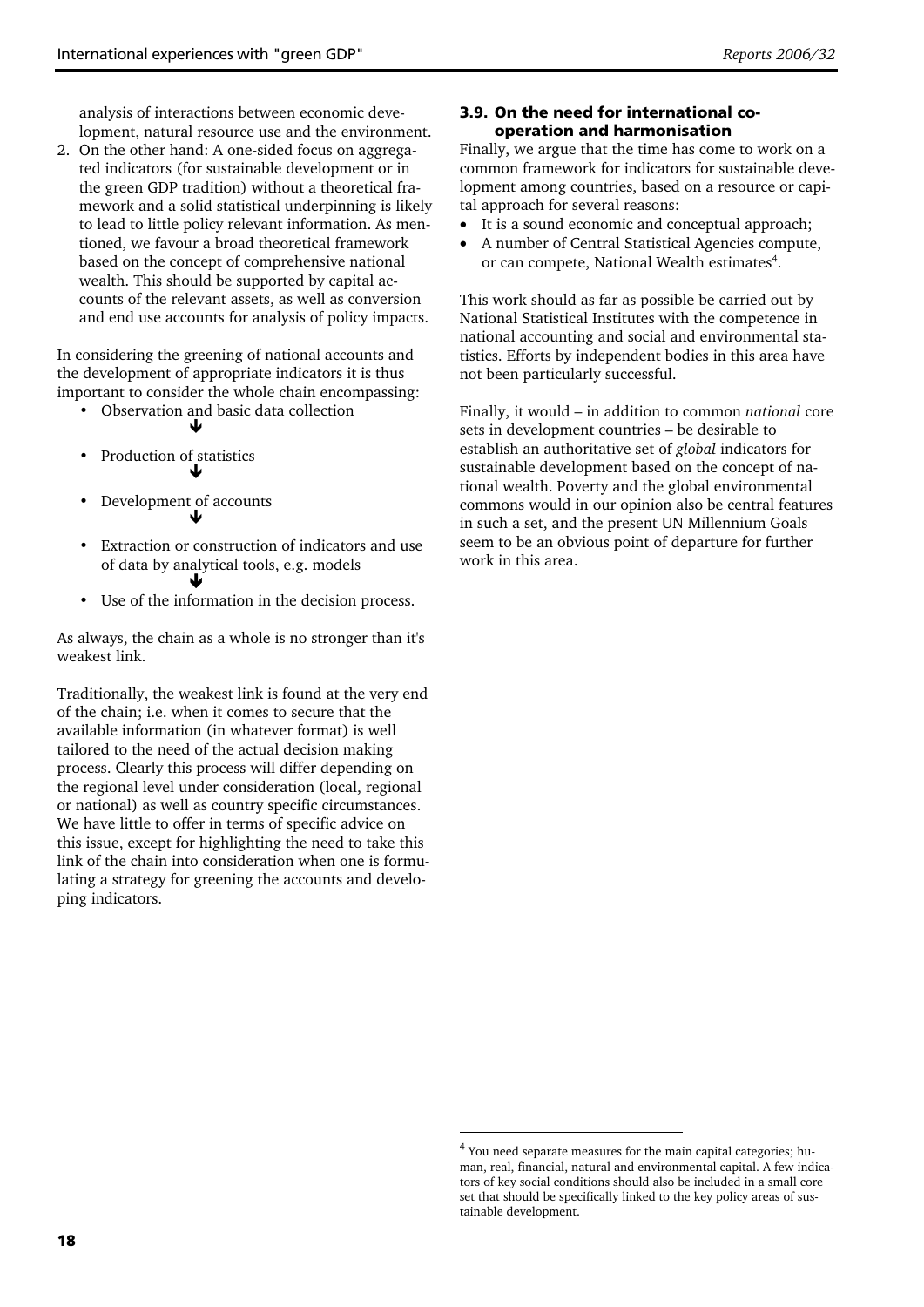analysis of interactions between economic development, natural resource use and the environment.

2. On the other hand: A one-sided focus on aggregated indicators (for sustainable development or in the green GDP tradition) without a theoretical framework and a solid statistical underpinning is likely to lead to little policy relevant information. As mentioned, we favour a broad theoretical framework based on the concept of comprehensive national wealth. This should be supported by capital accounts of the relevant assets, as well as conversion and end use accounts for analysis of policy impacts.

In considering the greening of national accounts and the development of appropriate indicators it is thus important to consider the whole chain encompassing:

- Observation and basic data collection
  ↓
- Production of statistics
  ↓
- Development of accounts
  ↓
- Extraction or construction of indicators and use of data by analytical tools, e.g. models
  ↓
- Use of the information in the decision process.

As always, the chain as a whole is no stronger than it's weakest link.

Traditionally, the weakest link is found at the very end of the chain; i.e. when it comes to secure that the available information (in whatever format) is well tailored to the need of the actual decision making process. Clearly this process will differ depending on the regional level under consideration (local, regional or national) as well as country specific circumstances. We have little to offer in terms of specific advice on this issue, except for highlighting the need to take this link of the chain into consideration when one is formulating a strategy for greening the accounts and developing indicators.

### 3.9. On the need for international co-operation and harmonisation

Finally, we argue that the time has come to work on a common framework for indicators for sustainable development among countries, based on a resource or capital approach for several reasons:

- It is a sound economic and conceptual approach;
- A number of Central Statistical Agencies compute, or can compete, National Wealth estimates[4].

This work should as far as possible be carried out by National Statistical Institutes with the competence in national accounting and social and environmental statistics. Efforts by independent bodies in this area have not been particularly successful.

Finally, it would – in addition to common *national* core sets in development countries – be desirable to establish an authoritative set of *global* indicators for sustainable development based on the concept of national wealth. Poverty and the global environmental commons would in our opinion also be central features in such a set, and the present UN Millennium Goals seem to be an obvious point of departure for further work in this area.

[4] You need separate measures for the main capital categories; human, real, financial, natural and environmental capital. A few indicators of key social conditions should also be included in a small core set that should be specifically linked to the key policy areas of sustainable development.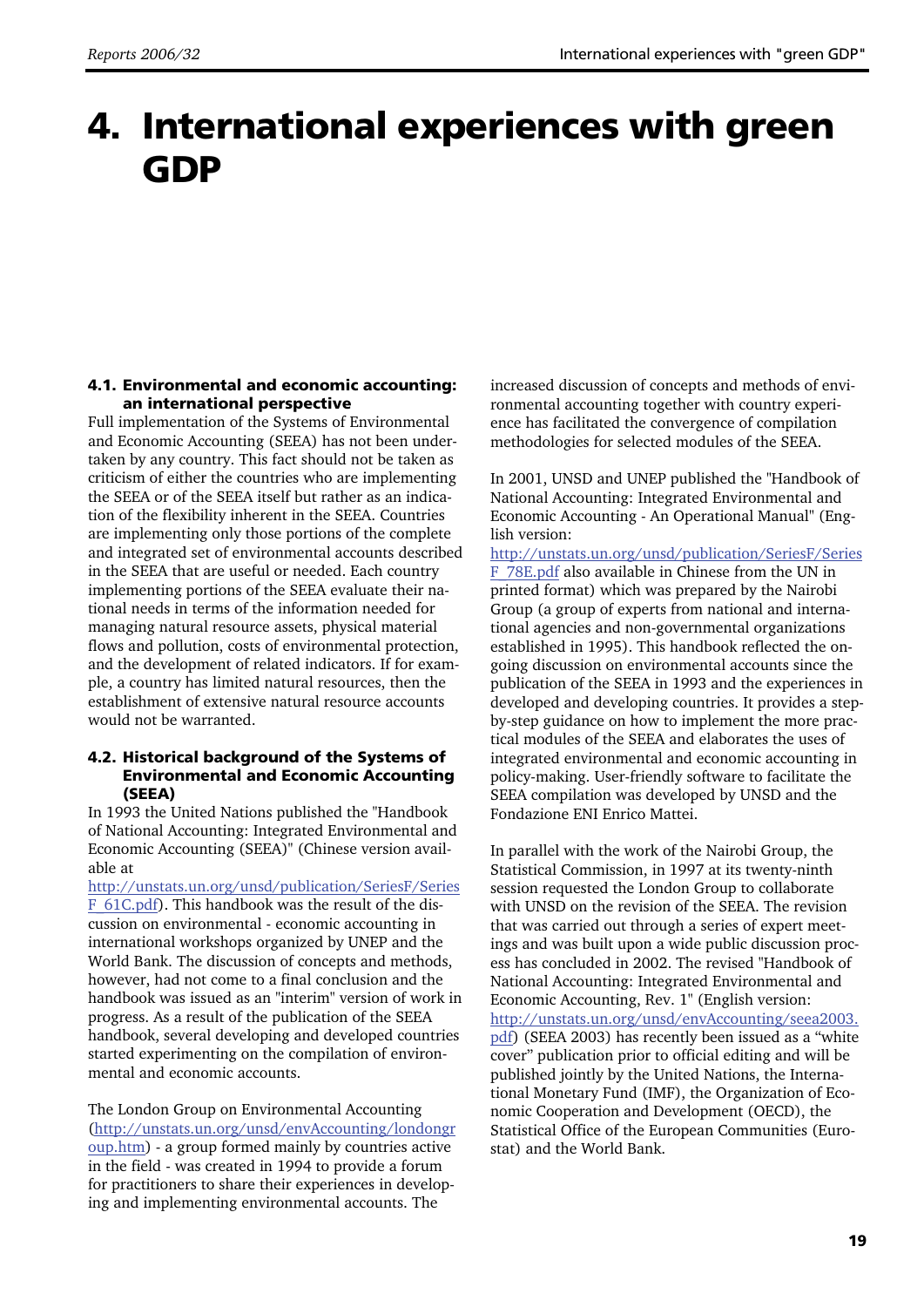# 4. International experiences with green GDP

## 4.1. Environmental and economic accounting: an international perspective

Full implementation of the Systems of Environmental and Economic Accounting (SEEA) has not been undertaken by any country. This fact should not be taken as criticism of either the countries who are implementing the SEEA or of the SEEA itself but rather as an indication of the flexibility inherent in the SEEA. Countries are implementing only those portions of the complete and integrated set of environmental accounts described in the SEEA that are useful or needed. Each country implementing portions of the SEEA evaluate their national needs in terms of the information needed for managing natural resource assets, physical material flows and pollution, costs of environmental protection, and the development of related indicators. If for example, a country has limited natural resources, then the establishment of extensive natural resource accounts would not be warranted.

## 4.2. Historical background of the Systems of Environmental and Economic Accounting (SEEA)

In 1993 the United Nations published the "Handbook of National Accounting: Integrated Environmental and Economic Accounting (SEEA)" (Chinese version available at http://unstats.un.org/unsd/publication/SeriesF/SeriesF_61C.pdf). This handbook was the result of the discussion on environmental - economic accounting in international workshops organized by UNEP and the World Bank. The discussion of concepts and methods, however, had not come to a final conclusion and the handbook was issued as an "interim" version of work in progress. As a result of the publication of the SEEA handbook, several developing and developed countries started experimenting on the compilation of environmental and economic accounts.

The London Group on Environmental Accounting (http://unstats.un.org/unsd/envAccounting/londongroup.htm) - a group formed mainly by countries active in the field - was created in 1994 to provide a forum for practitioners to share their experiences in developing and implementing environmental accounts. The increased discussion of concepts and methods of environmental accounting together with country experience has facilitated the convergence of compilation methodologies for selected modules of the SEEA.

In 2001, UNSD and UNEP published the "Handbook of National Accounting: Integrated Environmental and Economic Accounting - An Operational Manual" (English version: http://unstats.un.org/unsd/publication/SeriesF/SeriesF_78E.pdf also available in Chinese from the UN in printed format) which was prepared by the Nairobi Group (a group of experts from national and international agencies and non-governmental organizations established in 1995). This handbook reflected the ongoing discussion on environmental accounts since the publication of the SEEA in 1993 and the experiences in developed and developing countries. It provides a step-by-step guidance on how to implement the more practical modules of the SEEA and elaborates the uses of integrated environmental and economic accounting in policy-making. User-friendly software to facilitate the SEEA compilation was developed by UNSD and the Fondazione ENI Enrico Mattei.

In parallel with the work of the Nairobi Group, the Statistical Commission, in 1997 at its twenty-ninth session requested the London Group to collaborate with UNSD on the revision of the SEEA. The revision that was carried out through a series of expert meetings and was built upon a wide public discussion process has concluded in 2002. The revised "Handbook of National Accounting: Integrated Environmental and Economic Accounting, Rev. 1" (English version: http://unstats.un.org/unsd/envAccounting/seea2003.pdf) (SEEA 2003) has recently been issued as a "white cover" publication prior to official editing and will be published jointly by the United Nations, the International Monetary Fund (IMF), the Organization of Economic Cooperation and Development (OECD), the Statistical Office of the European Communities (Eurostat) and the World Bank.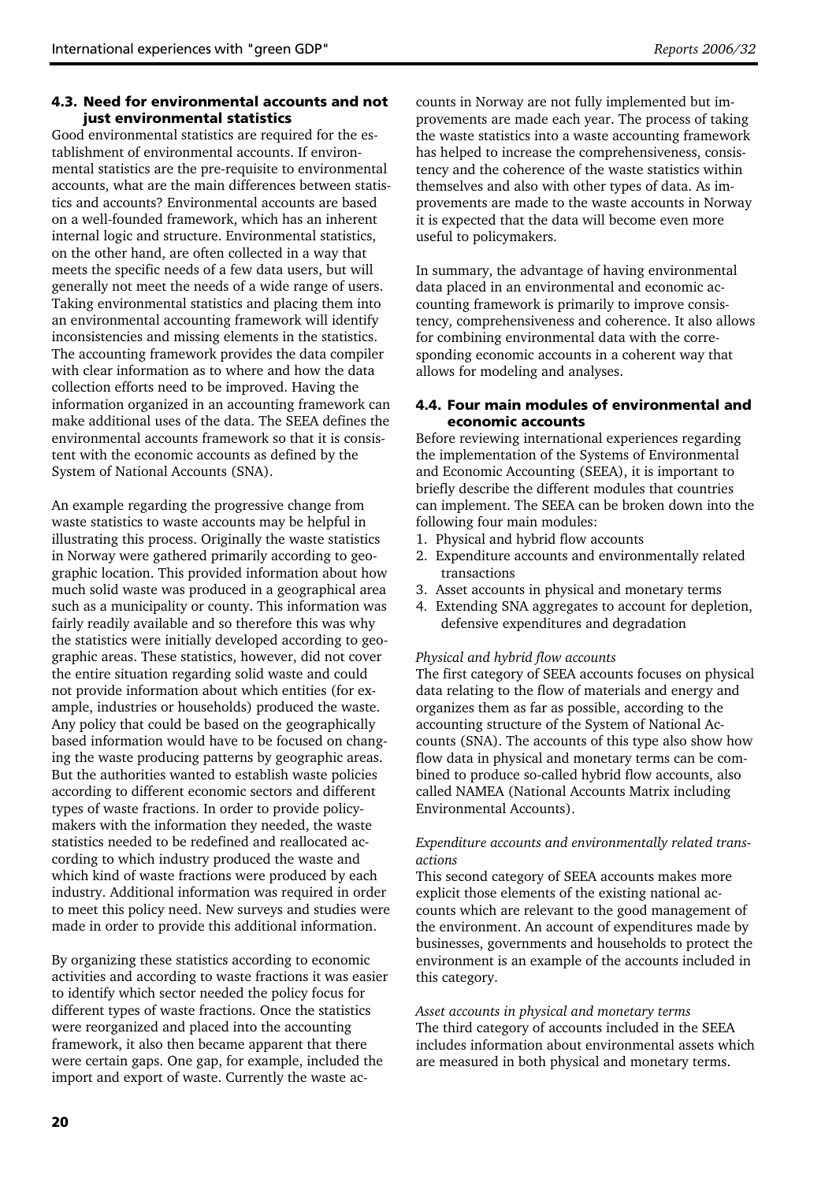### 4.3. Need for environmental accounts and not just environmental statistics

Good environmental statistics are required for the establishment of environmental accounts. If environmental statistics are the pre-requisite to environmental accounts, what are the main differences between statistics and accounts? Environmental accounts are based on a well-founded framework, which has an inherent internal logic and structure. Environmental statistics, on the other hand, are often collected in a way that meets the specific needs of a few data users, but will generally not meet the needs of a wide range of users. Taking environmental statistics and placing them into an environmental accounting framework will identify inconsistencies and missing elements in the statistics. The accounting framework provides the data compiler with clear information as to where and how the data collection efforts need to be improved. Having the information organized in an accounting framework can make additional uses of the data. The SEEA defines the environmental accounts framework so that it is consistent with the economic accounts as defined by the System of National Accounts (SNA).

An example regarding the progressive change from waste statistics to waste accounts may be helpful in illustrating this process. Originally the waste statistics in Norway were gathered primarily according to geographic location. This provided information about how much solid waste was produced in a geographical area such as a municipality or county. This information was fairly readily available and so therefore this was why the statistics were initially developed according to geographic areas. These statistics, however, did not cover the entire situation regarding solid waste and could not provide information about which entities (for example, industries or households) produced the waste. Any policy that could be based on the geographically based information would have to be focused on changing the waste producing patterns by geographic areas. But the authorities wanted to establish waste policies according to different economic sectors and different types of waste fractions. In order to provide policymakers with the information they needed, the waste statistics needed to be redefined and reallocated according to which industry produced the waste and which kind of waste fractions were produced by each industry. Additional information was required in order to meet this policy need. New surveys and studies were made in order to provide this additional information.

By organizing these statistics according to economic activities and according to waste fractions it was easier to identify which sector needed the policy focus for different types of waste fractions. Once the statistics were reorganized and placed into the accounting framework, it also then became apparent that there were certain gaps. One gap, for example, included the import and export of waste. Currently the waste accounts in Norway are not fully implemented but improvements are made each year. The process of taking the waste statistics into a waste accounting framework has helped to increase the comprehensiveness, consistency and the coherence of the waste statistics within themselves and also with other types of data. As improvements are made to the waste accounts in Norway it is expected that the data will become even more useful to policymakers.

In summary, the advantage of having environmental data placed in an environmental and economic accounting framework is primarily to improve consistency, comprehensiveness and coherence. It also allows for combining environmental data with the corresponding economic accounts in a coherent way that allows for modeling and analyses.

### 4.4. Four main modules of environmental and economic accounts

Before reviewing international experiences regarding the implementation of the Systems of Environmental and Economic Accounting (SEEA), it is important to briefly describe the different modules that countries can implement. The SEEA can be broken down into the following four main modules:

1. Physical and hybrid flow accounts
2. Expenditure accounts and environmentally related transactions
3. Asset accounts in physical and monetary terms
4. Extending SNA aggregates to account for depletion, defensive expenditures and degradation

*Physical and hybrid flow accounts*

The first category of SEEA accounts focuses on physical data relating to the flow of materials and energy and organizes them as far as possible, according to the accounting structure of the System of National Accounts (SNA). The accounts of this type also show how flow data in physical and monetary terms can be combined to produce so-called hybrid flow accounts, also called NAMEA (National Accounts Matrix including Environmental Accounts).

*Expenditure accounts and environmentally related transactions*

This second category of SEEA accounts makes more explicit those elements of the existing national accounts which are relevant to the good management of the environment. An account of expenditures made by businesses, governments and households to protect the environment is an example of the accounts included in this category.

*Asset accounts in physical and monetary terms*

The third category of accounts included in the SEEA includes information about environmental assets which are measured in both physical and monetary terms.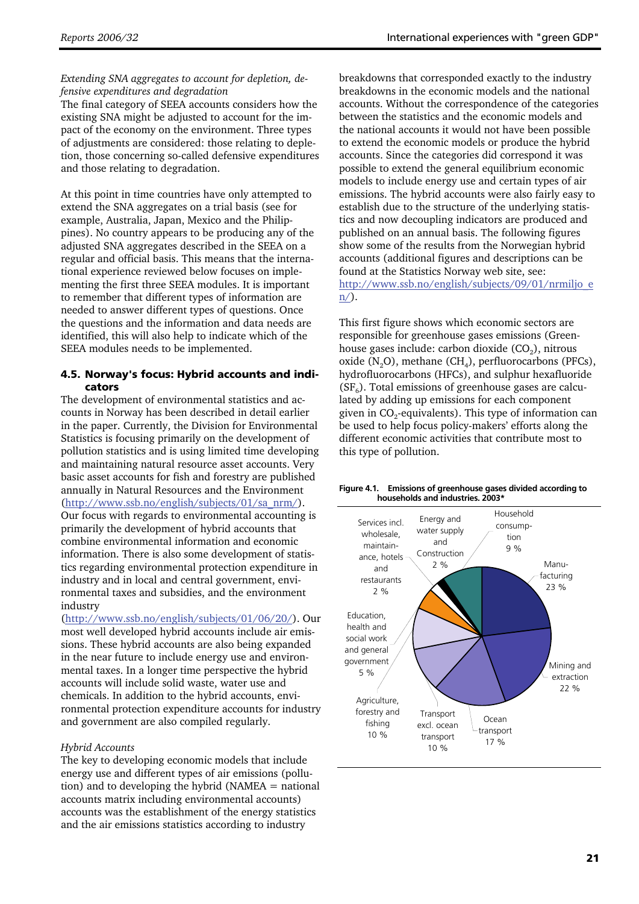*Extending SNA aggregates to account for depletion, defensive expenditures and degradation*

The final category of SEEA accounts considers how the existing SNA might be adjusted to account for the impact of the economy on the environment. Three types of adjustments are considered: those relating to depletion, those concerning so-called defensive expenditures and those relating to degradation.

At this point in time countries have only attempted to extend the SNA aggregates on a trial basis (see for example, Australia, Japan, Mexico and the Philippines). No country appears to be producing any of the adjusted SNA aggregates described in the SEEA on a regular and official basis. This means that the international experience reviewed below focuses on implementing the first three SEEA modules. It is important to remember that different types of information are needed to answer different types of questions. Once the questions and the information and data needs are identified, this will also help to indicate which of the SEEA modules needs to be implemented.

#### 4.5. Norway's focus: Hybrid accounts and indicators

The development of environmental statistics and accounts in Norway has been described in detail earlier in the paper. Currently, the Division for Environmental Statistics is focusing primarily on the development of pollution statistics and is using limited time developing and maintaining natural resource asset accounts. Very basic asset accounts for fish and forestry are published annually in Natural Resources and the Environment (http://www.ssb.no/english/subjects/01/sa_nrm/). Our focus with regards to environmental accounting is primarily the development of hybrid accounts that combine environmental information and economic information. There is also some development of statistics regarding environmental protection expenditure in industry and in local and central government, environmental taxes and subsidies, and the environment industry (http://www.ssb.no/english/subjects/01/06/20/). Our most well developed hybrid accounts include air emissions. These hybrid accounts are also being expanded in the near future to include energy use and environmental taxes. In a longer time perspective the hybrid accounts will include solid waste, water use and chemicals. In addition to the hybrid accounts, environmental protection expenditure accounts for industry and government are also compiled regularly.

*Hybrid Accounts*

The key to developing economic models that include energy use and different types of air emissions (pollution) and to developing the hybrid (NAMEA = national accounts matrix including environmental accounts) accounts was the establishment of the energy statistics and the air emissions statistics according to industry breakdowns that corresponded exactly to the industry breakdowns in the economic models and the national accounts. Without the correspondence of the categories between the statistics and the economic models and the national accounts it would not have been possible to extend the economic models or produce the hybrid accounts. Since the categories did correspond it was possible to extend the general equilibrium economic models to include energy use and certain types of air emissions. The hybrid accounts were also fairly easy to establish due to the structure of the underlying statistics and now decoupling indicators are produced and published on an annual basis. The following figures show some of the results from the Norwegian hybrid accounts (additional figures and descriptions can be found at the Statistics Norway web site, see: http://www.ssb.no/english/subjects/09/01/nrmiljo_en/).

This first figure shows which economic sectors are responsible for greenhouse gases emissions (Greenhouse gases include: carbon dioxide ($CO_2$), nitrous oxide ($N_2O$), methane ($CH_4$), perfluorocarbons (PFCs), hydrofluorocarbons (HFCs), and sulphur hexafluoride ($SF_6$). Total emissions of greenhouse gases are calculated by adding up emissions for each component given in $CO_2$-equivalents). This type of information can be used to help focus policy-makers' efforts along the different economic activities that contribute most to this type of pollution.

**Figure 4.1. Emissions of greenhouse gases divided according to households and industries. 2003***

| Sector | Share |
|---|---|
| Manufacturing | 23 % |
| Mining and extraction | 22 % |
| Ocean transport | 17 % |
| Transport excl. ocean transport | 10 % |
| Agriculture, forestry and fishing | 10 % |
| Education, health and social work and general government | 5 % |
| Services incl. wholesale, maintainance, hotels and restaurants | 2 % |
| Energy and water supply and Construction | 2 % |
| Household consumption | 9 % |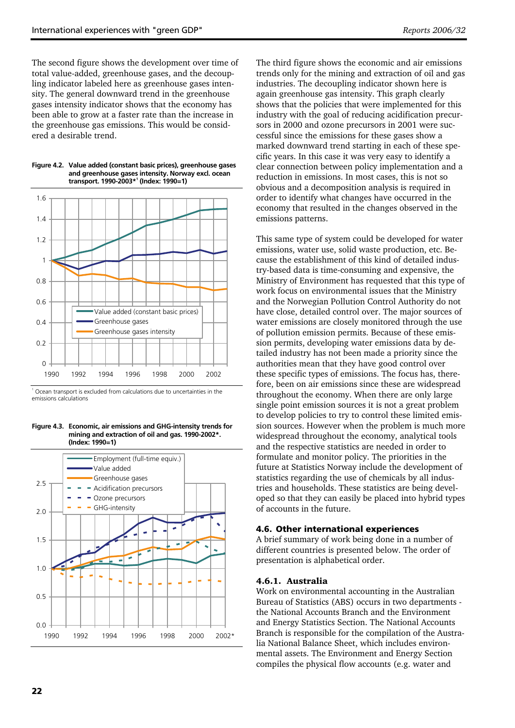The second figure shows the development over time of total value-added, greenhouse gases, and the decoupling indicator labeled here as greenhouse gases intensity. The general downward trend in the greenhouse gases intensity indicator shows that the economy has been able to grow at a faster rate than the increase in the greenhouse gas emissions. This would be considered a desirable trend.

**Figure 4.2. Value added (constant basic prices), greenhouse gases and greenhouse gases intensity. Norway excl. ocean transport. 1990-2003*[1] (Index: 1990=1)**

[1] Ocean transport is excluded from calculations due to uncertainties in the emissions calculations

**Figure 4.3. Economic, air emissions and GHG-intensity trends for mining and extraction of oil and gas. 1990-2002*. (Index: 1990=1)**

The third figure shows the economic and air emissions trends only for the mining and extraction of oil and gas industries. The decoupling indicator shown here is again greenhouse gas intensity. This graph clearly shows that the policies that were implemented for this industry with the goal of reducing acidification precursors in 2000 and ozone precursors in 2001 were successful since the emissions for these gases show a marked downward trend starting in each of these specific years. In this case it was very easy to identify a clear connection between policy implementation and a reduction in emissions. In most cases, this is not so obvious and a decomposition analysis is required in order to identify what changes have occurred in the economy that resulted in the changes observed in the emissions patterns.

This same type of system could be developed for water emissions, water use, solid waste production, etc. Because the establishment of this kind of detailed industry-based data is time-consuming and expensive, the Ministry of Environment has requested that this type of work focus on environmental issues that the Ministry and the Norwegian Pollution Control Authority do not have close, detailed control over. The major sources of water emissions are closely monitored through the use of pollution emission permits. Because of these emission permits, developing water emissions data by detailed industry has not been made a priority since the authorities mean that they have good control over these specific types of emissions. The focus has, therefore, been on air emissions since these are widespread throughout the economy. When there are only large single point emission sources it is not a great problem to develop policies to try to control these limited emission sources. However when the problem is much more widespread throughout the economy, analytical tools and the respective statistics are needed in order to formulate and monitor policy. The priorities in the future at Statistics Norway include the development of statistics regarding the use of chemicals by all industries and households. These statistics are being developed so that they can easily be placed into hybrid types of accounts in the future.

## 4.6. Other international experiences

A brief summary of work being done in a number of different countries is presented below. The order of presentation is alphabetical order.

### 4.6.1. Australia

Work on environmental accounting in the Australian Bureau of Statistics (ABS) occurs in two departments - the National Accounts Branch and the Environment and Energy Statistics Section. The National Accounts Branch is responsible for the compilation of the Australia National Balance Sheet, which includes environmental assets. The Environment and Energy Section compiles the physical flow accounts (e.g. water and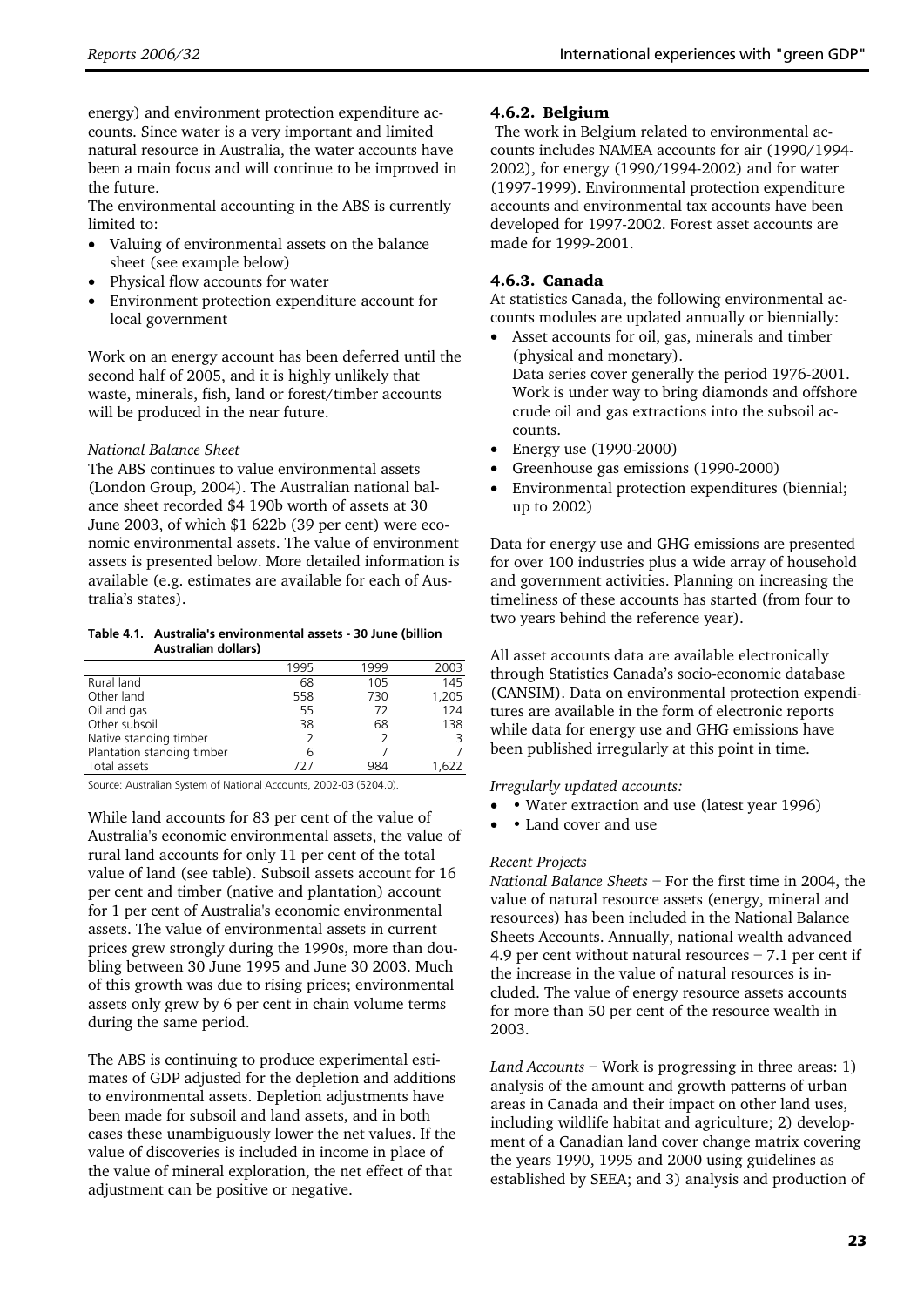energy) and environment protection expenditure accounts. Since water is a very important and limited natural resource in Australia, the water accounts have been a main focus and will continue to be improved in the future.

The environmental accounting in the ABS is currently limited to:

- Valuing of environmental assets on the balance sheet (see example below)
- Physical flow accounts for water
- Environment protection expenditure account for local government

Work on an energy account has been deferred until the second half of 2005, and it is highly unlikely that waste, minerals, fish, land or forest/timber accounts will be produced in the near future.

*National Balance Sheet*

The ABS continues to value environmental assets (London Group, 2004). The Australian national balance sheet recorded $4 190b worth of assets at 30 June 2003, of which $1 622b (39 per cent) were economic environmental assets. The value of environment assets is presented below. More detailed information is available (e.g. estimates are available for each of Australia's states).

**Table 4.1. Australia's environmental assets - 30 June (billion Australian dollars)**

| | 1995 | 1999 | 2003 |
|---|---|---|---|
| Rural land | 68 | 105 | 145 |
| Other land | 558 | 730 | 1,205 |
| Oil and gas | 55 | 72 | 124 |
| Other subsoil | 38 | 68 | 138 |
| Native standing timber | 2 | 2 | 3 |
| Plantation standing timber | 6 | 7 | 7 |
| Total assets | 727 | 984 | 1,622 |

Source: Australian System of National Accounts, 2002-03 (5204.0).

While land accounts for 83 per cent of the value of Australia's economic environmental assets, the value of rural land accounts for only 11 per cent of the total value of land (see table). Subsoil assets account for 16 per cent and timber (native and plantation) account for 1 per cent of Australia's economic environmental assets. The value of environmental assets in current prices grew strongly during the 1990s, more than doubling between 30 June 1995 and June 30 2003. Much of this growth was due to rising prices; environmental assets only grew by 6 per cent in chain volume terms during the same period.

The ABS is continuing to produce experimental estimates of GDP adjusted for the depletion and additions to environmental assets. Depletion adjustments have been made for subsoil and land assets, and in both cases these unambiguously lower the net values. If the value of discoveries is included in income in place of the value of mineral exploration, the net effect of that adjustment can be positive or negative.

### 4.6.2. Belgium

The work in Belgium related to environmental accounts includes NAMEA accounts for air (1990/1994-2002), for energy (1990/1994-2002) and for water (1997-1999). Environmental protection expenditure accounts and environmental tax accounts have been developed for 1997-2002. Forest asset accounts are made for 1999-2001.

### 4.6.3. Canada

At statistics Canada, the following environmental accounts modules are updated annually or biennially:

- Asset accounts for oil, gas, minerals and timber (physical and monetary).
  Data series cover generally the period 1976-2001. Work is under way to bring diamonds and offshore crude oil and gas extractions into the subsoil accounts.
- Energy use (1990-2000)
- Greenhouse gas emissions (1990-2000)
- Environmental protection expenditures (biennial; up to 2002)

Data for energy use and GHG emissions are presented for over 100 industries plus a wide array of household and government activities. Planning on increasing the timeliness of these accounts has started (from four to two years behind the reference year).

All asset accounts data are available electronically through Statistics Canada's socio-economic database (CANSIM). Data on environmental protection expenditures are available in the form of electronic reports while data for energy use and GHG emissions have been published irregularly at this point in time.

*Irregularly updated accounts:*

- • Water extraction and use (latest year 1996)
- • Land cover and use

*Recent Projects*

*National Balance Sheets* – For the first time in 2004, the value of natural resource assets (energy, mineral and resources) has been included in the National Balance Sheets Accounts. Annually, national wealth advanced 4.9 per cent without natural resources – 7.1 per cent if the increase in the value of natural resources is included. The value of energy resource assets accounts for more than 50 per cent of the resource wealth in 2003.

*Land Accounts* – Work is progressing in three areas: 1) analysis of the amount and growth patterns of urban areas in Canada and their impact on other land uses, including wildlife habitat and agriculture; 2) development of a Canadian land cover change matrix covering the years 1990, 1995 and 2000 using guidelines as established by SEEA; and 3) analysis and production of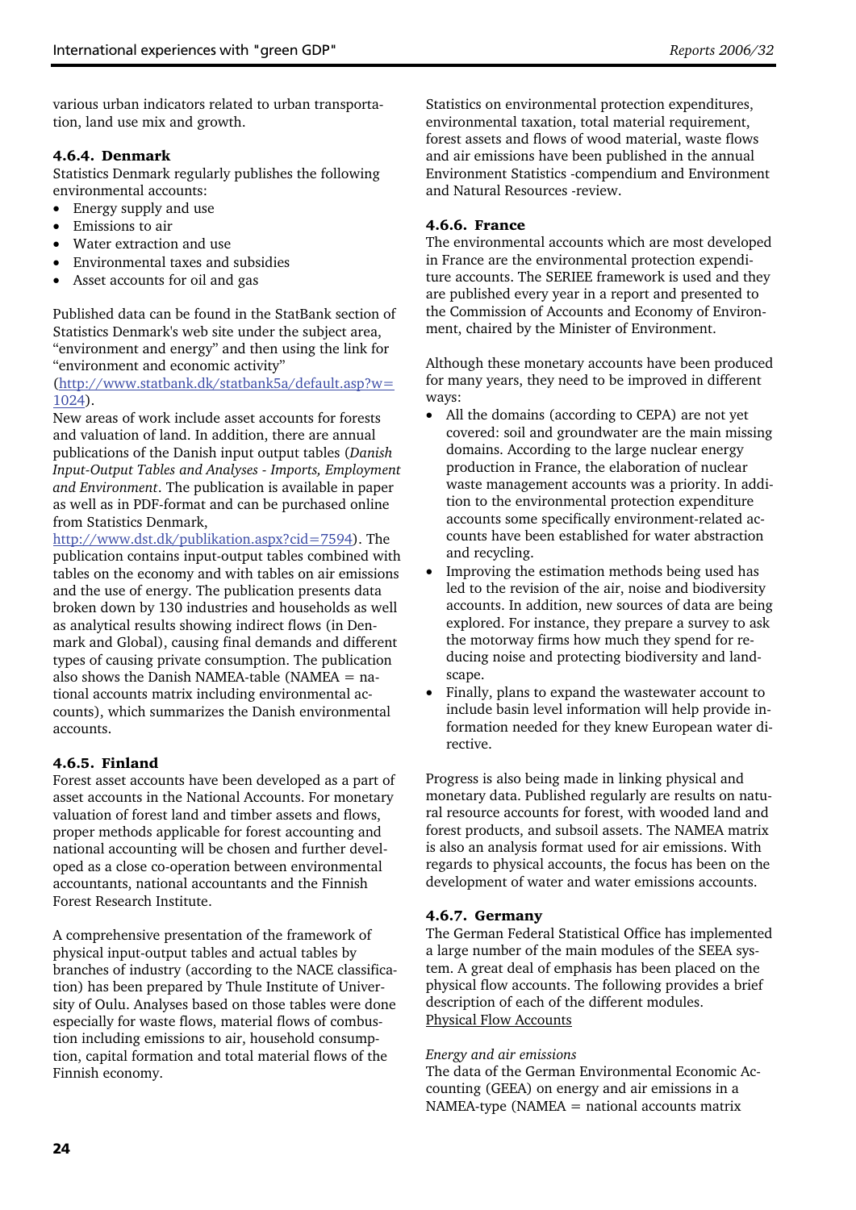various urban indicators related to urban transportation, land use mix and growth.

### 4.6.4. Denmark

Statistics Denmark regularly publishes the following environmental accounts:

- Energy supply and use
- Emissions to air
- Water extraction and use
- Environmental taxes and subsidies
- Asset accounts for oil and gas

Published data can be found in the StatBank section of Statistics Denmark's web site under the subject area, "environment and energy" and then using the link for "environment and economic activity" (http://www.statbank.dk/statbank5a/default.asp?w=1024).

New areas of work include asset accounts for forests and valuation of land. In addition, there are annual publications of the Danish input output tables (*Danish Input-Output Tables and Analyses - Imports, Employment and Environment*. The publication is available in paper as well as in PDF-format and can be purchased online from Statistics Denmark, http://www.dst.dk/publikation.aspx?cid=7594). The publication contains input-output tables combined with tables on the economy and with tables on air emissions and the use of energy. The publication presents data broken down by 130 industries and households as well as analytical results showing indirect flows (in Denmark and Global), causing final demands and different types of causing private consumption. The publication also shows the Danish NAMEA-table (NAMEA = national accounts matrix including environmental accounts), which summarizes the Danish environmental accounts.

### 4.6.5. Finland

Forest asset accounts have been developed as a part of asset accounts in the National Accounts. For monetary valuation of forest land and timber assets and flows, proper methods applicable for forest accounting and national accounting will be chosen and further developed as a close co-operation between environmental accountants, national accountants and the Finnish Forest Research Institute.

A comprehensive presentation of the framework of physical input-output tables and actual tables by branches of industry (according to the NACE classification) has been prepared by Thule Institute of University of Oulu. Analyses based on those tables were done especially for waste flows, material flows of combustion including emissions to air, household consumption, capital formation and total material flows of the Finnish economy.

Statistics on environmental protection expenditures, environmental taxation, total material requirement, forest assets and flows of wood material, waste flows and air emissions have been published in the annual Environment Statistics -compendium and Environment and Natural Resources -review.

### 4.6.6. France

The environmental accounts which are most developed in France are the environmental protection expenditure accounts. The SERIEE framework is used and they are published every year in a report and presented to the Commission of Accounts and Economy of Environment, chaired by the Minister of Environment.

Although these monetary accounts have been produced for many years, they need to be improved in different ways:

- All the domains (according to CEPA) are not yet covered: soil and groundwater are the main missing domains. According to the large nuclear energy production in France, the elaboration of nuclear waste management accounts was a priority. In addition to the environmental protection expenditure accounts some specifically environment-related accounts have been established for water abstraction and recycling.
- Improving the estimation methods being used has led to the revision of the air, noise and biodiversity accounts. In addition, new sources of data are being explored. For instance, they prepare a survey to ask the motorway firms how much they spend for reducing noise and protecting biodiversity and landscape.
- Finally, plans to expand the wastewater account to include basin level information will help provide information needed for they knew European water directive.

Progress is also being made in linking physical and monetary data. Published regularly are results on natural resource accounts for forest, with wooded land and forest products, and subsoil assets. The NAMEA matrix is also an analysis format used for air emissions. With regards to physical accounts, the focus has been on the development of water and water emissions accounts.

### 4.6.7. Germany

The German Federal Statistical Office has implemented a large number of the main modules of the SEEA system. A great deal of emphasis has been placed on the physical flow accounts. The following provides a brief description of each of the different modules.

Physical Flow Accounts

*Energy and air emissions*

The data of the German Environmental Economic Accounting (GEEA) on energy and air emissions in a NAMEA-type (NAMEA = national accounts matrix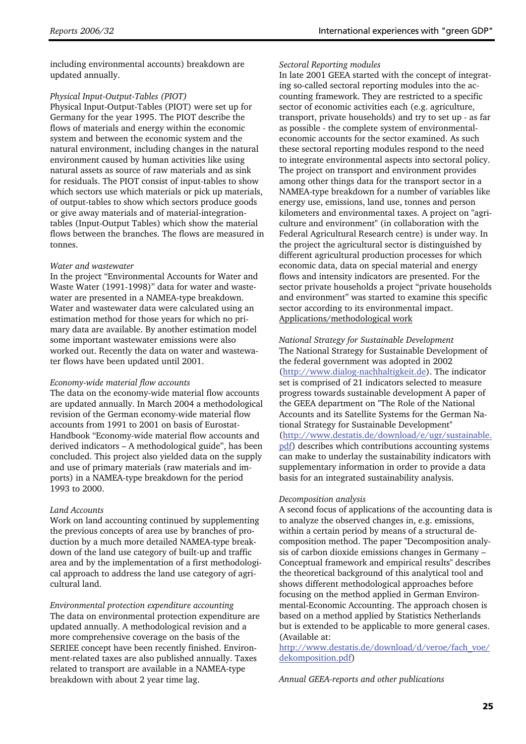including environmental accounts) breakdown are updated annually.

*Physical Input-Output-Tables (PIOT)*
Physical Input-Output-Tables (PIOT) were set up for Germany for the year 1995. The PIOT describe the flows of materials and energy within the economic system and between the economic system and the natural environment, including changes in the natural environment caused by human activities like using natural assets as source of raw materials and as sink for residuals. The PIOT consist of input-tables to show which sectors use which materials or pick up materials, of output-tables to show which sectors produce goods or give away materials and of material-integration-tables (Input-Output Tables) which show the material flows between the branches. The flows are measured in tonnes.

*Water and wastewater*
In the project "Environmental Accounts for Water and Waste Water (1991-1998)" data for water and wastewater are presented in a NAMEA-type breakdown. Water and wastewater data were calculated using an estimation method for those years for which no primary data are available. By another estimation model some important wastewater emissions were also worked out. Recently the data on water and wastewater flows have been updated until 2001.

*Economy-wide material flow accounts*
The data on the economy-wide material flow accounts are updated annually. In March 2004 a methodological revision of the German economy-wide material flow accounts from 1991 to 2001 on basis of Eurostat-Handbook "Economy-wide material flow accounts and derived indicators – A methodological guide", has been concluded. This project also yielded data on the supply and use of primary materials (raw materials and imports) in a NAMEA-type breakdown for the period 1993 to 2000.

*Land Accounts*
Work on land accounting continued by supplementing the previous concepts of area use by branches of production by a much more detailed NAMEA-type breakdown of the land use category of built-up and traffic area and by the implementation of a first methodological approach to address the land use category of agricultural land.

*Environmental protection expenditure accounting*
The data on environmental protection expenditure are updated annually. A methodological revision and a more comprehensive coverage on the basis of the SERIEE concept have been recently finished. Environment-related taxes are also published annually. Taxes related to transport are available in a NAMEA-type breakdown with about 2 year time lag.

*Sectoral Reporting modules*
In late 2001 GEEA started with the concept of integrating so-called sectoral reporting modules into the accounting framework. They are restricted to a specific sector of economic activities each (e.g. agriculture, transport, private households) and try to set up - as far as possible - the complete system of environmental-economic accounts for the sector examined. As such these sectoral reporting modules respond to the need to integrate environmental aspects into sectoral policy. The project on transport and environment provides among other things data for the transport sector in a NAMEA-type breakdown for a number of variables like energy use, emissions, land use, tonnes and person kilometers and environmental taxes. A project on "agriculture and environment" (in collaboration with the Federal Agricultural Research centre) is under way. In the project the agricultural sector is distinguished by different agricultural production processes for which economic data, data on special material and energy flows and intensity indicators are presented. For the sector private households a project "private households and environment" was started to examine this specific sector according to its environmental impact.

Applications/methodological work

*National Strategy for Sustainable Development*
The National Strategy for Sustainable Development of the federal government was adopted in 2002 (http://www.dialog-nachhaltigkeit.de). The indicator set is comprised of 21 indicators selected to measure progress towards sustainable development A paper of the GEEA department on "The Role of the National Accounts and its Satellite Systems for the German National Strategy for Sustainable Development" (http://www.destatis.de/download/e/ugr/sustainable.pdf) describes which contributions accounting systems can make to underlay the sustainability indicators with supplementary information in order to provide a data basis for an integrated sustainability analysis.

*Decomposition analysis*
A second focus of applications of the accounting data is to analyze the observed changes in, e.g. emissions, within a certain period by means of a structural decomposition method. The paper "Decomposition analysis of carbon dioxide emissions changes in Germany – Conceptual framework and empirical results" describes the theoretical background of this analytical tool and shows different methodological approaches before focusing on the method applied in German Environmental-Economic Accounting. The approach chosen is based on a method applied by Statistics Netherlands but is extended to be applicable to more general cases. (Available at: http://www.destatis.de/download/d/veroe/fach_voe/dekomposition.pdf)

*Annual GEEA-reports and other publications*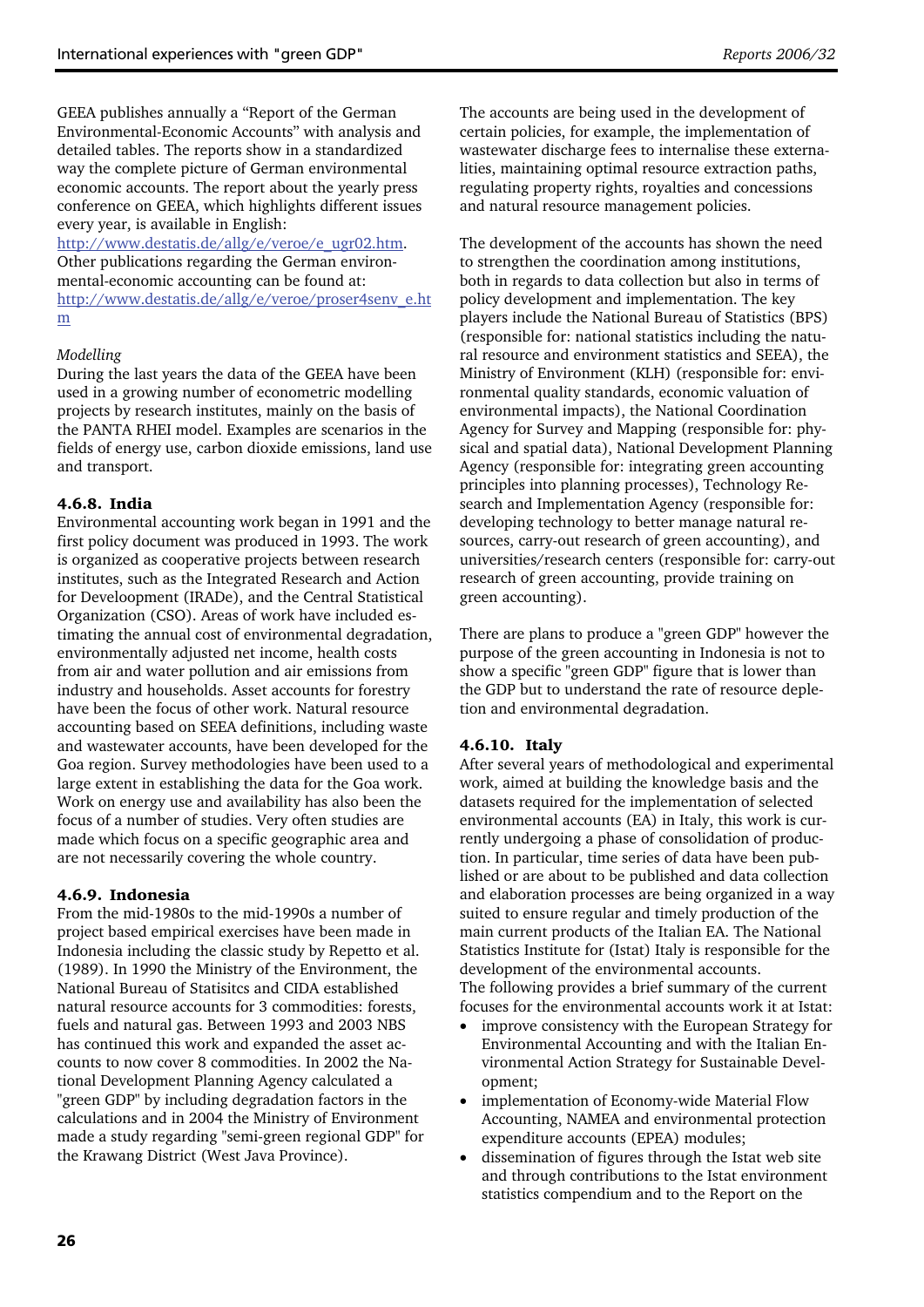GEEA publishes annually a "Report of the German Environmental-Economic Accounts" with analysis and detailed tables. The reports show in a standardized way the complete picture of German environmental economic accounts. The report about the yearly press conference on GEEA, which highlights different issues every year, is available in English:
http://www.destatis.de/allg/e/veroe/e_ugr02.htm.
Other publications regarding the German environmental-economic accounting can be found at:
http://www.destatis.de/allg/e/veroe/proser4senv_e.htm

*Modelling*

During the last years the data of the GEEA have been used in a growing number of econometric modelling projects by research institutes, mainly on the basis of the PANTA RHEI model. Examples are scenarios in the fields of energy use, carbon dioxide emissions, land use and transport.

### 4.6.8. India

Environmental accounting work began in 1991 and the first policy document was produced in 1993. The work is organized as cooperative projects between research institutes, such as the Integrated Research and Action for Develoopment (IRADe), and the Central Statistical Organization (CSO). Areas of work have included estimating the annual cost of environmental degradation, environmentally adjusted net income, health costs from air and water pollution and air emissions from industry and households. Asset accounts for forestry have been the focus of other work. Natural resource accounting based on SEEA definitions, including waste and wastewater accounts, have been developed for the Goa region. Survey methodologies have been used to a large extent in establishing the data for the Goa work. Work on energy use and availability has also been the focus of a number of studies. Very often studies are made which focus on a specific geographic area and are not necessarily covering the whole country.

### 4.6.9. Indonesia

From the mid-1980s to the mid-1990s a number of project based empirical exercises have been made in Indonesia including the classic study by Repetto et al. (1989). In 1990 the Ministry of the Environment, the National Bureau of Statisitcs and CIDA established natural resource accounts for 3 commodities: forests, fuels and natural gas. Between 1993 and 2003 NBS has continued this work and expanded the asset accounts to now cover 8 commodities. In 2002 the National Development Planning Agency calculated a "green GDP" by including degradation factors in the calculations and in 2004 the Ministry of Environment made a study regarding "semi-green regional GDP" for the Krawang District (West Java Province).

The accounts are being used in the development of certain policies, for example, the implementation of wastewater discharge fees to internalise these externalities, maintaining optimal resource extraction paths, regulating property rights, royalties and concessions and natural resource management policies.

The development of the accounts has shown the need to strengthen the coordination among institutions, both in regards to data collection but also in terms of policy development and implementation. The key players include the National Bureau of Statistics (BPS) (responsible for: national statistics including the natural resource and environment statistics and SEEA), the Ministry of Environment (KLH) (responsible for: environmental quality standards, economic valuation of environmental impacts), the National Coordination Agency for Survey and Mapping (responsible for: physical and spatial data), National Development Planning Agency (responsible for: integrating green accounting principles into planning processes), Technology Research and Implementation Agency (responsible for: developing technology to better manage natural resources, carry-out research of green accounting), and universities/research centers (responsible for: carry-out research of green accounting, provide training on green accounting).

There are plans to produce a "green GDP" however the purpose of the green accounting in Indonesia is not to show a specific "green GDP" figure that is lower than the GDP but to understand the rate of resource depletion and environmental degradation.

### 4.6.10. Italy

After several years of methodological and experimental work, aimed at building the knowledge basis and the datasets required for the implementation of selected environmental accounts (EA) in Italy, this work is currently undergoing a phase of consolidation of production. In particular, time series of data have been published or are about to be published and data collection and elaboration processes are being organized in a way suited to ensure regular and timely production of the main current products of the Italian EA. The National Statistics Institute for (Istat) Italy is responsible for the development of the environmental accounts.
The following provides a brief summary of the current focuses for the environmental accounts work it at Istat:

- improve consistency with the European Strategy for Environmental Accounting and with the Italian Environmental Action Strategy for Sustainable Development;
- implementation of Economy-wide Material Flow Accounting, NAMEA and environmental protection expenditure accounts (EPEA) modules;
- dissemination of figures through the Istat web site and through contributions to the Istat environment statistics compendium and to the Report on the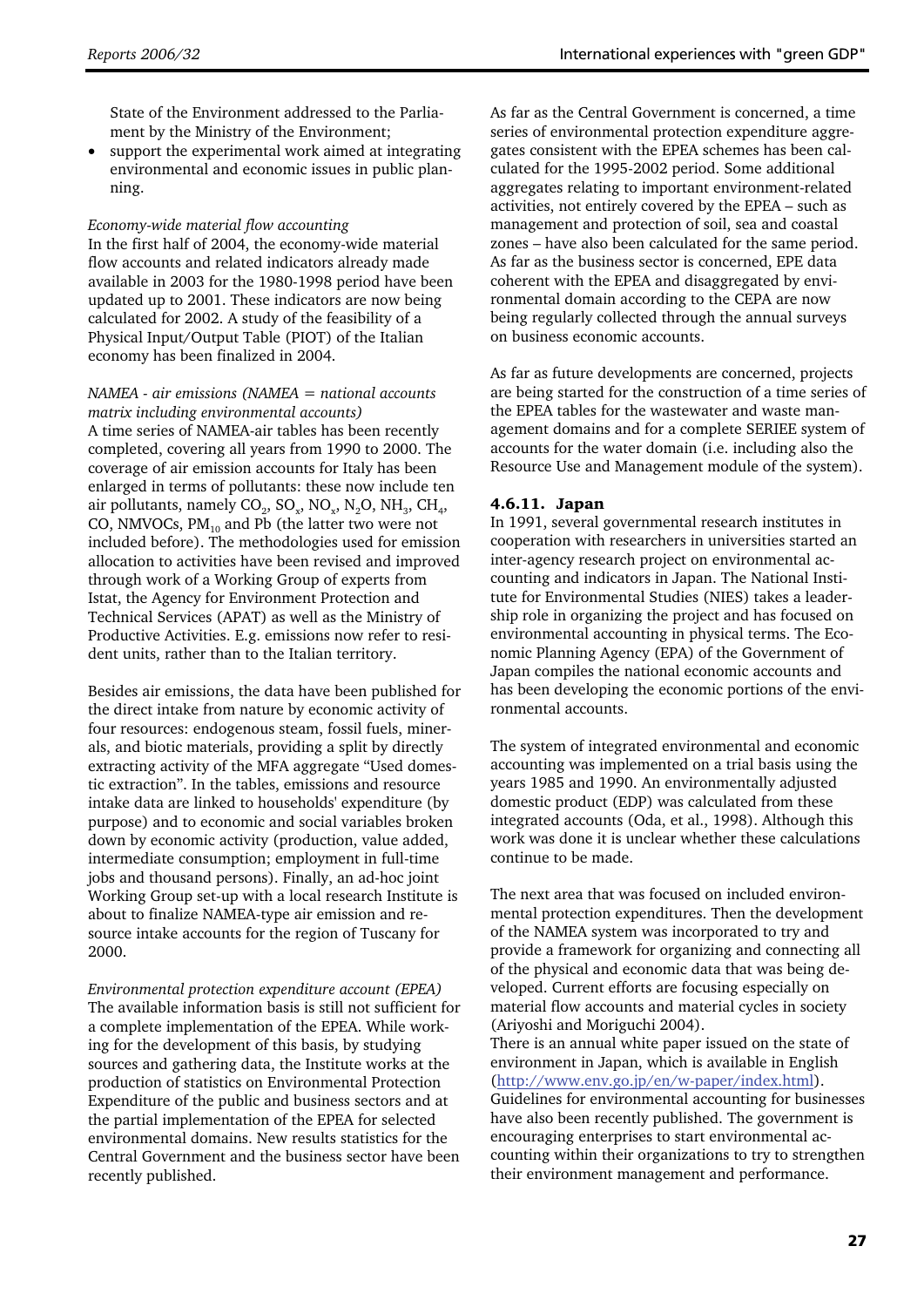State of the Environment addressed to the Parliament by the Ministry of the Environment;

- support the experimental work aimed at integrating environmental and economic issues in public planning.

*Economy-wide material flow accounting*

In the first half of 2004, the economy-wide material flow accounts and related indicators already made available in 2003 for the 1980-1998 period have been updated up to 2001. These indicators are now being calculated for 2002. A study of the feasibility of a Physical Input/Output Table (PIOT) of the Italian economy has been finalized in 2004.

*NAMEA - air emissions (NAMEA = national accounts matrix including environmental accounts)*

A time series of NAMEA-air tables has been recently completed, covering all years from 1990 to 2000. The coverage of air emission accounts for Italy has been enlarged in terms of pollutants: these now include ten air pollutants, namely $CO_2$, $SO_x$, $NO_x$, $N_2O$, $NH_3$, $CH_4$, CO, NMVOCs, $PM_{10}$ and Pb (the latter two were not included before). The methodologies used for emission allocation to activities have been revised and improved through work of a Working Group of experts from Istat, the Agency for Environment Protection and Technical Services (APAT) as well as the Ministry of Productive Activities. E.g. emissions now refer to resident units, rather than to the Italian territory.

Besides air emissions, the data have been published for the direct intake from nature by economic activity of four resources: endogenous steam, fossil fuels, minerals, and biotic materials, providing a split by directly extracting activity of the MFA aggregate "Used domestic extraction". In the tables, emissions and resource intake data are linked to households' expenditure (by purpose) and to economic and social variables broken down by economic activity (production, value added, intermediate consumption; employment in full-time jobs and thousand persons). Finally, an ad-hoc joint Working Group set-up with a local research Institute is about to finalize NAMEA-type air emission and resource intake accounts for the region of Tuscany for 2000.

*Environmental protection expenditure account (EPEA)*

The available information basis is still not sufficient for a complete implementation of the EPEA. While working for the development of this basis, by studying sources and gathering data, the Institute works at the production of statistics on Environmental Protection Expenditure of the public and business sectors and at the partial implementation of the EPEA for selected environmental domains. New results statistics for the Central Government and the business sector have been recently published.

As far as the Central Government is concerned, a time series of environmental protection expenditure aggregates consistent with the EPEA schemes has been calculated for the 1995-2002 period. Some additional aggregates relating to important environment-related activities, not entirely covered by the EPEA – such as management and protection of soil, sea and coastal zones – have also been calculated for the same period. As far as the business sector is concerned, EPE data coherent with the EPEA and disaggregated by environmental domain according to the CEPA are now being regularly collected through the annual surveys on business economic accounts.

As far as future developments are concerned, projects are being started for the construction of a time series of the EPEA tables for the wastewater and waste management domains and for a complete SERIEE system of accounts for the water domain (i.e. including also the Resource Use and Management module of the system).

### 4.6.11. Japan

In 1991, several governmental research institutes in cooperation with researchers in universities started an inter-agency research project on environmental accounting and indicators in Japan. The National Institute for Environmental Studies (NIES) takes a leadership role in organizing the project and has focused on environmental accounting in physical terms. The Economic Planning Agency (EPA) of the Government of Japan compiles the national economic accounts and has been developing the economic portions of the environmental accounts.

The system of integrated environmental and economic accounting was implemented on a trial basis using the years 1985 and 1990. An environmentally adjusted domestic product (EDP) was calculated from these integrated accounts (Oda, et al., 1998). Although this work was done it is unclear whether these calculations continue to be made.

The next area that was focused on included environmental protection expenditures. Then the development of the NAMEA system was incorporated to try and provide a framework for organizing and connecting all of the physical and economic data that was being developed. Current efforts are focusing especially on material flow accounts and material cycles in society (Ariyoshi and Moriguchi 2004).

There is an annual white paper issued on the state of environment in Japan, which is available in English (http://www.env.go.jp/en/w-paper/index.html). Guidelines for environmental accounting for businesses have also been recently published. The government is encouraging enterprises to start environmental accounting within their organizations to try to strengthen their environment management and performance.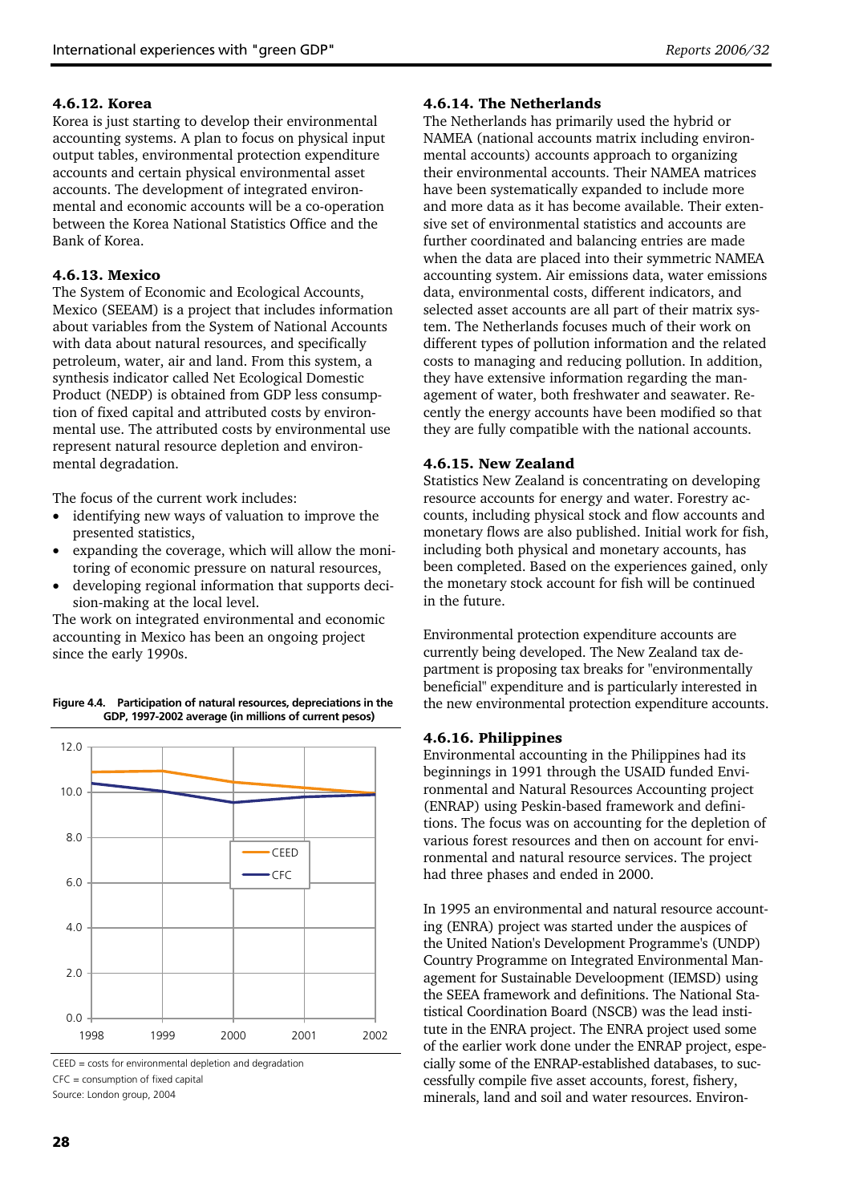#### 4.6.12. Korea

Korea is just starting to develop their environmental accounting systems. A plan to focus on physical input output tables, environmental protection expenditure accounts and certain physical environmental asset accounts. The development of integrated environmental and economic accounts will be a co-operation between the Korea National Statistics Office and the Bank of Korea.

#### 4.6.13. Mexico

The System of Economic and Ecological Accounts, Mexico (SEEAM) is a project that includes information about variables from the System of National Accounts with data about natural resources, and specifically petroleum, water, air and land. From this system, a synthesis indicator called Net Ecological Domestic Product (NEDP) is obtained from GDP less consumption of fixed capital and attributed costs by environmental use. The attributed costs by environmental use represent natural resource depletion and environmental degradation.

The focus of the current work includes:

- identifying new ways of valuation to improve the presented statistics,
- expanding the coverage, which will allow the monitoring of economic pressure on natural resources,
- developing regional information that supports decision-making at the local level.

The work on integrated environmental and economic accounting in Mexico has been an ongoing project since the early 1990s.

**Figure 4.4. Participation of natural resources, depreciations in the GDP, 1997-2002 average (in millions of current pesos)**

CEED = costs for environmental depletion and degradation
CFC = consumption of fixed capital
Source: London group, 2004

#### 4.6.14. The Netherlands

The Netherlands has primarily used the hybrid or NAMEA (national accounts matrix including environmental accounts) accounts approach to organizing their environmental accounts. Their NAMEA matrices have been systematically expanded to include more and more data as it has become available. Their extensive set of environmental statistics and accounts are further coordinated and balancing entries are made when the data are placed into their symmetric NAMEA accounting system. Air emissions data, water emissions data, environmental costs, different indicators, and selected asset accounts are all part of their matrix system. The Netherlands focuses much of their work on different types of pollution information and the related costs to managing and reducing pollution. In addition, they have extensive information regarding the management of water, both freshwater and seawater. Recently the energy accounts have been modified so that they are fully compatible with the national accounts.

#### 4.6.15. New Zealand

Statistics New Zealand is concentrating on developing resource accounts for energy and water. Forestry accounts, including physical stock and flow accounts and monetary flows are also published. Initial work for fish, including both physical and monetary accounts, has been completed. Based on the experiences gained, only the monetary stock account for fish will be continued in the future.

Environmental protection expenditure accounts are currently being developed. The New Zealand tax department is proposing tax breaks for "environmentally beneficial" expenditure and is particularly interested in the new environmental protection expenditure accounts.

#### 4.6.16. Philippines

Environmental accounting in the Philippines had its beginnings in 1991 through the USAID funded Environmental and Natural Resources Accounting project (ENRAP) using Peskin-based framework and definitions. The focus was on accounting for the depletion of various forest resources and then on account for environmental and natural resource services. The project had three phases and ended in 2000.

In 1995 an environmental and natural resource accounting (ENRA) project was started under the auspices of the United Nation's Development Programme's (UNDP) Country Programme on Integrated Environmental Management for Sustainable Develoopment (IEMSD) using the SEEA framework and definitions. The National Statistical Coordination Board (NSCB) was the lead institute in the ENRA project. The ENRA project used some of the earlier work done under the ENRAP project, especially some of the ENRAP-established databases, to successfully compile five asset accounts, forest, fishery, minerals, land and soil and water resources. Environ-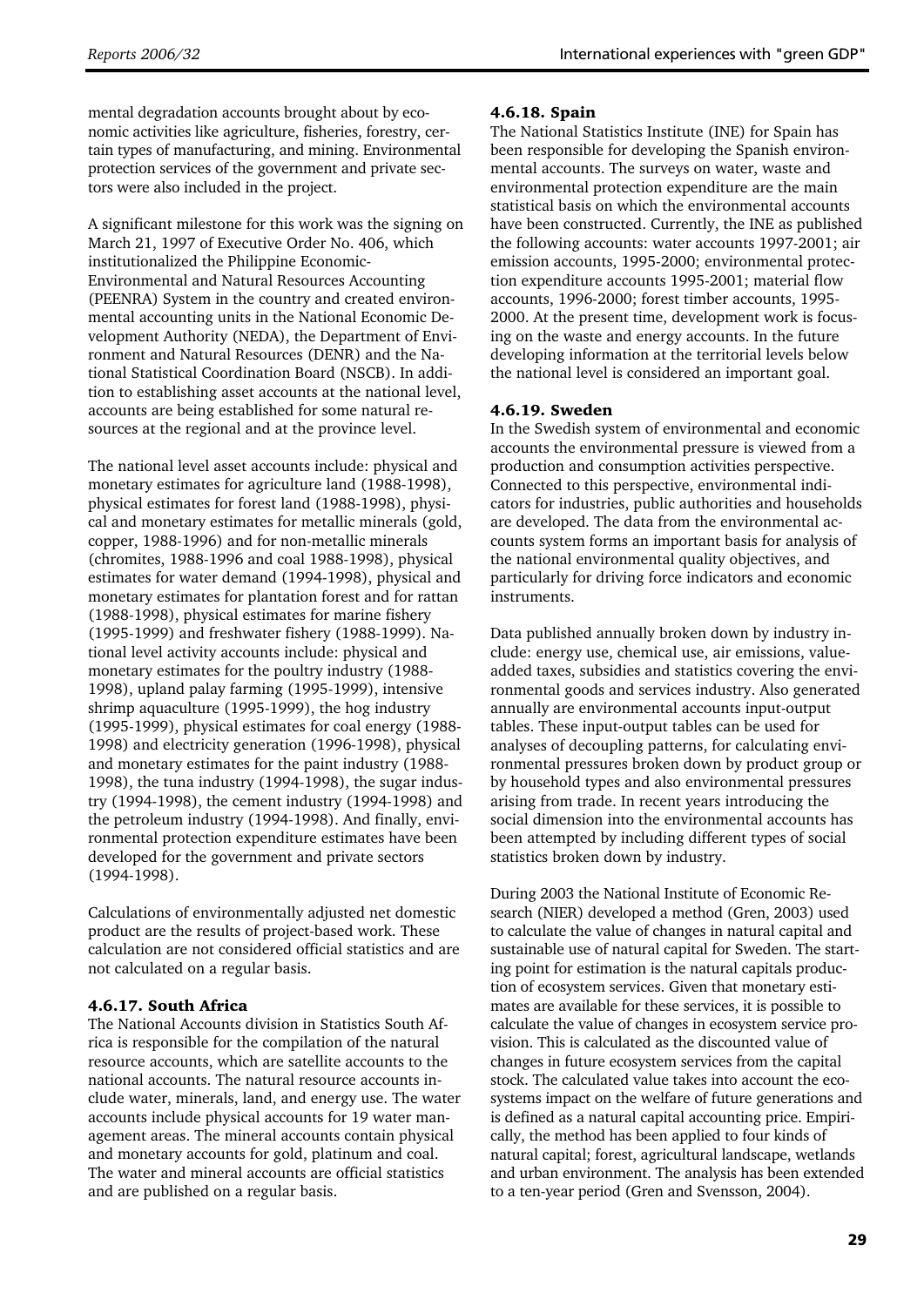mental degradation accounts brought about by economic activities like agriculture, fisheries, forestry, certain types of manufacturing, and mining. Environmental protection services of the government and private sectors were also included in the project.

A significant milestone for this work was the signing on March 21, 1997 of Executive Order No. 406, which institutionalized the Philippine Economic-Environmental and Natural Resources Accounting (PEENRA) System in the country and created environmental accounting units in the National Economic Development Authority (NEDA), the Department of Environment and Natural Resources (DENR) and the National Statistical Coordination Board (NSCB). In addition to establishing asset accounts at the national level, accounts are being established for some natural resources at the regional and at the province level.

The national level asset accounts include: physical and monetary estimates for agriculture land (1988-1998), physical estimates for forest land (1988-1998), physical and monetary estimates for metallic minerals (gold, copper, 1988-1996) and for non-metallic minerals (chromites, 1988-1996 and for coal 1988-1998), physical estimates for water demand (1994-1998), physical and monetary estimates for plantation forest and for rattan (1988-1998), physical estimates for marine fishery (1995-1999) and freshwater fishery (1988-1999). National level activity accounts include: physical and monetary estimates for the poultry industry (1988-1998), upland palay farming (1995-1999), intensive shrimp aquaculture (1995-1999), the hog industry (1995-1999), physical estimates for coal energy (1988-1998) and electricity generation (1996-1998), physical and monetary estimates for the paint industry (1988-1998), the tuna industry (1994-1998), the sugar industry (1994-1998), the cement industry (1994-1998) and the petroleum industry (1994-1998). And finally, environmental protection expenditure estimates have been developed for the government and private sectors (1994-1998).

Calculations of environmentally adjusted net domestic product are the results of project-based work. These calculation are not considered official statistics and are not calculated on a regular basis.

#### 4.6.17. South Africa

The National Accounts division in Statistics South Africa is responsible for the compilation of the natural resource accounts, which are satellite accounts to the national accounts. The natural resource accounts include water, minerals, land, and energy use. The water accounts include physical accounts for 19 water management areas. The mineral accounts contain physical and monetary accounts for gold, platinum and coal. The water and mineral accounts are official statistics and are published on a regular basis.

#### 4.6.18. Spain

The National Statistics Institute (INE) for Spain has been responsible for developing the Spanish environmental accounts. The surveys on water, waste and environmental protection expenditure are the main statistical basis on which the environmental accounts have been constructed. Currently, the INE as published the following accounts: water accounts 1997-2001; air emission accounts, 1995-2000; environmental protection expenditure accounts 1995-2001; material flow accounts, 1996-2000; forest timber accounts, 1995-2000. At the present time, development work is focusing on the waste and energy accounts. In the future developing information at the territorial levels below the national level is considered an important goal.

#### 4.6.19. Sweden

In the Swedish system of environmental and economic accounts the environmental pressure is viewed from a production and consumption activities perspective. Connected to this perspective, environmental indicators for industries, public authorities and households are developed. The data from the environmental accounts system forms an important basis for analysis of the national environmental quality objectives, and particularly for driving force indicators and economic instruments.

Data published annually broken down by industry include: energy use, chemical use, air emissions, value-added taxes, subsidies and statistics covering the environmental goods and services industry. Also generated annually are environmental accounts input-output tables. These input-output tables can be used for analyses of decoupling patterns, for calculating environmental pressures broken down by product group or by household types and also environmental pressures arising from trade. In recent years introducing the social dimension into the environmental accounts has been attempted by including different types of social statistics broken down by industry.

During 2003 the National Institute of Economic Research (NIER) developed a method (Gren, 2003) used to calculate the value of changes in natural capital and sustainable use of natural capital for Sweden. The starting point for estimation is the natural capitals production of ecosystem services. Given that monetary estimates are available for these services, it is possible to calculate the value of changes in ecosystem service provision. This is calculated as the discounted value of changes in future ecosystem services from the capital stock. The calculated value takes into account the ecosystems impact on the welfare of future generations and is defined as a natural capital accounting price. Empirically, the method has been applied to four kinds of natural capital; forest, agricultural landscape, wetlands and urban environment. The analysis has been extended to a ten-year period (Gren and Svensson, 2004).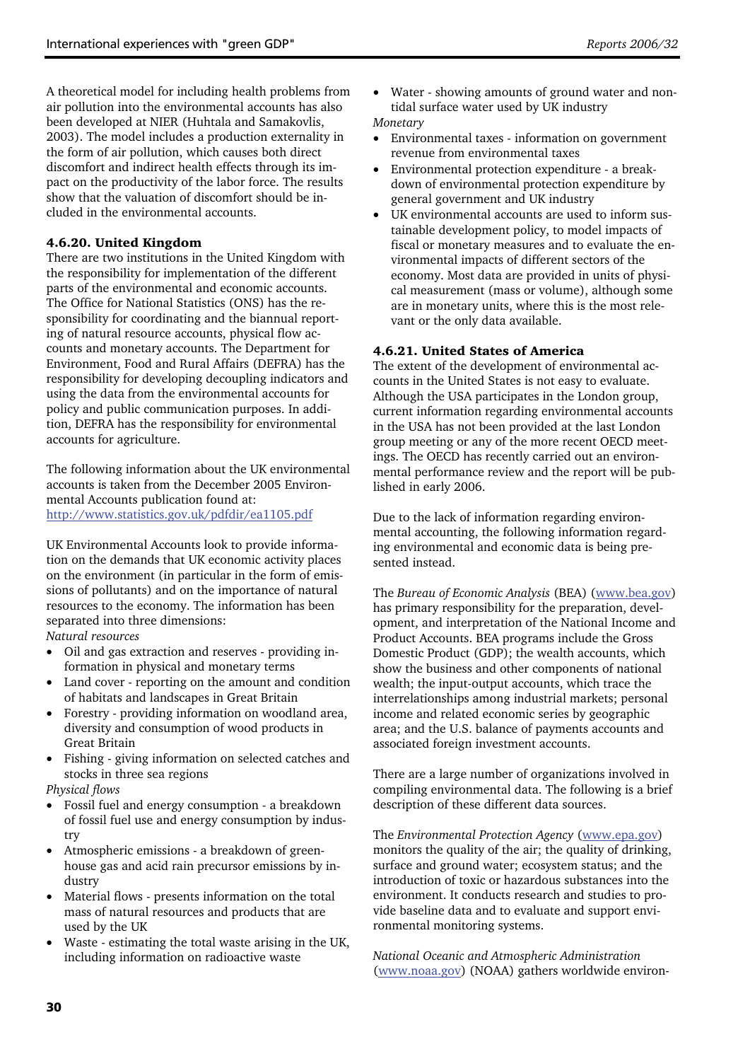A theoretical model for including health problems from air pollution into the environmental accounts has also been developed at NIER (Huhtala and Samakovlis, 2003). The model includes a production externality in the form of air pollution, which causes both direct discomfort and indirect health effects through its impact on the productivity of the labor force. The results show that the valuation of discomfort should be included in the environmental accounts.

### 4.6.20. United Kingdom

There are two institutions in the United Kingdom with the responsibility for implementation of the different parts of the environmental and economic accounts. The Office for National Statistics (ONS) has the responsibility for coordinating and the biannual reporting of natural resource accounts, physical flow accounts and monetary accounts. The Department for Environment, Food and Rural Affairs (DEFRA) has the responsibility for developing decoupling indicators and using the data from the environmental accounts for policy and public communication purposes. In addition, DEFRA has the responsibility for environmental accounts for agriculture.

The following information about the UK environmental accounts is taken from the December 2005 Environmental Accounts publication found at: http://www.statistics.gov.uk/pdfdir/ea1105.pdf

UK Environmental Accounts look to provide information on the demands that UK economic activity places on the environment (in particular in the form of emissions of pollutants) and on the importance of natural resources to the economy. The information has been separated into three dimensions:

*Natural resources*

- Oil and gas extraction and reserves - providing information in physical and monetary terms
- Land cover - reporting on the amount and condition of habitats and landscapes in Great Britain
- Forestry - providing information on woodland area, diversity and consumption of wood products in Great Britain
- Fishing - giving information on selected catches and stocks in three sea regions

*Physical flows*

- Fossil fuel and energy consumption - a breakdown of fossil fuel use and energy consumption by industry
- Atmospheric emissions - a breakdown of greenhouse gas and acid rain precursor emissions by industry
- Material flows - presents information on the total mass of natural resources and products that are used by the UK
- Waste - estimating the total waste arising in the UK, including information on radioactive waste
- Water - showing amounts of ground water and non-tidal surface water used by UK industry

*Monetary*

- Environmental taxes - information on government revenue from environmental taxes
- Environmental protection expenditure - a breakdown of environmental protection expenditure by general government and UK industry
- UK environmental accounts are used to inform sustainable development policy, to model impacts of fiscal or monetary measures and to evaluate the environmental impacts of different sectors of the economy. Most data are provided in units of physical measurement (mass or volume), although some are in monetary units, where this is the most relevant or the only data available.

### 4.6.21. United States of America

The extent of the development of environmental accounts in the United States is not easy to evaluate. Although the USA participates in the London group, current information regarding environmental accounts in the USA has not been provided at the last London group meeting or any of the more recent OECD meetings. The OECD has recently carried out an environmental performance review and the report will be published in early 2006.

Due to the lack of information regarding environmental accounting, the following information regarding environmental and economic data is being presented instead.

The *Bureau of Economic Analysis* (BEA) (www.bea.gov) has primary responsibility for the preparation, development, and interpretation of the National Income and Product Accounts. BEA programs include the Gross Domestic Product (GDP); the wealth accounts, which show the business and other components of national wealth; the input-output accounts, which trace the interrelationships among industrial markets; personal income and related economic series by geographic area; and the U.S. balance of payments accounts and associated foreign investment accounts.

There are a large number of organizations involved in compiling environmental data. The following is a brief description of these different data sources.

The *Environmental Protection Agency* (www.epa.gov) monitors the quality of the air; the quality of drinking, surface and ground water; ecosystem status; and the introduction of toxic or hazardous substances into the environment. It conducts research and studies to provide baseline data and to evaluate and support environmental monitoring systems.

*National Oceanic and Atmospheric Administration* (www.noaa.gov) (NOAA) gathers worldwide environ-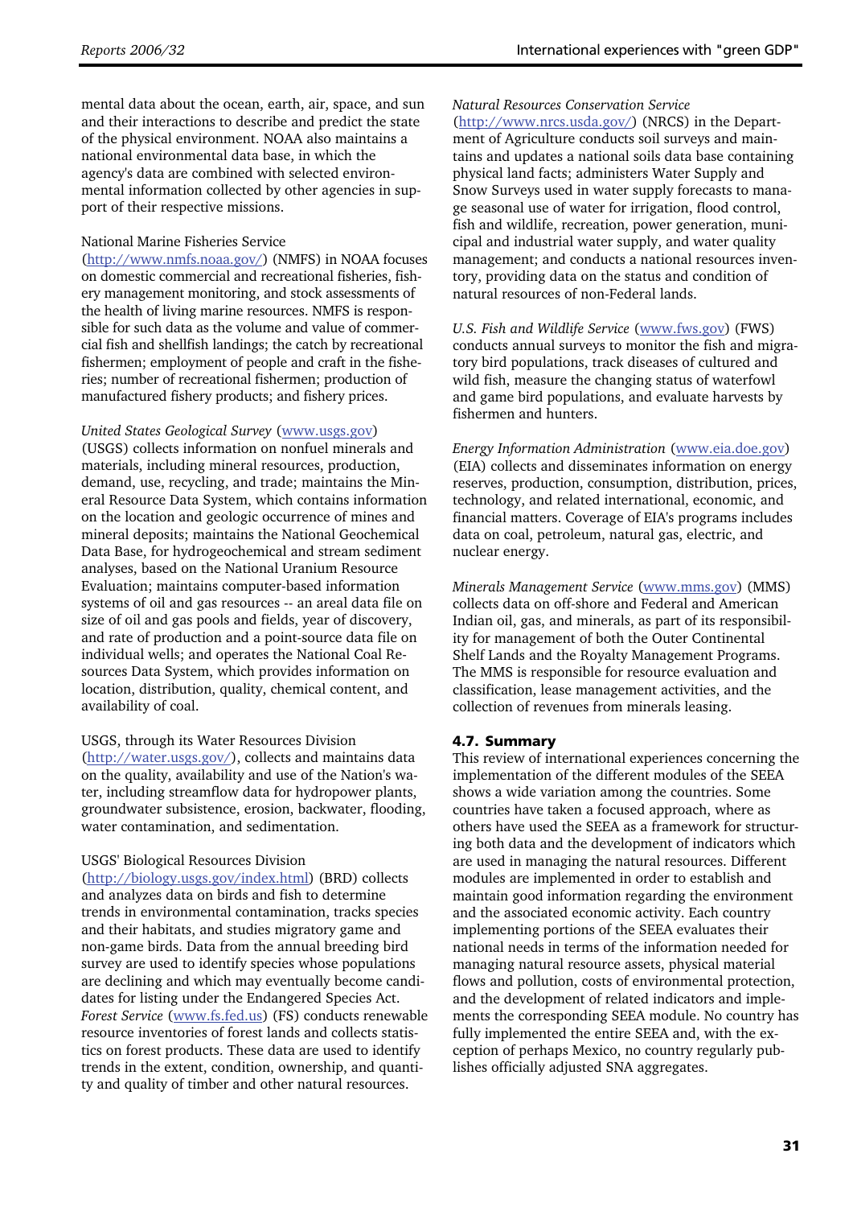mental data about the ocean, earth, air, space, and sun and their interactions to describe and predict the state of the physical environment. NOAA also maintains a national environmental data base, in which the agency's data are combined with selected environmental information collected by other agencies in support of their respective missions.

National Marine Fisheries Service (http://www.nmfs.noaa.gov/) (NMFS) in NOAA focuses on domestic commercial and recreational fisheries, fishery management monitoring, and stock assessments of the health of living marine resources. NMFS is responsible for such data as the volume and value of commercial fish and shellfish landings; the catch by recreational fishermen; employment of people and craft in the fisheries; number of recreational fishermen; production of manufactured fishery products; and fishery prices.

*United States Geological Survey* (www.usgs.gov) (USGS) collects information on nonfuel minerals and materials, including mineral resources, production, demand, use, recycling, and trade; maintains the Mineral Resource Data System, which contains information on the location and geologic occurrence of mines and mineral deposits; maintains the National Geochemical Data Base, for hydrogeochemical and stream sediment analyses, based on the National Uranium Resource Evaluation; maintains computer-based information systems of oil and gas resources -- an areal data file on size of oil and gas pools and fields, year of discovery, and rate of production and a point-source data file on individual wells; and operates the National Coal Resources Data System, which provides information on location, distribution, quality, chemical content, and availability of coal.

USGS, through its Water Resources Division (http://water.usgs.gov/), collects and maintains data on the quality, availability and use of the Nation's water, including streamflow data for hydropower plants, groundwater subsistence, erosion, backwater, flooding, water contamination, and sedimentation.

USGS' Biological Resources Division (http://biology.usgs.gov/index.html) (BRD) collects and analyzes data on birds and fish to determine trends in environmental contamination, tracks species and their habitats, and studies migratory game and non-game birds. Data from the annual breeding bird survey are used to identify species whose populations are declining and which may eventually become candidates for listing under the Endangered Species Act. *Forest Service* (www.fs.fed.us) (FS) conducts renewable resource inventories of forest lands and collects statistics on forest products. These data are used to identify trends in the extent, condition, ownership, and quantity and quality of timber and other natural resources.

*Natural Resources Conservation Service* (http://www.nrcs.usda.gov/) (NRCS) in the Department of Agriculture conducts soil surveys and maintains and updates a national soils data base containing physical land facts; administers Water Supply and Snow Surveys used in water supply forecasts to manage seasonal use of water for irrigation, flood control, fish and wildlife, recreation, power generation, municipal and industrial water supply, and water quality management; and conducts a national resources inventory, providing data on the status and condition of natural resources of non-Federal lands.

*U.S. Fish and Wildlife Service* (www.fws.gov) (FWS) conducts annual surveys to monitor the fish and migratory bird populations, track diseases of cultured and wild fish, measure the changing status of waterfowl and game bird populations, and evaluate harvests by fishermen and hunters.

*Energy Information Administration* (www.eia.doe.gov) (EIA) collects and disseminates information on energy reserves, production, consumption, distribution, prices, technology, and related international, economic, and financial matters. Coverage of EIA's programs includes data on coal, petroleum, natural gas, electric, and nuclear energy.

*Minerals Management Service* (www.mms.gov) (MMS) collects data on off-shore and Federal and American Indian oil, gas, and minerals, as part of its responsibility for management of both the Outer Continental Shelf Lands and the Royalty Management Programs. The MMS is responsible for resource evaluation and classification, lease management activities, and the collection of revenues from minerals leasing.

### 4.7. Summary

This review of international experiences concerning the implementation of the different modules of the SEEA shows a wide variation among the countries. Some countries have taken a focused approach, where as others have used the SEEA as a framework for structuring both data and the development of indicators which are used in managing the natural resources. Different modules are implemented in order to establish and maintain good information regarding the environment and the associated economic activity. Each country implementing portions of the SEEA evaluates their national needs in terms of the information needed for managing natural resource assets, physical material flows and pollution, costs of environmental protection, and the development of related indicators and implements the corresponding SEEA module. No country has fully implemented the entire SEEA and, with the exception of perhaps Mexico, no country regularly publishes officially adjusted SNA aggregates.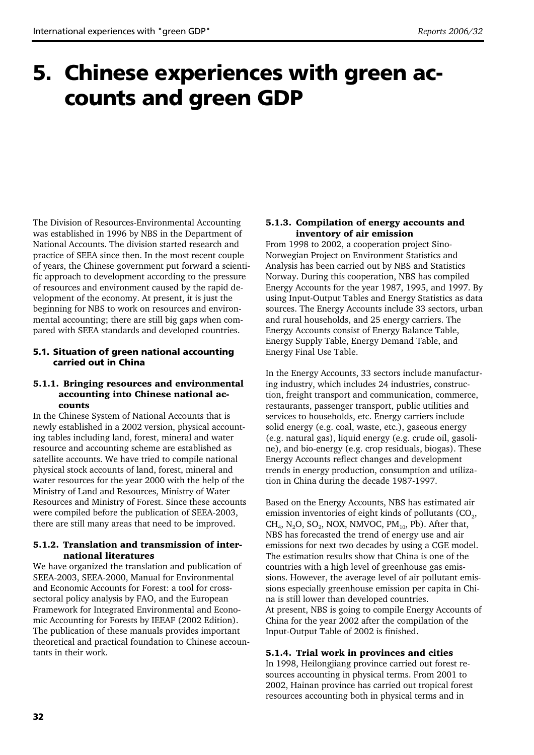# 5. Chinese experiences with green accounts and green GDP

The Division of Resources-Environmental Accounting was established in 1996 by NBS in the Department of National Accounts. The division started research and practice of SEEA since then. In the most recent couple of years, the Chinese government put forward a scientific approach to development according to the pressure of resources and environment caused by the rapid development of the economy. At present, it is just the beginning for NBS to work on resources and environmental accounting; there are still big gaps when compared with SEEA standards and developed countries.

## 5.1. Situation of green national accounting carried out in China

### 5.1.1. Bringing resources and environmental accounting into Chinese national accounts

In the Chinese System of National Accounts that is newly established in a 2002 version, physical accounting tables including land, forest, mineral and water resource and accounting scheme are established as satellite accounts. We have tried to compile national physical stock accounts of land, forest, mineral and water resources for the year 2000 with the help of the Ministry of Land and Resources, Ministry of Water Resources and Ministry of Forest. Since these accounts were compiled before the publication of SEEA-2003, there are still many areas that need to be improved.

### 5.1.2. Translation and transmission of international literatures

We have organized the translation and publication of SEEA-2003, SEEA-2000, Manual for Environmental and Economic Accounts for Forest: a tool for cross-sectoral policy analysis by FAO, and the European Framework for Integrated Environmental and Economic Accounting for Forests by IEEAF (2002 Edition). The publication of these manuals provides important theoretical and practical foundation to Chinese accountants in their work.

### 5.1.3. Compilation of energy accounts and inventory of air emission

From 1998 to 2002, a cooperation project Sino-Norwegian Project on Environment Statistics and Analysis has been carried out by NBS and Statistics Norway. During this cooperation, NBS has compiled Energy Accounts for the year 1987, 1995, and 1997. By using Input-Output Tables and Energy Statistics as data sources. The Energy Accounts include 33 sectors, urban and rural households, and 25 energy carriers. The Energy Accounts consist of Energy Balance Table, Energy Supply Table, Energy Demand Table, and Energy Final Use Table.

In the Energy Accounts, 33 sectors include manufacturing industry, which includes 24 industries, construction, freight transport and communication, commerce, restaurants, passenger transport, public utilities and services to households, etc. Energy carriers include solid energy (e.g. coal, waste, etc.), gaseous energy (e.g. natural gas), liquid energy (e.g. crude oil, gasoline), and bio-energy (e.g. crop residuals, biogas). These Energy Accounts reflect changes and development trends in energy production, consumption and utilization in China during the decade 1987-1997.

Based on the Energy Accounts, NBS has estimated air emission inventories of eight kinds of pollutants ($CO_2$, $CH_4$, $N_2O$, $SO_2$, NOX, NMVOC, $PM_{10}$, Pb). After that, NBS has forecasted the trend of energy use and air emissions for next two decades by using a CGE model. The estimation results show that China is one of the countries with a high level of greenhouse gas emissions. However, the average level of air pollutant emissions especially greenhouse emission per capita in China is still lower than developed countries.
At present, NBS is going to compile Energy Accounts of China for the year 2002 after the compilation of the Input-Output Table of 2002 is finished.

### 5.1.4. Trial work in provinces and cities

In 1998, Heilongjiang province carried out forest resources accounting in physical terms. From 2001 to 2002, Hainan province has carried out tropical forest resources accounting both in physical terms and in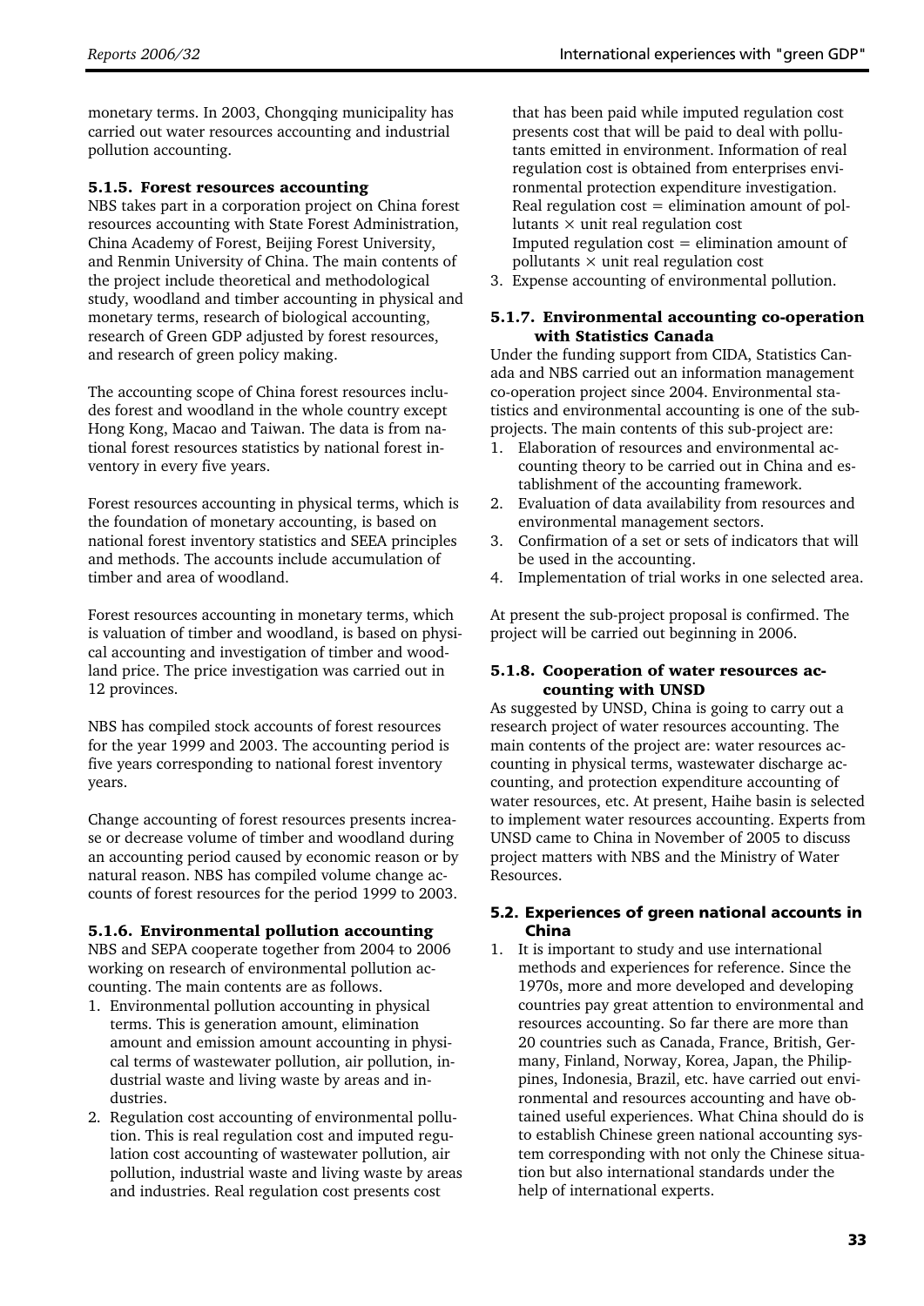monetary terms. In 2003, Chongqing municipality has carried out water resources accounting and industrial pollution accounting.

#### 5.1.5. Forest resources accounting

NBS takes part in a corporation project on China forest resources accounting with State Forest Administration, China Academy of Forest, Beijing Forest University, and Renmin University of China. The main contents of the project include theoretical and methodological study, woodland and timber accounting in physical and monetary terms, research of biological accounting, research of Green GDP adjusted by forest resources, and research of green policy making.

The accounting scope of China forest resources includes forest and woodland in the whole country except Hong Kong, Macao and Taiwan. The data is from national forest resources statistics by national forest inventory in every five years.

Forest resources accounting in physical terms, which is the foundation of monetary accounting, is based on national forest inventory statistics and SEEA principles and methods. The accounts include accumulation of timber and area of woodland.

Forest resources accounting in monetary terms, which is valuation of timber and woodland, is based on physical accounting and investigation of timber and woodland price. The price investigation was carried out in 12 provinces.

NBS has compiled stock accounts of forest resources for the year 1999 and 2003. The accounting period is five years corresponding to national forest inventory years.

Change accounting of forest resources presents increase or decrease volume of timber and woodland during an accounting period caused by economic reason or by natural reason. NBS has compiled volume change accounts of forest resources for the period 1999 to 2003.

#### 5.1.6. Environmental pollution accounting

NBS and SEPA cooperate together from 2004 to 2006 working on research of environmental pollution accounting. The main contents are as follows.

1. Environmental pollution accounting in physical terms. This is generation amount, elimination amount and emission amount accounting in physical terms of wastewater pollution, air pollution, industrial waste and living waste by areas and industries.
2. Regulation cost accounting of environmental pollution. This is real regulation cost and imputed regulation cost accounting of wastewater pollution, air pollution, industrial waste and living waste by areas and industries. Real regulation cost presents cost that has been paid while imputed regulation cost presents cost that will be paid to deal with pollutants emitted in environment. Information of real regulation cost is obtained from enterprises environmental protection expenditure investigation.
   Real regulation cost = elimination amount of pollutants $\times$ unit real regulation cost
   Imputed regulation cost = elimination amount of pollutants $\times$ unit real regulation cost
3. Expense accounting of environmental pollution.

#### 5.1.7. Environmental accounting co-operation with Statistics Canada

Under the funding support from CIDA, Statistics Canada and NBS carried out an information management co-operation project since 2004. Environmental statistics and environmental accounting is one of the sub-projects. The main contents of this sub-project are:

1. Elaboration of resources and environmental accounting theory to be carried out in China and establishment of the accounting framework.
2. Evaluation of data availability from resources and environmental management sectors.
3. Confirmation of a set or sets of indicators that will be used in the accounting.
4. Implementation of trial works in one selected area.

At present the sub-project proposal is confirmed. The project will be carried out beginning in 2006.

#### 5.1.8. Cooperation of water resources accounting with UNSD

As suggested by UNSD, China is going to carry out a research project of water resources accounting. The main contents of the project are: water resources accounting in physical terms, wastewater discharge accounting, and protection expenditure accounting of water resources, etc. At present, Haihe basin is selected to implement water resources accounting. Experts from UNSD came to China in November of 2005 to discuss project matters with NBS and the Ministry of Water Resources.

### 5.2. Experiences of green national accounts in China

1. It is important to study and use international methods and experiences for reference. Since the 1970s, more and more developed and developing countries pay great attention to environmental and resources accounting. So far there are more than 20 countries such as Canada, France, British, Germany, Finland, Norway, Korea, Japan, the Philippines, Indonesia, Brazil, etc. have carried out environmental and resources accounting and have obtained useful experiences. What China should do is to establish Chinese green national accounting system corresponding with not only the Chinese situation but also international standards under the help of international experts.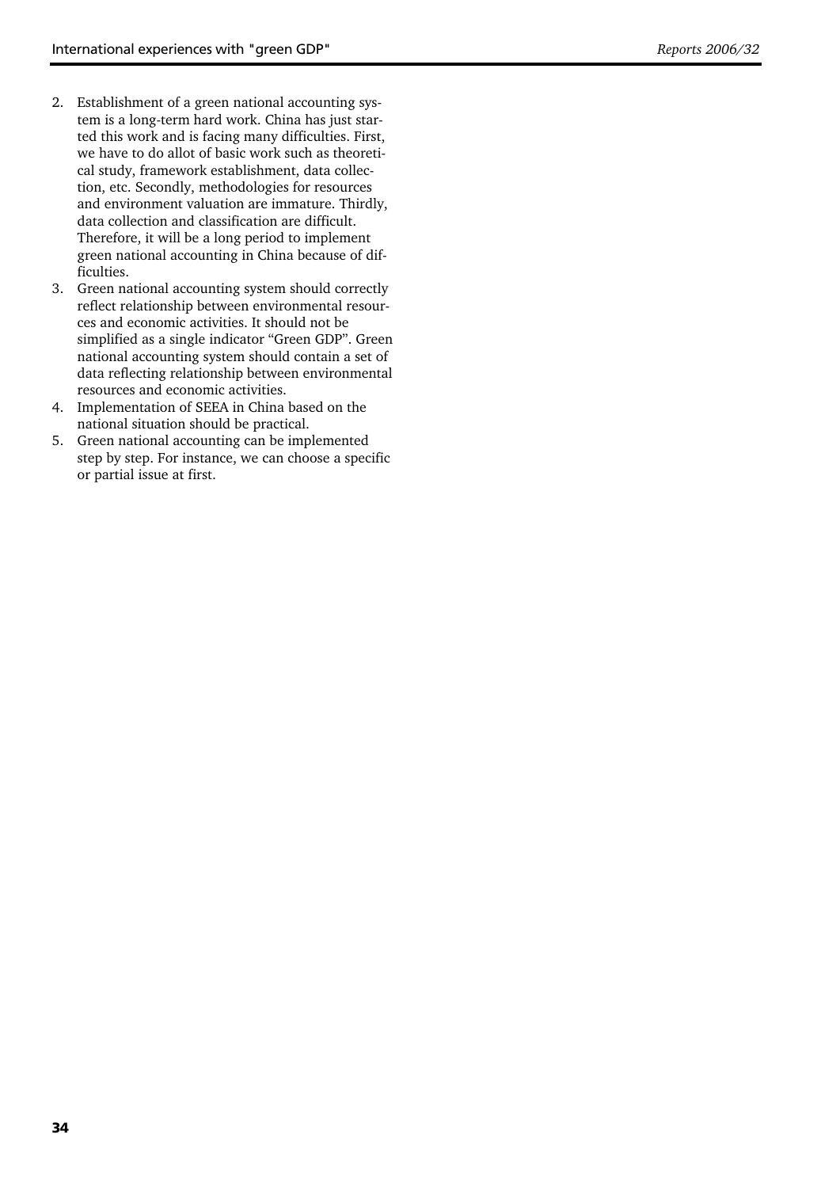2. Establishment of a green national accounting system is a long-term hard work. China has just started this work and is facing many difficulties. First, we have to do allot of basic work such as theoretical study, framework establishment, data collection, etc. Secondly, methodologies for resources and environment valuation are immature. Thirdly, data collection and classification are difficult. Therefore, it will be a long period to implement green national accounting in China because of difficulties.
3. Green national accounting system should correctly reflect relationship between environmental resources and economic activities. It should not be simplified as a single indicator "Green GDP". Green national accounting system should contain a set of data reflecting relationship between environmental resources and economic activities.
4. Implementation of SEEA in China based on the national situation should be practical.
5. Green national accounting can be implemented step by step. For instance, we can choose a specific or partial issue at first.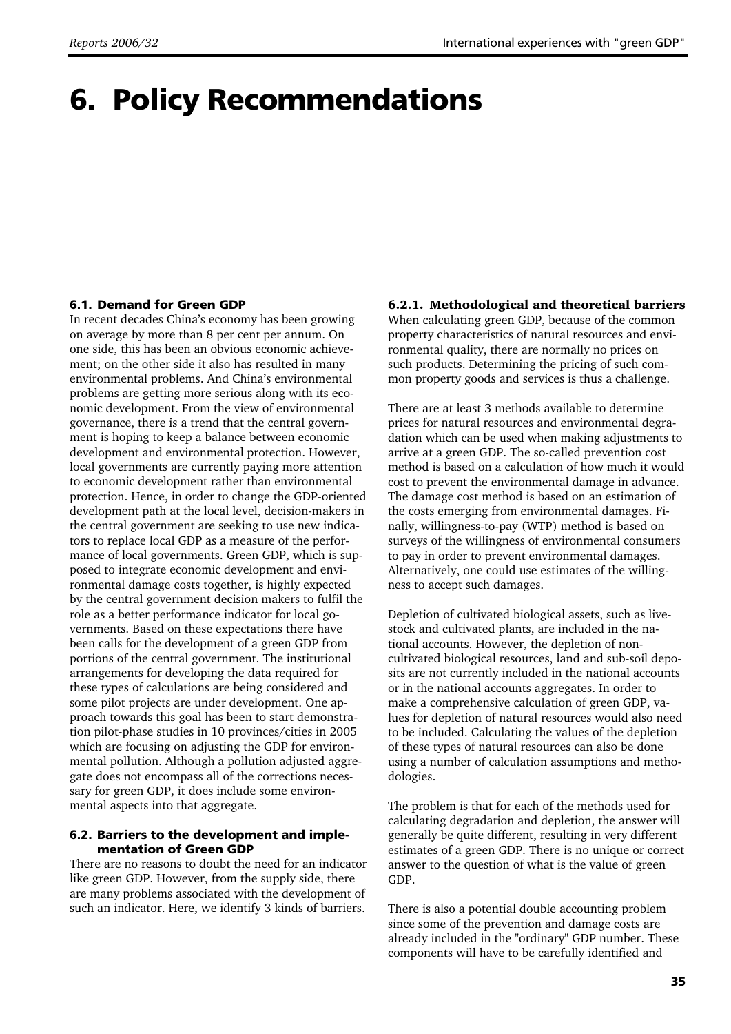# 6. Policy Recommendations

### 6.1. Demand for Green GDP

In recent decades China's economy has been growing on average by more than 8 per cent per annum. On one side, this has been an obvious economic achievement; on the other side it also has resulted in many environmental problems. And China's environmental problems are getting more serious along with its economic development. From the view of environmental governance, there is a trend that the central government is hoping to keep a balance between economic development and environmental protection. However, local governments are currently paying more attention to economic development rather than environmental protection. Hence, in order to change the GDP-oriented development path at the local level, decision-makers in the central government are seeking to use new indicators to replace local GDP as a measure of the performance of local governments. Green GDP, which is supposed to integrate economic development and environmental damage costs together, is highly expected by the central government decision makers to fulfil the role as a better performance indicator for local governments. Based on these expectations there have been calls for the development of a green GDP from portions of the central government. The institutional arrangements for developing the data required for these types of calculations are being considered and some pilot projects are under development. One approach towards this goal has been to start demonstration pilot-phase studies in 10 provinces/cities in 2005 which are focusing on adjusting the GDP for environmental pollution. Although a pollution adjusted aggregate does not encompass all of the corrections necessary for green GDP, it does include some environmental aspects into that aggregate.

### 6.2. Barriers to the development and implementation of Green GDP

There are no reasons to doubt the need for an indicator like green GDP. However, from the supply side, there are many problems associated with the development of such an indicator. Here, we identify 3 kinds of barriers.

#### 6.2.1. Methodological and theoretical barriers

When calculating green GDP, because of the common property characteristics of natural resources and environmental quality, there are normally no prices on such products. Determining the pricing of such common property goods and services is thus a challenge.

There are at least 3 methods available to determine prices for natural resources and environmental degradation which can be used when making adjustments to arrive at a green GDP. The so-called prevention cost method is based on a calculation of how much it would cost to prevent the environmental damage in advance. The damage cost method is based on an estimation of the costs emerging from environmental damages. Finally, willingness-to-pay (WTP) method is based on surveys of the willingness of environmental consumers to pay in order to prevent environmental damages. Alternatively, one could use estimates of the willingness to accept such damages.

Depletion of cultivated biological assets, such as livestock and cultivated plants, are included in the national accounts. However, the depletion of non-cultivated biological resources, land and sub-soil deposits are not currently included in the national accounts or in the national accounts aggregates. In order to make a comprehensive calculation of green GDP, values for depletion of natural resources would also need to be included. Calculating the values of the depletion of these types of natural resources can also be done using a number of calculation assumptions and methodologies.

The problem is that for each of the methods used for calculating degradation and depletion, the answer will generally be quite different, resulting in very different estimates of a green GDP. There is no unique or correct answer to the question of what is the value of green GDP.

There is also a potential double accounting problem since some of the prevention and damage costs are already included in the "ordinary" GDP number. These components will have to be carefully identified and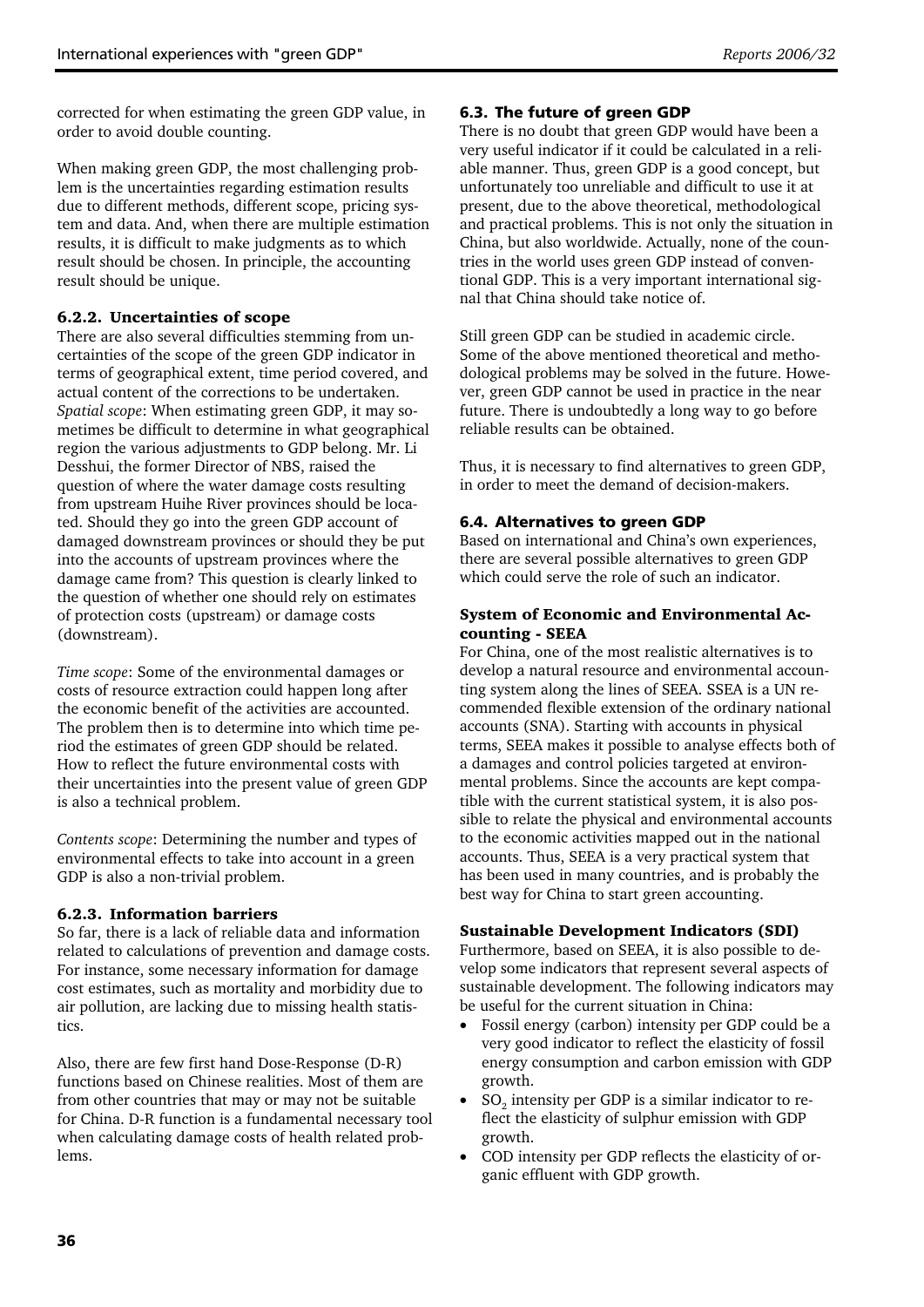corrected for when estimating the green GDP value, in order to avoid double counting.

When making green GDP, the most challenging problem is the uncertainties regarding estimation results due to different methods, different scope, pricing system and data. And, when there are multiple estimation results, it is difficult to make judgments as to which result should be chosen. In principle, the accounting result should be unique.

#### 6.2.2. Uncertainties of scope

There are also several difficulties stemming from uncertainties of the scope of the green GDP indicator in terms of geographical extent, time period covered, and actual content of the corrections to be undertaken. *Spatial scope*: When estimating green GDP, it may sometimes be difficult to determine in what geographical region the various adjustments to GDP belong. Mr. Li Desshui, the former Director of NBS, raised the question of where the water damage costs resulting from upstream Huihe River provinces should be located. Should they go into the green GDP account of damaged downstream provinces or should they be put into the accounts of upstream provinces where the damage came from? This question is clearly linked to the question of whether one should rely on estimates of protection costs (upstream) or damage costs (downstream).

*Time scope*: Some of the environmental damages or costs of resource extraction could happen long after the economic benefit of the activities are accounted. The problem then is to determine into which time period the estimates of green GDP should be related. How to reflect the future environmental costs with their uncertainties into the present value of green GDP is also a technical problem.

*Contents scope*: Determining the number and types of environmental effects to take into account in a green GDP is also a non-trivial problem.

#### 6.2.3. Information barriers

So far, there is a lack of reliable data and information related to calculations of prevention and damage costs. For instance, some necessary information for damage cost estimates, such as mortality and morbidity due to air pollution, are lacking due to missing health statistics.

Also, there are few first hand Dose-Response (D-R) functions based on Chinese realities. Most of them are from other countries that may or may not be suitable for China. D-R function is a fundamental necessary tool when calculating damage costs of health related problems.

### 6.3. The future of green GDP

There is no doubt that green GDP would have been a very useful indicator if it could be calculated in a reliable manner. Thus, green GDP is a good concept, but unfortunately too unreliable and difficult to use it at present, due to the above theoretical, methodological and practical problems. This is not only the situation in China, but also worldwide. Actually, none of the countries in the world uses green GDP instead of conventional GDP. This is a very important international signal that China should take notice of.

Still green GDP can be studied in academic circle. Some of the above mentioned theoretical and methodological problems may be solved in the future. However, green GDP cannot be used in practice in the near future. There is undoubtedly a long way to go before reliable results can be obtained.

Thus, it is necessary to find alternatives to green GDP, in order to meet the demand of decision-makers.

### 6.4. Alternatives to green GDP

Based on international and China's own experiences, there are several possible alternatives to green GDP which could serve the role of such an indicator.

#### System of Economic and Environmental Accounting - SEEA

For China, one of the most realistic alternatives is to develop a natural resource and environmental accounting system along the lines of SEEA. SSEA is a UN recommended flexible extension of the ordinary national accounts (SNA). Starting with accounts in physical terms, SEEA makes it possible to analyse effects both of a damages and control policies targeted at environmental problems. Since the accounts are kept compatible with the current statistical system, it is also possible to relate the physical and environmental accounts to the economic activities mapped out in the national accounts. Thus, SEEA is a very practical system that has been used in many countries, and is probably the best way for China to start green accounting.

#### Sustainable Development Indicators (SDI)

Furthermore, based on SEEA, it is also possible to develop some indicators that represent several aspects of sustainable development. The following indicators may be useful for the current situation in China:

- Fossil energy (carbon) intensity per GDP could be a very good indicator to reflect the elasticity of fossil energy consumption and carbon emission with GDP growth.
- $SO_2$ intensity per GDP is a similar indicator to reflect the elasticity of sulphur emission with GDP growth.
- COD intensity per GDP reflects the elasticity of organic effluent with GDP growth.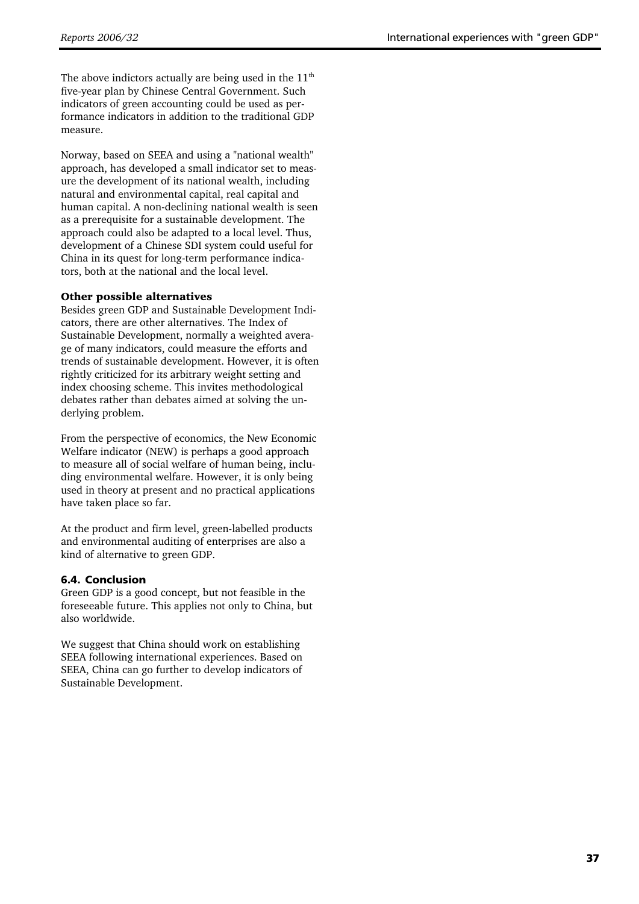The above indictors actually are being used in the 11th five-year plan by Chinese Central Government. Such indicators of green accounting could be used as performance indicators in addition to the traditional GDP measure.

Norway, based on SEEA and using a "national wealth" approach, has developed a small indicator set to measure the development of its national wealth, including natural and environmental capital, real capital and human capital. A non-declining national wealth is seen as a prerequisite for a sustainable development. The approach could also be adapted to a local level. Thus, development of a Chinese SDI system could useful for China in its quest for long-term performance indicators, both at the national and the local level.

### Other possible alternatives

Besides green GDP and Sustainable Development Indicators, there are other alternatives. The Index of Sustainable Development, normally a weighted average of many indicators, could measure the efforts and trends of sustainable development. However, it is often rightly criticized for its arbitrary weight setting and index choosing scheme. This invites methodological debates rather than debates aimed at solving the underlying problem.

From the perspective of economics, the New Economic Welfare indicator (NEW) is perhaps a good approach to measure all of social welfare of human being, including environmental welfare. However, it is only being used in theory at present and no practical applications have taken place so far.

At the product and firm level, green-labelled products and environmental auditing of enterprises are also a kind of alternative to green GDP.

## 6.4. Conclusion

Green GDP is a good concept, but not feasible in the foreseeable future. This applies not only to China, but also worldwide.

We suggest that China should work on establishing SEEA following international experiences. Based on SEEA, China can go further to develop indicators of Sustainable Development.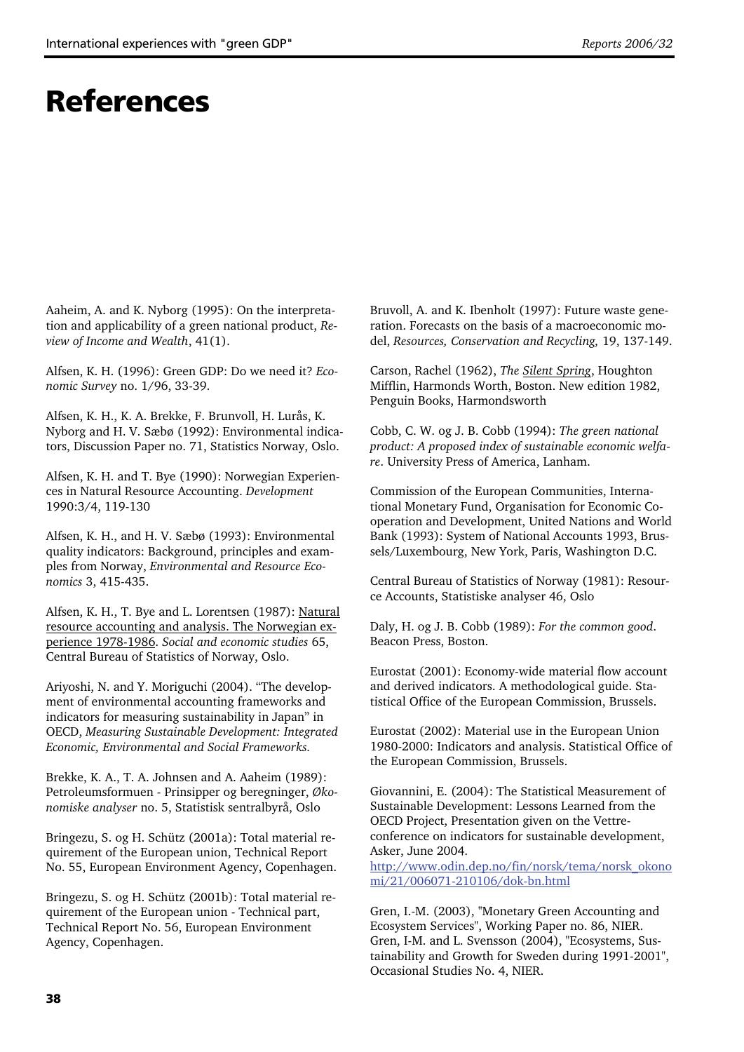# References

Aaheim, A. and K. Nyborg (1995): On the interpretation and applicability of a green national product, *Review of Income and Wealth*, 41(1).

Alfsen, K. H. (1996): Green GDP: Do we need it? *Economic Survey* no. 1/96, 33-39.

Alfsen, K. H., K. A. Brekke, F. Brunvoll, H. Lurås, K. Nyborg and H. V. Sæbø (1992): Environmental indicators, Discussion Paper no. 71, Statistics Norway, Oslo.

Alfsen, K. H. and T. Bye (1990): Norwegian Experiences in Natural Resource Accounting. *Development* 1990:3/4, 119-130

Alfsen, K. H., and H. V. Sæbø (1993): Environmental quality indicators: Background, principles and examples from Norway, *Environmental and Resource Economics* 3, 415-435.

Alfsen, K. H., T. Bye and L. Lorentsen (1987): Natural resource accounting and analysis. The Norwegian experience 1978-1986. *Social and economic studies* 65, Central Bureau of Statistics of Norway, Oslo.

Ariyoshi, N. and Y. Moriguchi (2004). "The development of environmental accounting frameworks and indicators for measuring sustainability in Japan" in OECD, *Measuring Sustainable Development: Integrated Economic, Environmental and Social Frameworks.*

Brekke, K. A., T. A. Johnsen and A. Aaheim (1989): Petroleumsformuen - Prinsipper og beregninger, *Økonomiske analyser* no. 5, Statistisk sentralbyrå, Oslo

Bringezu, S. og H. Schütz (2001a): Total material requirement of the European union, Technical Report No. 55, European Environment Agency, Copenhagen.

Bringezu, S. og H. Schütz (2001b): Total material requirement of the European union - Technical part, Technical Report No. 56, European Environment Agency, Copenhagen.

Bruvoll, A. and K. Ibenholt (1997): Future waste generation. Forecasts on the basis of a macroeconomic model, *Resources, Conservation and Recycling,* 19, 137-149.

Carson, Rachel (1962), *The Silent Spring*, Houghton Mifflin, Harmonds Worth, Boston. New edition 1982, Penguin Books, Harmondsworth

Cobb, C. W. og J. B. Cobb (1994): *The green national product: A proposed index of sustainable economic welfare*. University Press of America, Lanham.

Commission of the European Communities, International Monetary Fund, Organisation for Economic Cooperation and Development, United Nations and World Bank (1993): System of National Accounts 1993, Brussels/Luxembourg, New York, Paris, Washington D.C.

Central Bureau of Statistics of Norway (1981): Resource Accounts, Statistiske analyser 46, Oslo

Daly, H. og J. B. Cobb (1989): *For the common good*. Beacon Press, Boston.

Eurostat (2001): Economy-wide material flow account and derived indicators. A methodological guide. Statistical Office of the European Commission, Brussels.

Eurostat (2002): Material use in the European Union 1980-2000: Indicators and analysis. Statistical Office of the European Commission, Brussels.

Giovannini, E. (2004): The Statistical Measurement of Sustainable Development: Lessons Learned from the OECD Project, Presentation given on the Vettre-conference on indicators for sustainable development, Asker, June 2004.
http://www.odin.dep.no/fin/norsk/tema/norsk_okonomi/21/006071-210106/dok-bn.html

Gren, I.-M. (2003), "Monetary Green Accounting and Ecosystem Services", Working Paper no. 86, NIER.

Gren, I-M. and L. Svensson (2004), "Ecosystems, Sustainability and Growth for Sweden during 1991-2001", Occasional Studies No. 4, NIER.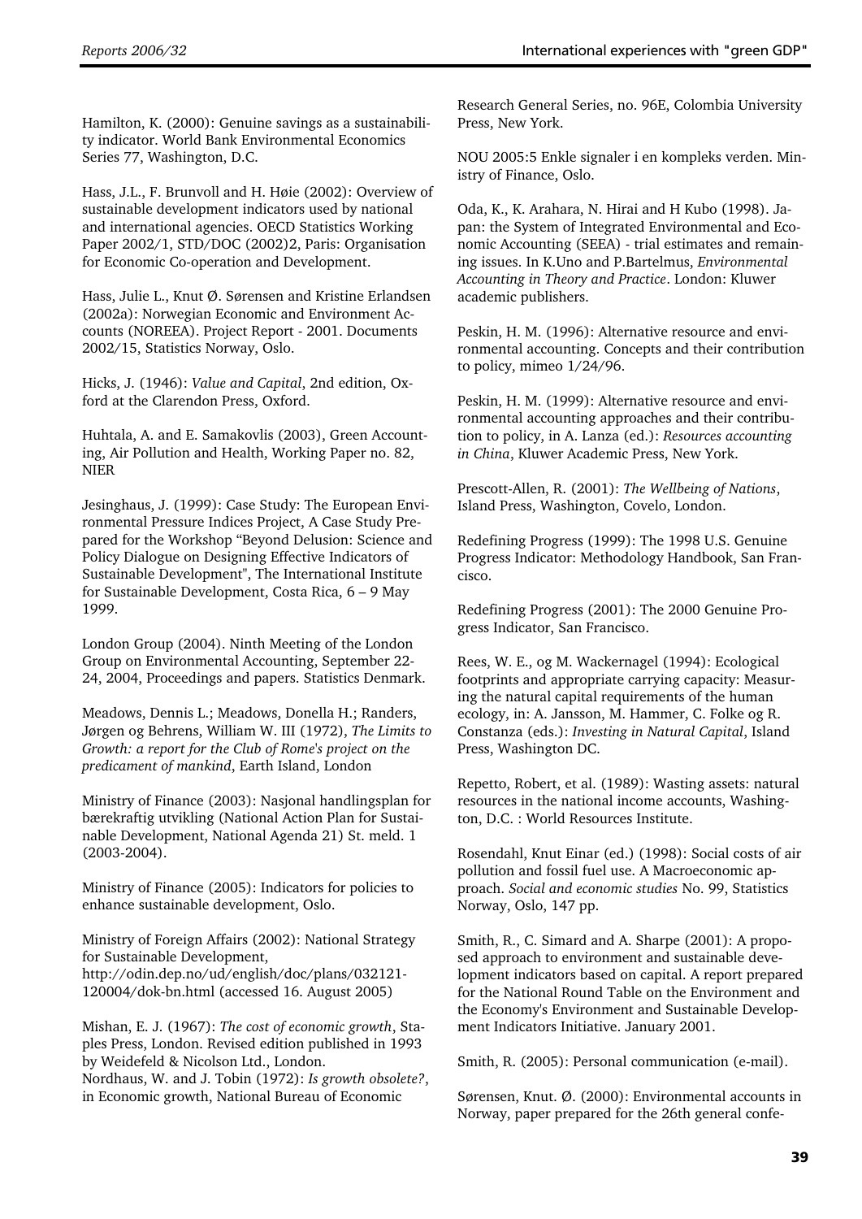Hamilton, K. (2000): Genuine savings as a sustainability indicator. World Bank Environmental Economics Series 77, Washington, D.C.

Hass, J.L., F. Brunvoll and H. Høie (2002): Overview of sustainable development indicators used by national and international agencies. OECD Statistics Working Paper 2002/1, STD/DOC (2002)2, Paris: Organisation for Economic Co-operation and Development.

Hass, Julie L., Knut Ø. Sørensen and Kristine Erlandsen (2002a): Norwegian Economic and Environment Accounts (NOREEA). Project Report - 2001. Documents 2002/15, Statistics Norway, Oslo.

Hicks, J. (1946): *Value and Capital*, 2nd edition, Oxford at the Clarendon Press, Oxford.

Huhtala, A. and E. Samakovlis (2003), Green Accounting, Air Pollution and Health, Working Paper no. 82, NIER

Jesinghaus, J. (1999): Case Study: The European Environmental Pressure Indices Project, A Case Study Prepared for the Workshop "Beyond Delusion: Science and Policy Dialogue on Designing Effective Indicators of Sustainable Development", The International Institute for Sustainable Development, Costa Rica, 6 – 9 May 1999.

London Group (2004). Ninth Meeting of the London Group on Environmental Accounting, September 22-24, 2004, Proceedings and papers. Statistics Denmark.

Meadows, Dennis L.; Meadows, Donella H.; Randers, Jørgen og Behrens, William W. III (1972), *The Limits to Growth: a report for the Club of Rome's project on the predicament of mankind*, Earth Island, London

Ministry of Finance (2003): Nasjonal handlingsplan for bærekraftig utvikling (National Action Plan for Sustainable Development, National Agenda 21) St. meld. 1 (2003-2004).

Ministry of Finance (2005): Indicators for policies to enhance sustainable development, Oslo.

Ministry of Foreign Affairs (2002): National Strategy for Sustainable Development, http://odin.dep.no/ud/english/doc/plans/032121-120004/dok-bn.html (accessed 16. August 2005)

Mishan, E. J. (1967): *The cost of economic growth*, Staples Press, London. Revised edition published in 1993 by Weidefeld & Nicolson Ltd., London.

Nordhaus, W. and J. Tobin (1972): *Is growth obsolete?*, in Economic growth, National Bureau of Economic Research General Series, no. 96E, Colombia University Press, New York.

NOU 2005:5 Enkle signaler i en kompleks verden. Ministry of Finance, Oslo.

Oda, K., K. Arahara, N. Hirai and H Kubo (1998). Japan: the System of Integrated Environmental and Economic Accounting (SEEA) - trial estimates and remaining issues. In K.Uno and P.Bartelmus, *Environmental Accounting in Theory and Practice*. London: Kluwer academic publishers.

Peskin, H. M. (1996): Alternative resource and environmental accounting. Concepts and their contribution to policy, mimeo 1/24/96.

Peskin, H. M. (1999): Alternative resource and environmental accounting approaches and their contribution to policy, in A. Lanza (ed.): *Resources accounting in China*, Kluwer Academic Press, New York.

Prescott-Allen, R. (2001): *The Wellbeing of Nations*, Island Press, Washington, Covelo, London.

Redefining Progress (1999): The 1998 U.S. Genuine Progress Indicator: Methodology Handbook, San Francisco.

Redefining Progress (2001): The 2000 Genuine Progress Indicator, San Francisco.

Rees, W. E., og M. Wackernagel (1994): Ecological footprints and appropriate carrying capacity: Measuring the natural capital requirements of the human ecology, in: A. Jansson, M. Hammer, C. Folke og R. Constanza (eds.): *Investing in Natural Capital*, Island Press, Washington DC.

Repetto, Robert, et al. (1989): Wasting assets: natural resources in the national income accounts, Washington, D.C. : World Resources Institute.

Rosendahl, Knut Einar (ed.) (1998): Social costs of air pollution and fossil fuel use. A Macroeconomic approach. *Social and economic studies* No. 99, Statistics Norway, Oslo, 147 pp.

Smith, R., C. Simard and A. Sharpe (2001): A proposed approach to environment and sustainable development indicators based on capital. A report prepared for the National Round Table on the Environment and the Economy's Environment and Sustainable Development Indicators Initiative. January 2001.

Smith, R. (2005): Personal communication (e-mail).

Sørensen, Knut. Ø. (2000): Environmental accounts in Norway, paper prepared for the 26th general confe-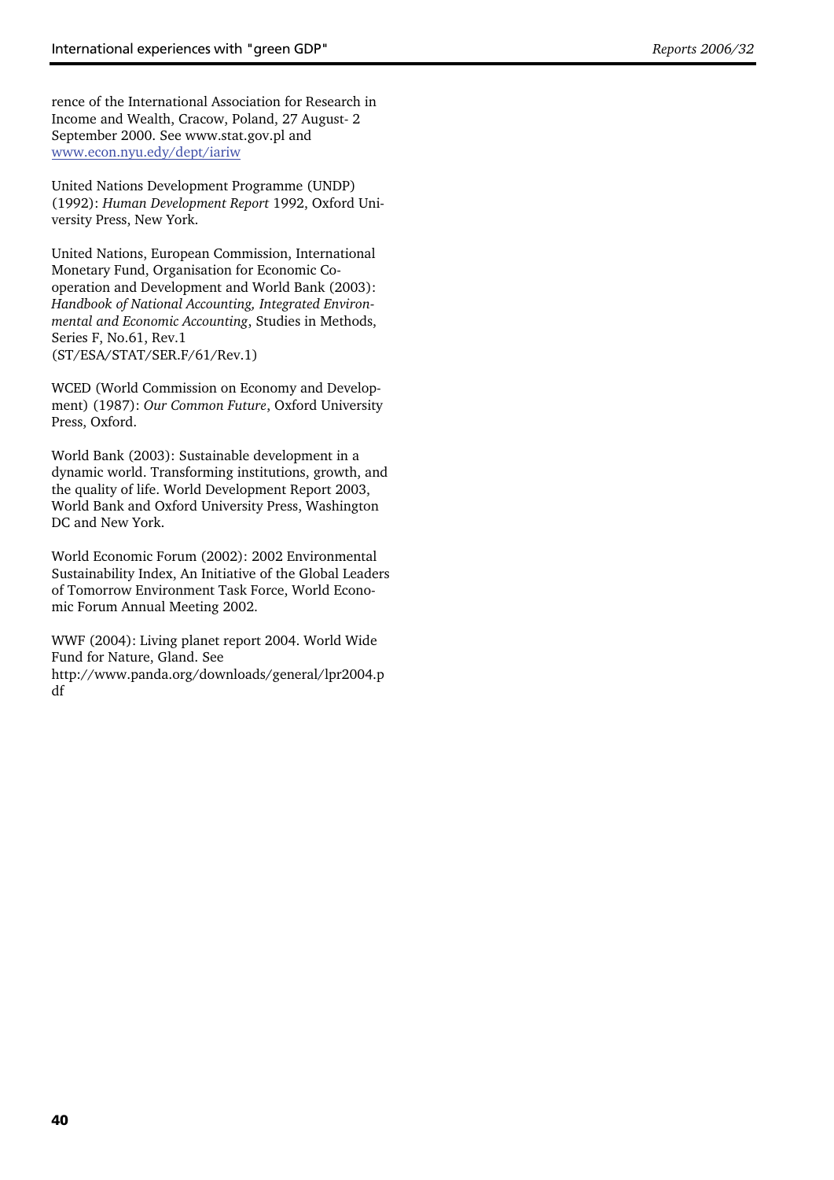rence of the International Association for Research in Income and Wealth, Cracow, Poland, 27 August- 2 September 2000. See www.stat.gov.pl and [www.econ.nyu.edy/dept/iariw](www.econ.nyu.edy/dept/iariw)

United Nations Development Programme (UNDP) (1992): *Human Development Report* 1992, Oxford University Press, New York.

United Nations, European Commission, International Monetary Fund, Organisation for Economic Co-operation and Development and World Bank (2003): *Handbook of National Accounting, Integrated Environmental and Economic Accounting*, Studies in Methods, Series F, No.61, Rev.1 (ST/ESA/STAT/SER.F/61/Rev.1)

WCED (World Commission on Economy and Development) (1987): *Our Common Future*, Oxford University Press, Oxford.

World Bank (2003): Sustainable development in a dynamic world. Transforming institutions, growth, and the quality of life. World Development Report 2003, World Bank and Oxford University Press, Washington DC and New York.

World Economic Forum (2002): 2002 Environmental Sustainability Index, An Initiative of the Global Leaders of Tomorrow Environment Task Force, World Economic Forum Annual Meeting 2002.

WWF (2004): Living planet report 2004. World Wide Fund for Nature, Gland. See http://www.panda.org/downloads/general/lpr2004.pdf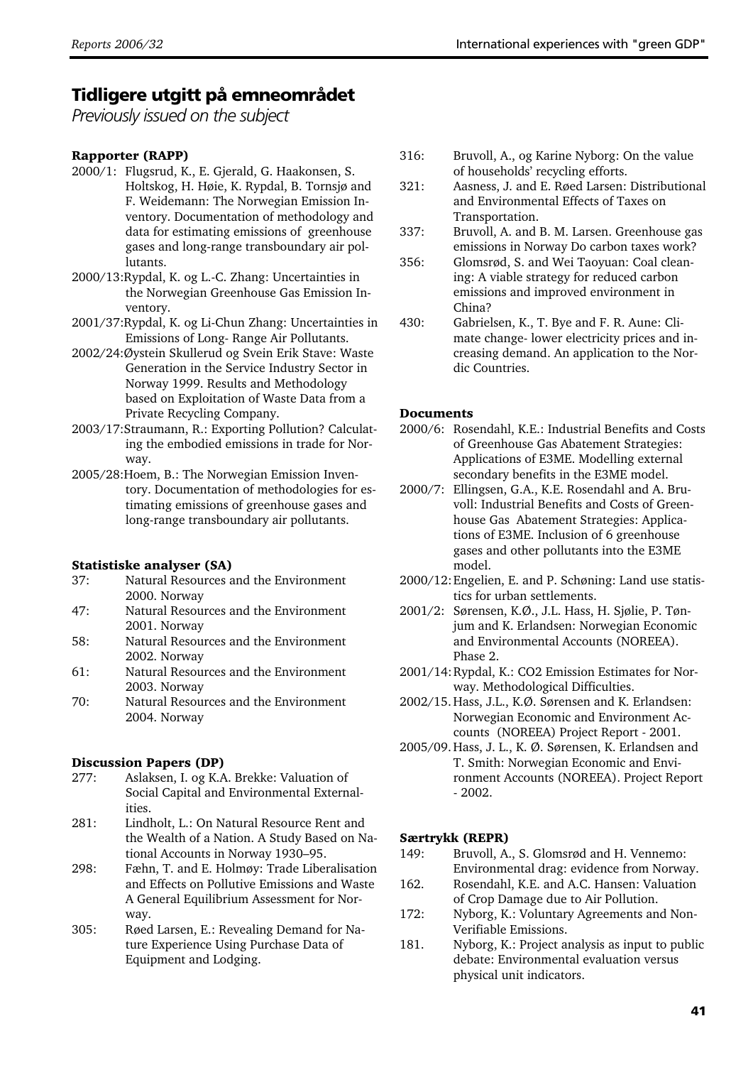# Tidligere utgitt på emneområdet

*Previously issued on the subject*

### Rapporter (RAPP)

2000/1: Flugsrud, K., E. Gjerald, G. Haakonsen, S. Holtskog, H. Høie, K. Rypdal, B. Tornsjø and F. Weidemann: The Norwegian Emission Inventory. Documentation of methodology and data for estimating emissions of greenhouse gases and long-range transboundary air pollutants.

2000/13: Rypdal, K. og L.-C. Zhang: Uncertainties in the Norwegian Greenhouse Gas Emission Inventory.

2001/37: Rypdal, K. og Li-Chun Zhang: Uncertainties in Emissions of Long- Range Air Pollutants.

2002/24: Øystein Skullerud og Svein Erik Stave: Waste Generation in the Service Industry Sector in Norway 1999. Results and Methodology based on Exploitation of Waste Data from a Private Recycling Company.

2003/17: Straumann, R.: Exporting Pollution? Calculating the embodied emissions in trade for Norway.

2005/28: Hoem, B.: The Norwegian Emission Inventory. Documentation of methodologies for estimating emissions of greenhouse gases and long-range transboundary air pollutants.

### Statistiske analyser (SA)

37: Natural Resources and the Environment 2000. Norway

47: Natural Resources and the Environment 2001. Norway

58: Natural Resources and the Environment 2002. Norway

61: Natural Resources and the Environment 2003. Norway

70: Natural Resources and the Environment 2004. Norway

### Discussion Papers (DP)

277: Aslaksen, I. og K.A. Brekke: Valuation of Social Capital and Environmental Externalities.

281: Lindholt, L.: On Natural Resource Rent and the Wealth of a Nation. A Study Based on National Accounts in Norway 1930–95.

298: Fæhn, T. and E. Holmøy: Trade Liberalisation and Effects on Pollutive Emissions and Waste A General Equilibrium Assessment for Norway.

305: Røed Larsen, E.: Revealing Demand for Nature Experience Using Purchase Data of Equipment and Lodging.

316: Bruvoll, A., og Karine Nyborg: On the value of households' recycling efforts.

321: Aasness, J. and E. Røed Larsen: Distributional and Environmental Effects of Taxes on Transportation.

337: Bruvoll, A. and B. M. Larsen. Greenhouse gas emissions in Norway Do carbon taxes work?

356: Glomsrød, S. and Wei Taoyuan: Coal cleaning: A viable strategy for reduced carbon emissions and improved environment in China?

430: Gabrielsen, K., T. Bye and F. R. Aune: Climate change- lower electricity prices and increasing demand. An application to the Nordic Countries.

### Documents

2000/6: Rosendahl, K.E.: Industrial Benefits and Costs of Greenhouse Gas Abatement Strategies: Applications of E3ME. Modelling external secondary benefits in the E3ME model.

2000/7: Ellingsen, G.A., K.E. Rosendahl and A. Bruvoll: Industrial Benefits and Costs of Greenhouse Gas Abatement Strategies: Applications of E3ME. Inclusion of 6 greenhouse gases and other pollutants into the E3ME model.

2000/12: Engelien, E. and P. Schøning: Land use statistics for urban settlements.

2001/2: Sørensen, K.Ø., J.L. Hass, H. Sjølie, P. Tønjum and K. Erlandsen: Norwegian Economic and Environmental Accounts (NOREEA). Phase 2.

2001/14: Rypdal, K.: CO2 Emission Estimates for Norway. Methodological Difficulties.

2002/15. Hass, J.L., K.Ø. Sørensen and K. Erlandsen: Norwegian Economic and Environment Accounts (NOREEA) Project Report - 2001.

2005/09. Hass, J. L., K. Ø. Sørensen, K. Erlandsen and T. Smith: Norwegian Economic and Environment Accounts (NOREEA). Project Report - 2002.

### Særtrykk (REPR)

149: Bruvoll, A., S. Glomsrød and H. Vennemo: Environmental drag: evidence from Norway.

162. Rosendahl, K.E. and A.C. Hansen: Valuation of Crop Damage due to Air Pollution.

172: Nyborg, K.: Voluntary Agreements and Non-Verifiable Emissions.

181. Nyborg, K.: Project analysis as input to public debate: Environmental evaluation versus physical unit indicators.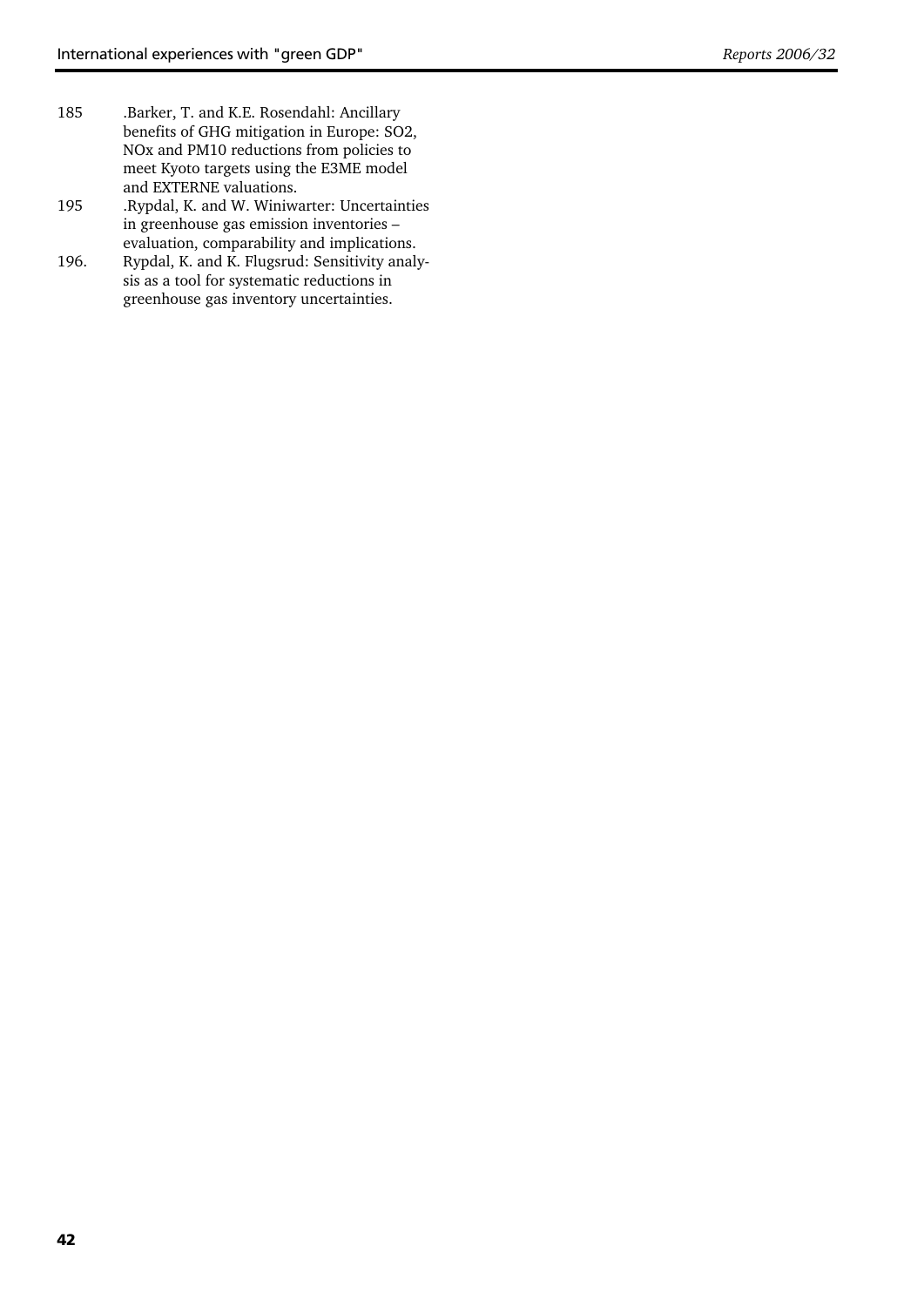185 .Barker, T. and K.E. Rosendahl: Ancillary benefits of GHG mitigation in Europe: SO2, NOx and PM10 reductions from policies to meet Kyoto targets using the E3ME model and EXTERNE valuations.

195 .Rypdal, K. and W. Winiwarter: Uncertainties in greenhouse gas emission inventories – evaluation, comparability and implications.

196. Rypdal, K. and K. Flugsrud: Sensitivity analysis as a tool for systematic reductions in greenhouse gas inventory uncertainties.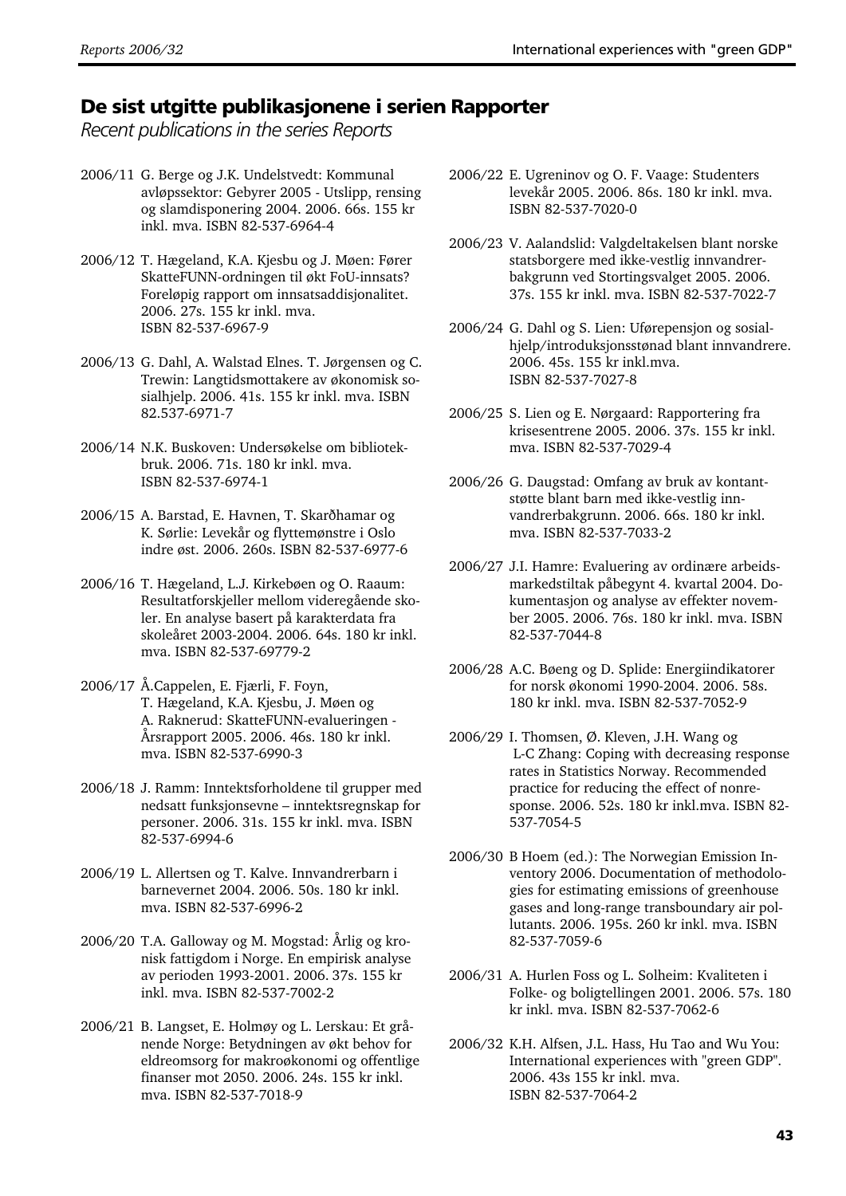## De sist utgitte publikasjonene i serien Rapporter

*Recent publications in the series Reports*

2006/11 G. Berge og J.K. Undelstvedt: Kommunal avløpssektor: Gebyrer 2005 - Utslipp, rensing og slamdisponering 2004. 2006. 66s. 155 kr inkl. mva. ISBN 82-537-6964-4

2006/12 T. Hægeland, K.A. Kjesbu og J. Møen: Fører SkatteFUNN-ordningen til økt FoU-innsats? Foreløpig rapport om innsatsaddisjonalitet. 2006. 27s. 155 kr inkl. mva. ISBN 82-537-6967-9

2006/13 G. Dahl, A. Walstad Elnes. T. Jørgensen og C. Trewin: Langtidsmottakere av økonomisk sosialhjelp. 2006. 41s. 155 kr inkl. mva. ISBN 82.537-6971-7

2006/14 N.K. Buskoven: Undersøkelse om bibliotekbruk. 2006. 71s. 180 kr inkl. mva. ISBN 82-537-6974-1

2006/15 A. Barstad, E. Havnen, T. Skarðhamar og K. Sørlie: Levekår og flyttemønstre i Oslo indre øst. 2006. 260s. ISBN 82-537-6977-6

2006/16 T. Hægeland, L.J. Kirkebøen og O. Raaum: Resultatforskjeller mellom videregående skoler. En analyse basert på karakterdata fra skoleåret 2003-2004. 2006. 64s. 180 kr inkl. mva. ISBN 82-537-69779-2

2006/17 Å.Cappelen, E. Fjærli, F. Foyn, T. Hægeland, K.A. Kjesbu, J. Møen og A. Raknerud: SkatteFUNN-evalueringen - Årsrapport 2005. 2006. 46s. 180 kr inkl. mva. ISBN 82-537-6990-3

2006/18 J. Ramm: Inntektsforholdene til grupper med nedsatt funksjonsevne – inntektsregnskap for personer. 2006. 31s. 155 kr inkl. mva. ISBN 82-537-6994-6

2006/19 L. Allertsen og T. Kalve. Innvandrerbarn i barnevernet 2004. 2006. 50s. 180 kr inkl. mva. ISBN 82-537-6996-2

2006/20 T.A. Galloway og M. Mogstad: Årlig og kronisk fattigdom i Norge. En empirisk analyse av perioden 1993-2001. 2006. 37s. 155 kr inkl. mva. ISBN 82-537-7002-2

2006/21 B. Langset, E. Holmøy og L. Lerskau: Et grånende Norge: Betydningen av økt behov for eldreomsorg for makroøkonomi og offentlige finanser mot 2050. 2006. 24s. 155 kr inkl. mva. ISBN 82-537-7018-9

2006/22 E. Ugreninov og O. F. Vaage: Studenters levekår 2005. 2006. 86s. 180 kr inkl. mva. ISBN 82-537-7020-0

2006/23 V. Aalandslid: Valgdeltakelsen blant norske statsborgere med ikke-vestlig innvandrerbakgrunn ved Stortingsvalget 2005. 2006. 37s. 155 kr inkl. mva. ISBN 82-537-7022-7

2006/24 G. Dahl og S. Lien: Uførepensjon og sosialhjelp/introduksjonsstønad blant innvandrere. 2006. 45s. 155 kr inkl.mva. ISBN 82-537-7027-8

2006/25 S. Lien og E. Nørgaard: Rapportering fra krisesentrene 2005. 2006. 37s. 155 kr inkl. mva. ISBN 82-537-7029-4

2006/26 G. Daugstad: Omfang av bruk av kontantstøtte blant barn med ikke-vestlig innvandrerbakgrunn. 2006. 66s. 180 kr inkl. mva. ISBN 82-537-7033-2

2006/27 J.I. Hamre: Evaluering av ordinære arbeidsmarkedstiltak påbegynt 4. kvartal 2004. Dokumentasjon og analyse av effekter november 2005. 2006. 76s. 180 kr inkl. mva. ISBN 82-537-7044-8

2006/28 A.C. Bøeng og D. Splide: Energiindikatorer for norsk økonomi 1990-2004. 2006. 58s. 180 kr inkl. mva. ISBN 82-537-7052-9

2006/29 I. Thomsen, Ø. Kleven, J.H. Wang og L-C Zhang: Coping with decreasing response rates in Statistics Norway. Recommended practice for reducing the effect of nonresponse. 2006. 52s. 180 kr inkl.mva. ISBN 82-537-7054-5

2006/30 B Hoem (ed.): The Norwegian Emission Inventory 2006. Documentation of methodologies for estimating emissions of greenhouse gases and long-range transboundary air pollutants. 2006. 195s. 260 kr inkl. mva. ISBN 82-537-7059-6

2006/31 A. Hurlen Foss og L. Solheim: Kvaliteten i Folke- og boligtellingen 2001. 2006. 57s. 180 kr inkl. mva. ISBN 82-537-7062-6

2006/32 K.H. Alfsen, J.L. Hass, Hu Tao and Wu You: International experiences with "green GDP". 2006. 43s 155 kr inkl. mva. ISBN 82-537-7064-2